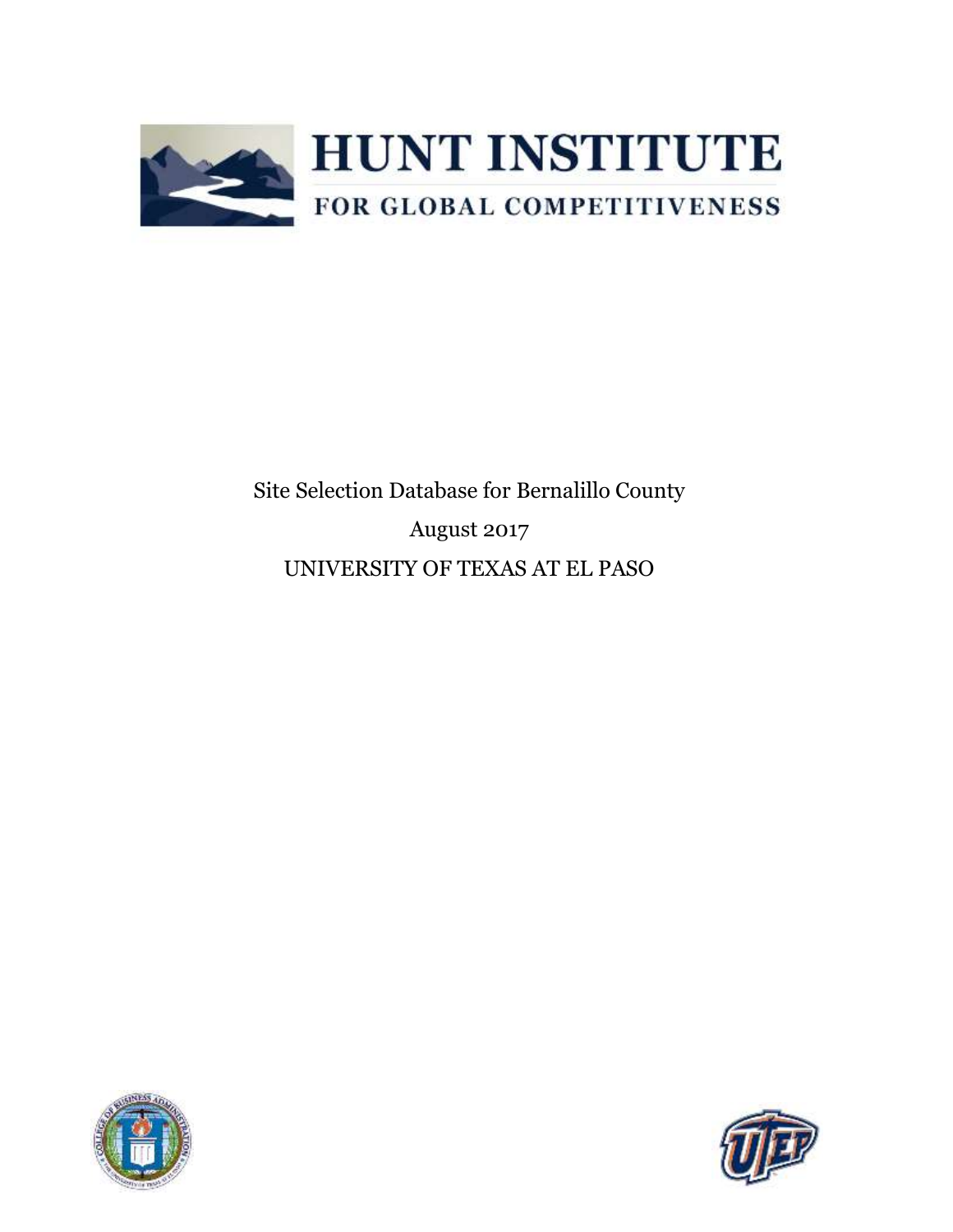# HUNT INSTITUTE

## FOR GLOBAL COMPETITIVENESS

Site Selection Database for Bernalillo County

August 2017

UNIVERSITY OF TEXAS AT EL PASO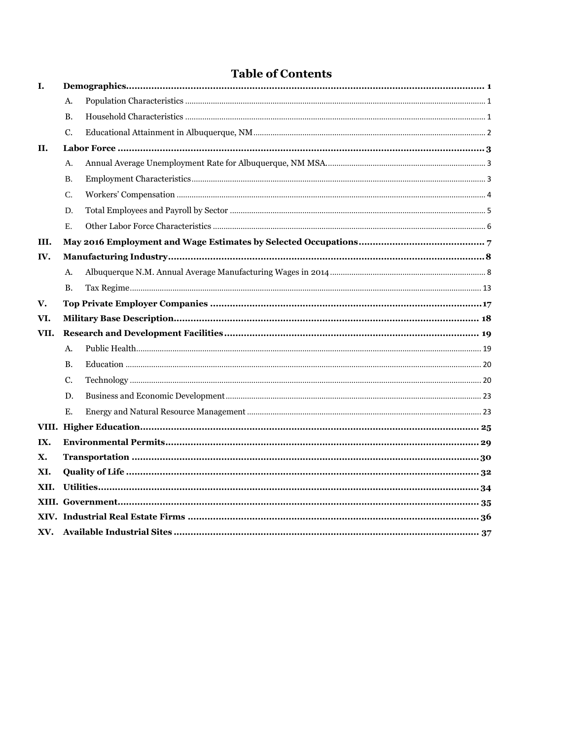# Table of Contents

- **I. Demographics** ..... **1**
  - A. Population Characteristics ..... 1
  - B. Household Characteristics ..... 1
  - C. Educational Attainment in Albuquerque, NM ..... 2
- **II. Labor Force** ..... **3**
  - A. Annual Average Unemployment Rate for Albuquerque, NM MSA. ..... 3
  - B. Employment Characteristics ..... 3
  - C. Workers' Compensation ..... 4
  - D. Total Employees and Payroll by Sector ..... 5
  - E. Other Labor Force Characteristics ..... 6
- **III. May 2016 Employment and Wage Estimates by Selected Occupations** ..... **7**
- **IV. Manufacturing Industry** ..... **8**
  - A. Albuquerque N.M. Annual Average Manufacturing Wages in 2014 ..... 8
  - B. Tax Regime ..... 13
- **V. Top Private Employer Companies** ..... **17**
- **VI. Military Base Description** ..... **18**
- **VII. Research and Development Facilities** ..... **19**
  - A. Public Health ..... 19
  - B. Education ..... 20
  - C. Technology ..... 20
  - D. Business and Economic Development ..... 23
  - E. Energy and Natural Resource Management ..... 23
- **VIII. Higher Education** ..... **25**
- **IX. Environmental Permits** ..... **29**
- **X. Transportation** ..... **30**
- **XI. Quality of Life** ..... **32**
- **XII. Utilities** ..... **34**
- **XIII. Government** ..... **35**
- **XIV. Industrial Real Estate Firms** ..... **36**
- **XV. Available Industrial Sites** ..... **37**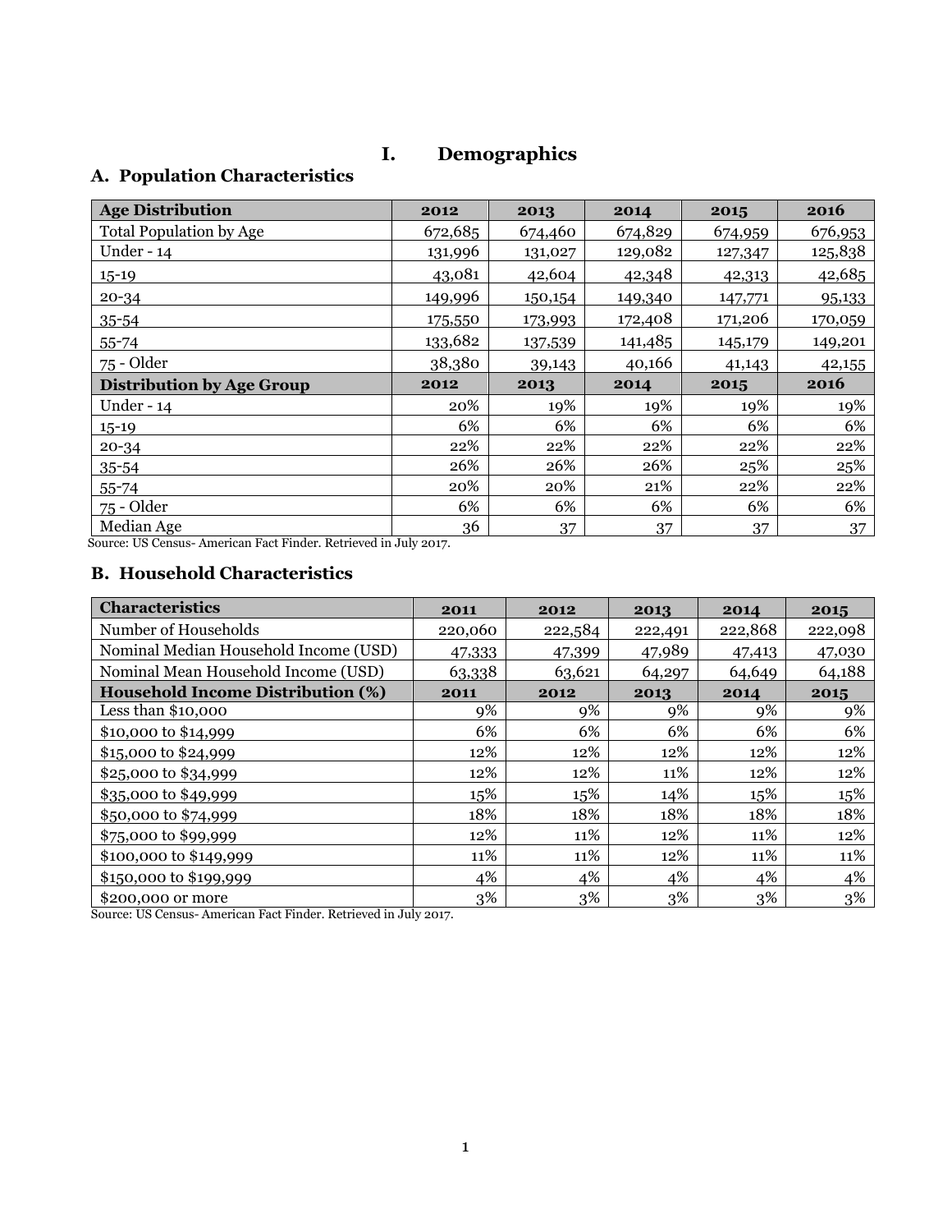# I. Demographics

## A. Population Characteristics

| Age Distribution | 2012 | 2013 | 2014 | 2015 | 2016 |
|---|---|---|---|---|---|
| Total Population by Age | 672,685 | 674,460 | 674,829 | 674,959 | 676,953 |
| Under - 14 | 131,996 | 131,027 | 129,082 | 127,347 | 125,838 |
| 15-19 | 43,081 | 42,604 | 42,348 | 42,313 | 42,685 |
| 20-34 | 149,996 | 150,154 | 149,340 | 147,771 | 95,133 |
| 35-54 | 175,550 | 173,993 | 172,408 | 171,206 | 170,059 |
| 55-74 | 133,682 | 137,539 | 141,485 | 145,179 | 149,201 |
| 75 - Older | 38,380 | 39,143 | 40,166 | 41,143 | 42,155 |
| **Distribution by Age Group** | **2012** | **2013** | **2014** | **2015** | **2016** |
| Under - 14 | 20% | 19% | 19% | 19% | 19% |
| 15-19 | 6% | 6% | 6% | 6% | 6% |
| 20-34 | 22% | 22% | 22% | 22% | 22% |
| 35-54 | 26% | 26% | 26% | 25% | 25% |
| 55-74 | 20% | 20% | 21% | 22% | 22% |
| 75 - Older | 6% | 6% | 6% | 6% | 6% |
| Median Age | 36 | 37 | 37 | 37 | 37 |

Source: US Census- American Fact Finder. Retrieved in July 2017.

## B. Household Characteristics

| Characteristics | 2011 | 2012 | 2013 | 2014 | 2015 |
|---|---|---|---|---|---|
| Number of Households | 220,060 | 222,584 | 222,491 | 222,868 | 222,098 |
| Nominal Median Household Income (USD) | 47,333 | 47,399 | 47,989 | 47,413 | 47,030 |
| Nominal Mean Household Income (USD) | 63,338 | 63,621 | 64,297 | 64,649 | 64,188 |
| **Household Income Distribution (%)** | **2011** | **2012** | **2013** | **2014** | **2015** |
| Less than $10,000 | 9% | 9% | 9% | 9% | 9% |
| $10,000 to $14,999 | 6% | 6% | 6% | 6% | 6% |
| $15,000 to $24,999 | 12% | 12% | 12% | 12% | 12% |
| $25,000 to $34,999 | 12% | 12% | 11% | 12% | 12% |
| $35,000 to $49,999 | 15% | 15% | 14% | 15% | 15% |
| $50,000 to $74,999 | 18% | 18% | 18% | 18% | 18% |
| $75,000 to $99,999 | 12% | 11% | 12% | 11% | 12% |
| $100,000 to $149,999 | 11% | 11% | 12% | 11% | 11% |
| $150,000 to $199,999 | 4% | 4% | 4% | 4% | 4% |
| $200,000 or more | 3% | 3% | 3% | 3% | 3% |

Source: US Census- American Fact Finder. Retrieved in July 2017.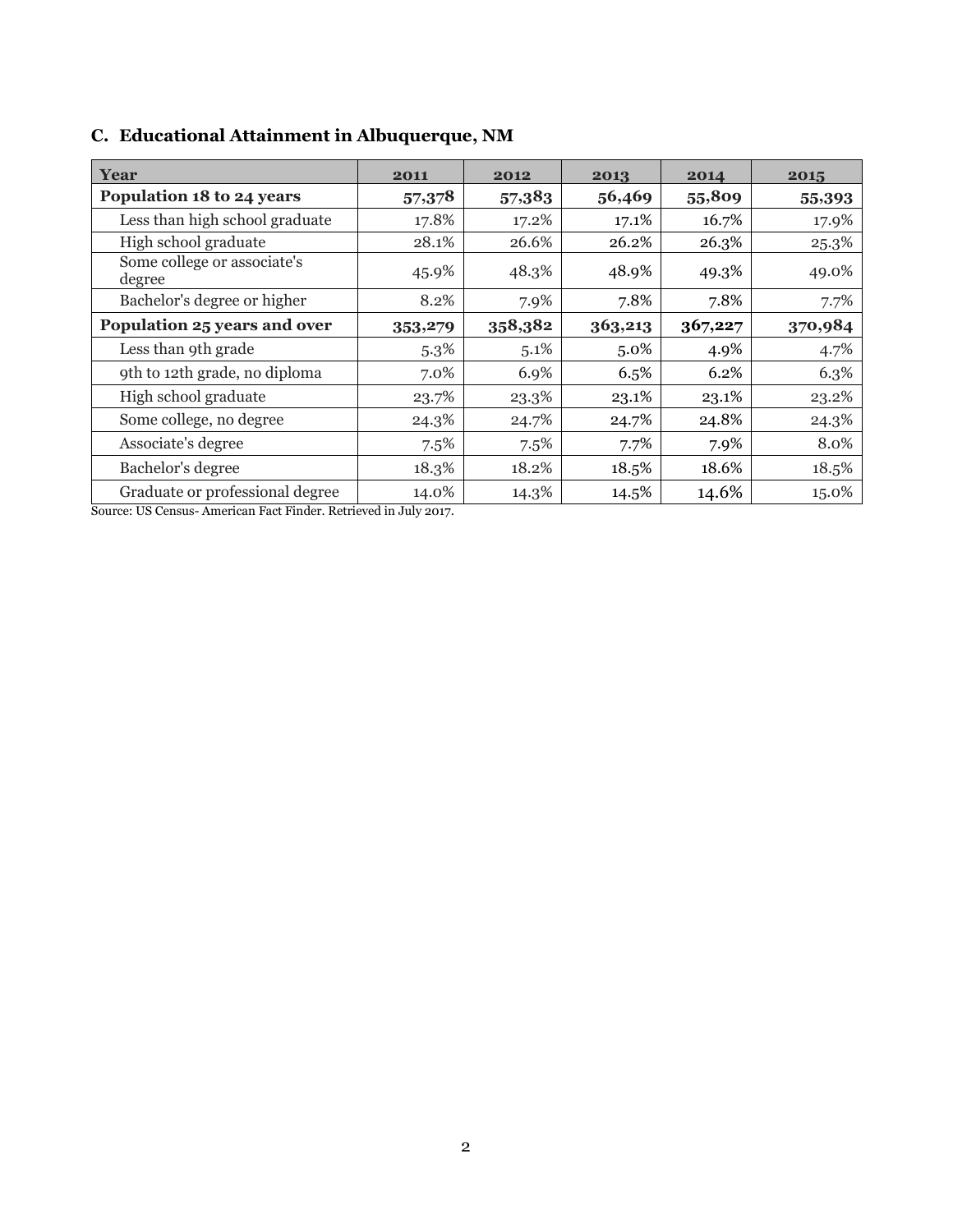## C. Educational Attainment in Albuquerque, NM

| Year | 2011 | 2012 | 2013 | 2014 | 2015 |
|---|---|---|---|---|---|
| **Population 18 to 24 years** | **57,378** | **57,383** | **56,469** | **55,809** | **55,393** |
| Less than high school graduate | 17.8% | 17.2% | 17.1% | 16.7% | 17.9% |
| High school graduate | 28.1% | 26.6% | 26.2% | 26.3% | 25.3% |
| Some college or associate's degree | 45.9% | 48.3% | 48.9% | 49.3% | 49.0% |
| Bachelor's degree or higher | 8.2% | 7.9% | 7.8% | 7.8% | 7.7% |
| **Population 25 years and over** | **353,279** | **358,382** | **363,213** | **367,227** | **370,984** |
| Less than 9th grade | 5.3% | 5.1% | 5.0% | 4.9% | 4.7% |
| 9th to 12th grade, no diploma | 7.0% | 6.9% | 6.5% | 6.2% | 6.3% |
| High school graduate | 23.7% | 23.3% | 23.1% | 23.1% | 23.2% |
| Some college, no degree | 24.3% | 24.7% | 24.7% | 24.8% | 24.3% |
| Associate's degree | 7.5% | 7.5% | 7.7% | 7.9% | 8.0% |
| Bachelor's degree | 18.3% | 18.2% | 18.5% | 18.6% | 18.5% |
| Graduate or professional degree | 14.0% | 14.3% | 14.5% | 14.6% | 15.0% |

Source: US Census- American Fact Finder. Retrieved in July 2017.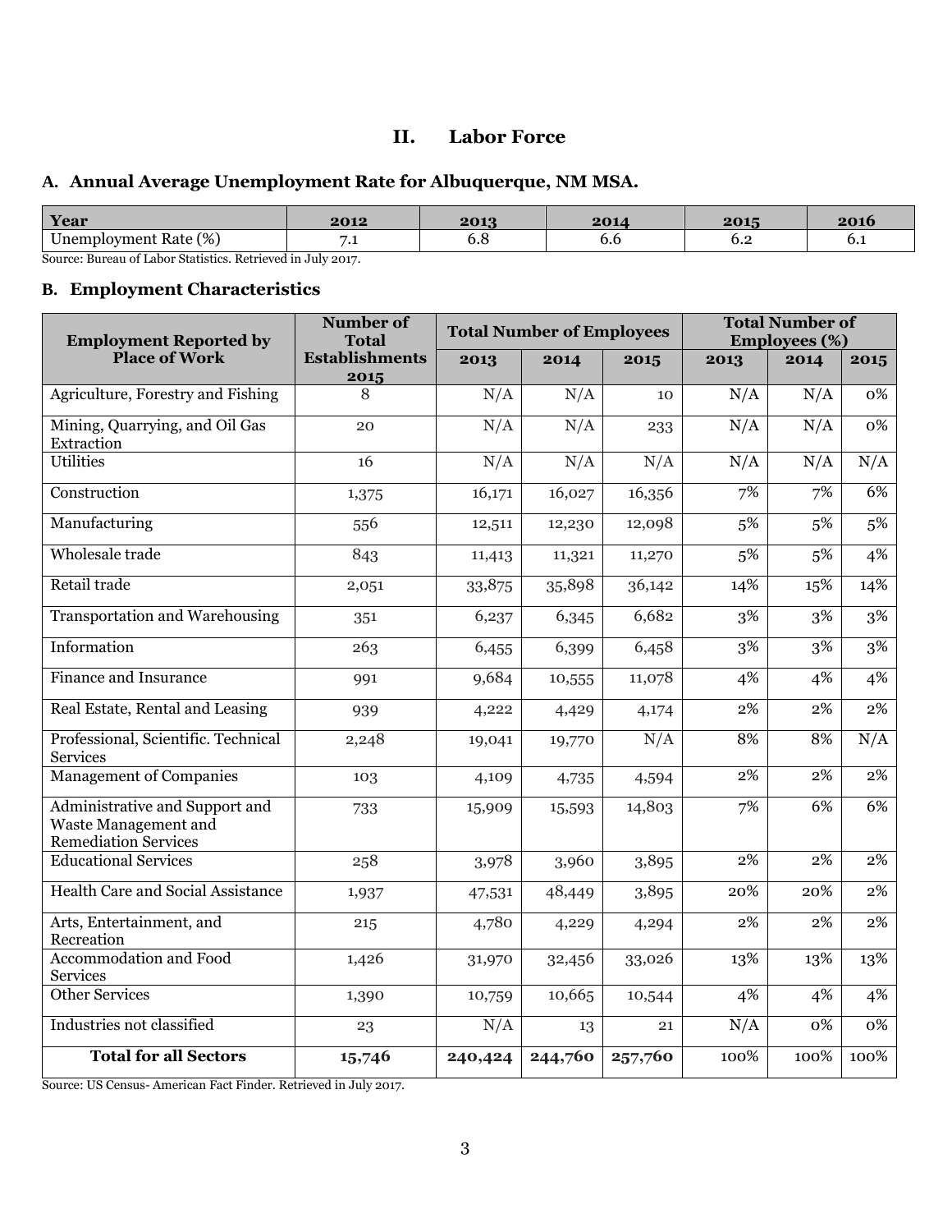## II. Labor Force

### A. Annual Average Unemployment Rate for Albuquerque, NM MSA.

| Year | 2012 | 2013 | 2014 | 2015 | 2016 |
|---|---|---|---|---|---|
| Unemployment Rate (%) | 7.1 | 6.8 | 6.6 | 6.2 | 6.1 |

Source: Bureau of Labor Statistics. Retrieved in July 2017.

### B. Employment Characteristics

| Employment Reported by Place of Work | Number of Total Establishments 2015 | Total Number of Employees | | | Total Number of Employees (%) | | |
|---|---|---|---|---|---|---|---|
| | | 2013 | 2014 | 2015 | 2013 | 2014 | 2015 |
| Agriculture, Forestry and Fishing | 8 | N/A | N/A | 10 | N/A | N/A | 0% |
| Mining, Quarrying, and Oil Gas Extraction | 20 | N/A | N/A | 233 | N/A | N/A | 0% |
| Utilities | 16 | N/A | N/A | N/A | N/A | N/A | N/A |
| Construction | 1,375 | 16,171 | 16,027 | 16,356 | 7% | 7% | 6% |
| Manufacturing | 556 | 12,511 | 12,230 | 12,098 | 5% | 5% | 5% |
| Wholesale trade | 843 | 11,413 | 11,321 | 11,270 | 5% | 5% | 4% |
| Retail trade | 2,051 | 33,875 | 35,898 | 36,142 | 14% | 15% | 14% |
| Transportation and Warehousing | 351 | 6,237 | 6,345 | 6,682 | 3% | 3% | 3% |
| Information | 263 | 6,455 | 6,399 | 6,458 | 3% | 3% | 3% |
| Finance and Insurance | 991 | 9,684 | 10,555 | 11,078 | 4% | 4% | 4% |
| Real Estate, Rental and Leasing | 939 | 4,222 | 4,429 | 4,174 | 2% | 2% | 2% |
| Professional, Scientific. Technical Services | 2,248 | 19,041 | 19,770 | N/A | 8% | 8% | N/A |
| Management of Companies | 103 | 4,109 | 4,735 | 4,594 | 2% | 2% | 2% |
| Administrative and Support and Waste Management and Remediation Services | 733 | 15,909 | 15,593 | 14,803 | 7% | 6% | 6% |
| Educational Services | 258 | 3,978 | 3,960 | 3,895 | 2% | 2% | 2% |
| Health Care and Social Assistance | 1,937 | 47,531 | 48,449 | 3,895 | 20% | 20% | 2% |
| Arts, Entertainment, and Recreation | 215 | 4,780 | 4,229 | 4,294 | 2% | 2% | 2% |
| Accommodation and Food Services | 1,426 | 31,970 | 32,456 | 33,026 | 13% | 13% | 13% |
| Other Services | 1,390 | 10,759 | 10,665 | 10,544 | 4% | 4% | 4% |
| Industries not classified | 23 | N/A | 13 | 21 | N/A | 0% | 0% |
| **Total for all Sectors** | **15,746** | **240,424** | **244,760** | **257,760** | 100% | 100% | 100% |

Source: US Census- American Fact Finder. Retrieved in July 2017.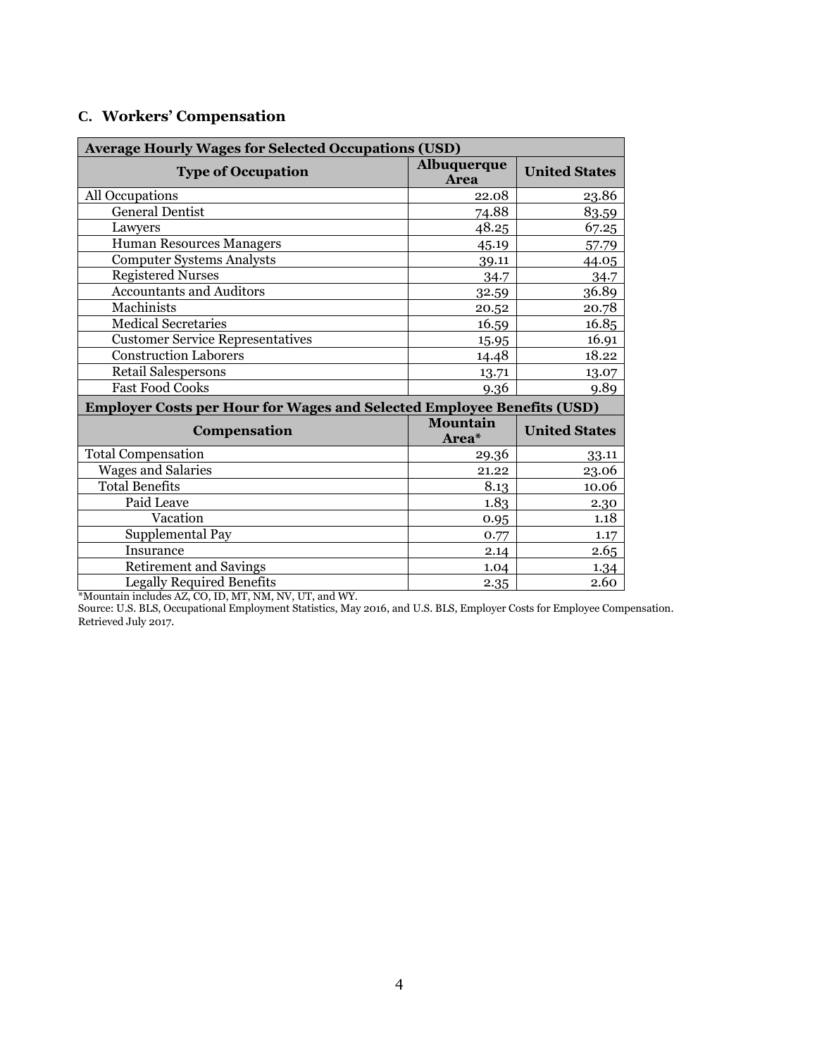### C. Workers' Compensation

| **Average Hourly Wages for Selected Occupations (USD)** | | |
|---|---|---|
| **Type of Occupation** | **Albuquerque Area** | **United States** |
| All Occupations | 22.08 | 23.86 |
| General Dentist | 74.88 | 83.59 |
| Lawyers | 48.25 | 67.25 |
| Human Resources Managers | 45.19 | 57.79 |
| Computer Systems Analysts | 39.11 | 44.05 |
| Registered Nurses | 34.7 | 34.7 |
| Accountants and Auditors | 32.59 | 36.89 |
| Machinists | 20.52 | 20.78 |
| Medical Secretaries | 16.59 | 16.85 |
| Customer Service Representatives | 15.95 | 16.91 |
| Construction Laborers | 14.48 | 18.22 |
| Retail Salespersons | 13.71 | 13.07 |
| Fast Food Cooks | 9.36 | 9.89 |
| **Employer Costs per Hour for Wages and Selected Employee Benefits (USD)** | | |
| **Compensation** | **Mountain Area*** | **United States** |
| Total Compensation | 29.36 | 33.11 |
| Wages and Salaries | 21.22 | 23.06 |
| Total Benefits | 8.13 | 10.06 |
| Paid Leave | 1.83 | 2.30 |
| Vacation | 0.95 | 1.18 |
| Supplemental Pay | 0.77 | 1.17 |
| Insurance | 2.14 | 2.65 |
| Retirement and Savings | 1.04 | 1.34 |
| Legally Required Benefits | 2.35 | 2.60 |

*Mountain includes AZ, CO, ID, MT, NM, NV, UT, and WY.

Source: U.S. BLS, Occupational Employment Statistics, May 2016, and U.S. BLS, Employer Costs for Employee Compensation. Retrieved July 2017.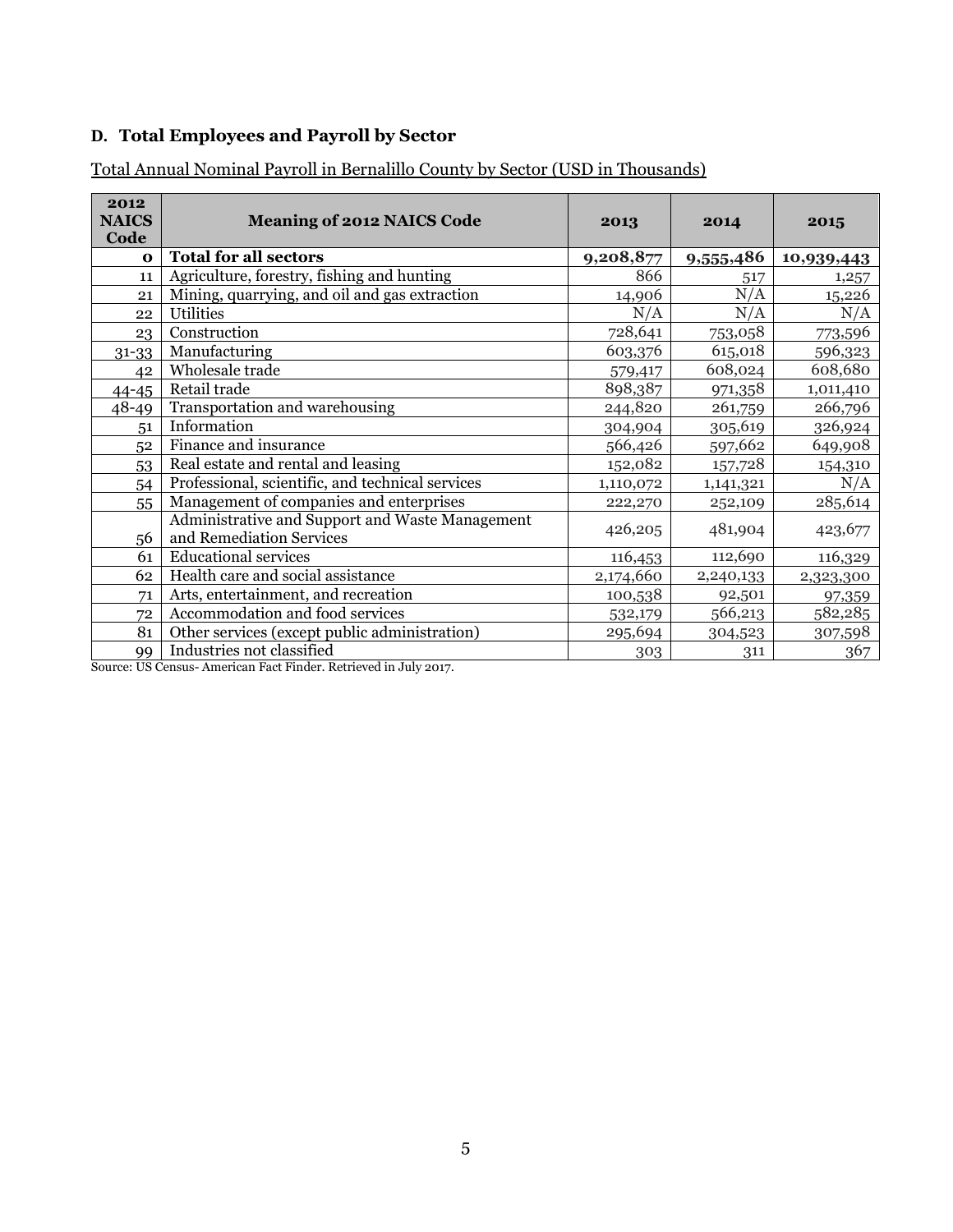### D. Total Employees and Payroll by Sector

Total Annual Nominal Payroll in Bernalillo County by Sector (USD in Thousands)

| 2012 NAICS Code | Meaning of 2012 NAICS Code | 2013 | 2014 | 2015 |
|---|---|---|---|---|
| **0** | **Total for all sectors** | **9,208,877** | **9,555,486** | **10,939,443** |
| 11 | Agriculture, forestry, fishing and hunting | 866 | 517 | 1,257 |
| 21 | Mining, quarrying, and oil and gas extraction | 14,906 | N/A | 15,226 |
| 22 | Utilities | N/A | N/A | N/A |
| 23 | Construction | 728,641 | 753,058 | 773,596 |
| 31-33 | Manufacturing | 603,376 | 615,018 | 596,323 |
| 42 | Wholesale trade | 579,417 | 608,024 | 608,680 |
| 44-45 | Retail trade | 898,387 | 971,358 | 1,011,410 |
| 48-49 | Transportation and warehousing | 244,820 | 261,759 | 266,796 |
| 51 | Information | 304,904 | 305,619 | 326,924 |
| 52 | Finance and insurance | 566,426 | 597,662 | 649,908 |
| 53 | Real estate and rental and leasing | 152,082 | 157,728 | 154,310 |
| 54 | Professional, scientific, and technical services | 1,110,072 | 1,141,321 | N/A |
| 55 | Management of companies and enterprises | 222,270 | 252,109 | 285,614 |
| 56 | Administrative and Support and Waste Management and Remediation Services | 426,205 | 481,904 | 423,677 |
| 61 | Educational services | 116,453 | 112,690 | 116,329 |
| 62 | Health care and social assistance | 2,174,660 | 2,240,133 | 2,323,300 |
| 71 | Arts, entertainment, and recreation | 100,538 | 92,501 | 97,359 |
| 72 | Accommodation and food services | 532,179 | 566,213 | 582,285 |
| 81 | Other services (except public administration) | 295,694 | 304,523 | 307,598 |
| 99 | Industries not classified | 303 | 311 | 367 |

Source: US Census- American Fact Finder. Retrieved in July 2017.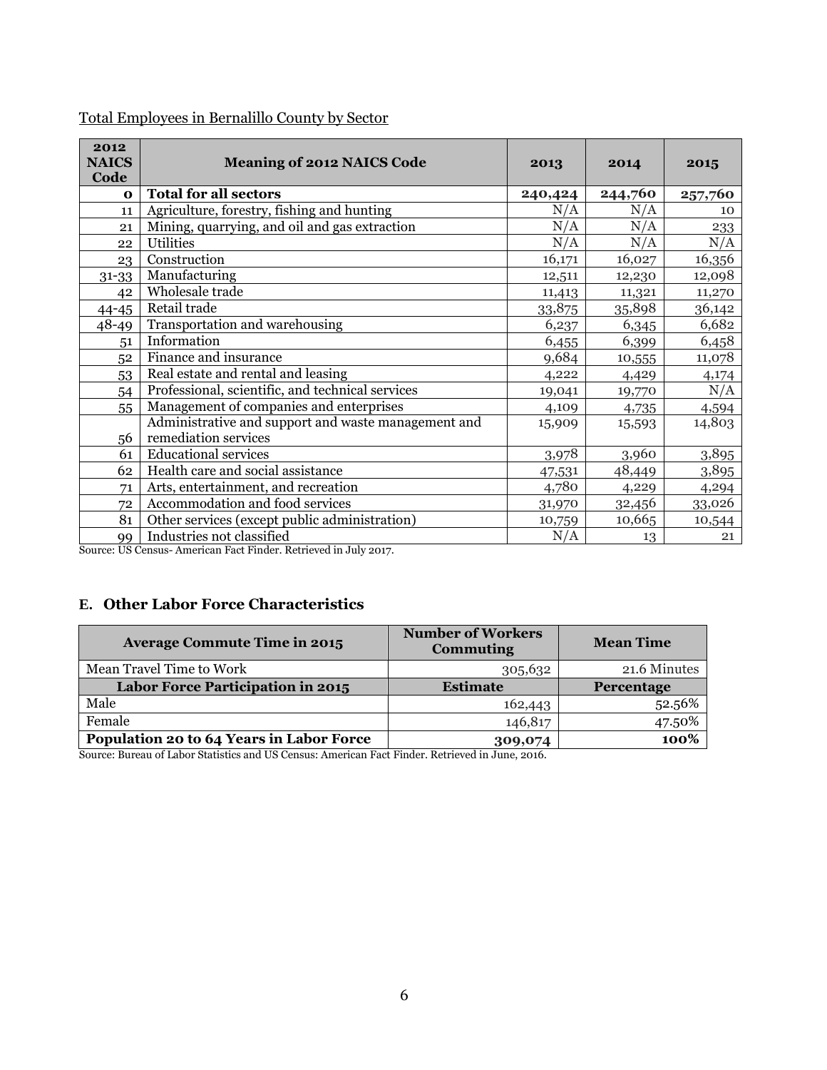Total Employees in Bernalillo County by Sector

| 2012 NAICS Code | Meaning of 2012 NAICS Code | 2013 | 2014 | 2015 |
|---|---|---|---|---|
| **0** | **Total for all sectors** | **240,424** | **244,760** | **257,760** |
| 11 | Agriculture, forestry, fishing and hunting | N/A | N/A | 10 |
| 21 | Mining, quarrying, and oil and gas extraction | N/A | N/A | 233 |
| 22 | Utilities | N/A | N/A | N/A |
| 23 | Construction | 16,171 | 16,027 | 16,356 |
| 31-33 | Manufacturing | 12,511 | 12,230 | 12,098 |
| 42 | Wholesale trade | 11,413 | 11,321 | 11,270 |
| 44-45 | Retail trade | 33,875 | 35,898 | 36,142 |
| 48-49 | Transportation and warehousing | 6,237 | 6,345 | 6,682 |
| 51 | Information | 6,455 | 6,399 | 6,458 |
| 52 | Finance and insurance | 9,684 | 10,555 | 11,078 |
| 53 | Real estate and rental and leasing | 4,222 | 4,429 | 4,174 |
| 54 | Professional, scientific, and technical services | 19,041 | 19,770 | N/A |
| 55 | Management of companies and enterprises | 4,109 | 4,735 | 4,594 |
| 56 | Administrative and support and waste management and remediation services | 15,909 | 15,593 | 14,803 |
| 61 | Educational services | 3,978 | 3,960 | 3,895 |
| 62 | Health care and social assistance | 47,531 | 48,449 | 3,895 |
| 71 | Arts, entertainment, and recreation | 4,780 | 4,229 | 4,294 |
| 72 | Accommodation and food services | 31,970 | 32,456 | 33,026 |
| 81 | Other services (except public administration) | 10,759 | 10,665 | 10,544 |
| 99 | Industries not classified | N/A | 13 | 21 |

Source: US Census- American Fact Finder. Retrieved in July 2017.

## E. Other Labor Force Characteristics

| Average Commute Time in 2015 | Number of Workers Commuting | Mean Time |
|---|---|---|
| Mean Travel Time to Work | 305,632 | 21.6 Minutes |
| **Labor Force Participation in 2015** | **Estimate** | **Percentage** |
| Male | 162,443 | 52.56% |
| Female | 146,817 | 47.50% |
| **Population 20 to 64 Years in Labor Force** | **309,074** | **100%** |

Source: Bureau of Labor Statistics and US Census: American Fact Finder. Retrieved in June, 2016.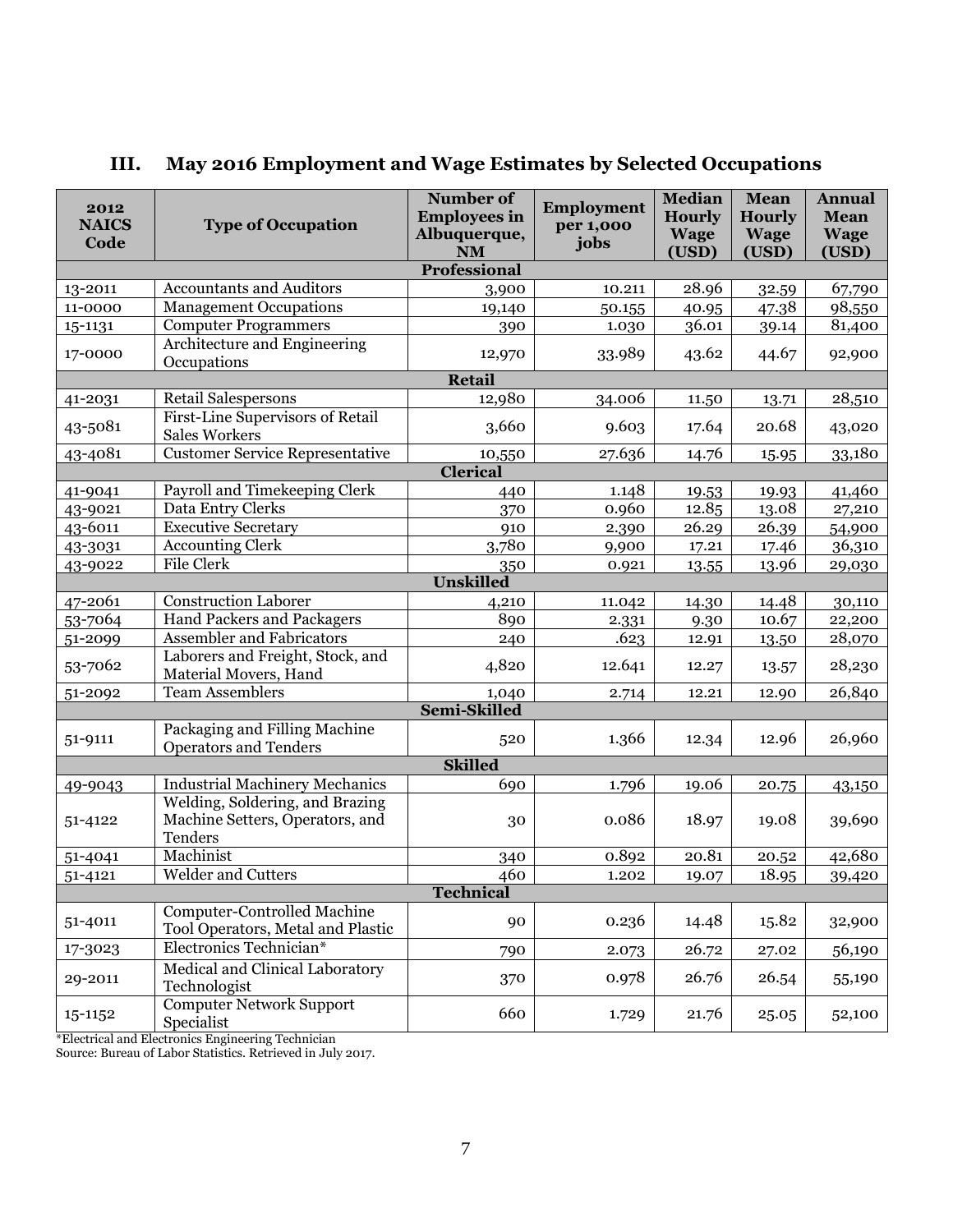## III. May 2016 Employment and Wage Estimates by Selected Occupations

| 2012 NAICS Code | Type of Occupation | Number of Employees in Albuquerque, NM | Employment per 1,000 jobs | Median Hourly Wage (USD) | Mean Hourly Wage (USD) | Annual Mean Wage (USD) |
|---|---|---|---|---|---|---|
| | | **Professional** | | | | |
| 13-2011 | Accountants and Auditors | 3,900 | 10.211 | 28.96 | 32.59 | 67,790 |
| 11-0000 | Management Occupations | 19,140 | 50.155 | 40.95 | 47.38 | 98,550 |
| 15-1131 | Computer Programmers | 390 | 1.030 | 36.01 | 39.14 | 81,400 |
| 17-0000 | Architecture and Engineering Occupations | 12,970 | 33.989 | 43.62 | 44.67 | 92,900 |
| | | **Retail** | | | | |
| 41-2031 | Retail Salespersons | 12,980 | 34.006 | 11.50 | 13.71 | 28,510 |
| 43-5081 | First-Line Supervisors of Retail Sales Workers | 3,660 | 9.603 | 17.64 | 20.68 | 43,020 |
| 43-4081 | Customer Service Representative | 10,550 | 27.636 | 14.76 | 15.95 | 33,180 |
| | | **Clerical** | | | | |
| 41-9041 | Payroll and Timekeeping Clerk | 440 | 1.148 | 19.53 | 19.93 | 41,460 |
| 43-9021 | Data Entry Clerks | 370 | 0.960 | 12.85 | 13.08 | 27,210 |
| 43-6011 | Executive Secretary | 910 | 2.390 | 26.29 | 26.39 | 54,900 |
| 43-3031 | Accounting Clerk | 3,780 | 9,900 | 17.21 | 17.46 | 36,310 |
| 43-9022 | File Clerk | 350 | 0.921 | 13.55 | 13.96 | 29,030 |
| | | **Unskilled** | | | | |
| 47-2061 | Construction Laborer | 4,210 | 11.042 | 14.30 | 14.48 | 30,110 |
| 53-7064 | Hand Packers and Packagers | 890 | 2.331 | 9.30 | 10.67 | 22,200 |
| 51-2099 | Assembler and Fabricators | 240 | .623 | 12.91 | 13.50 | 28,070 |
| 53-7062 | Laborers and Freight, Stock, and Material Movers, Hand | 4,820 | 12.641 | 12.27 | 13.57 | 28,230 |
| 51-2092 | Team Assemblers | 1,040 | 2.714 | 12.21 | 12.90 | 26,840 |
| | | **Semi-Skilled** | | | | |
| 51-9111 | Packaging and Filling Machine Operators and Tenders | 520 | 1.366 | 12.34 | 12.96 | 26,960 |
| | | **Skilled** | | | | |
| 49-9043 | Industrial Machinery Mechanics | 690 | 1.796 | 19.06 | 20.75 | 43,150 |
| 51-4122 | Welding, Soldering, and Brazing Machine Setters, Operators, and Tenders | 30 | 0.086 | 18.97 | 19.08 | 39,690 |
| 51-4041 | Machinist | 340 | 0.892 | 20.81 | 20.52 | 42,680 |
| 51-4121 | Welder and Cutters | 460 | 1.202 | 19.07 | 18.95 | 39,420 |
| | | **Technical** | | | | |
| 51-4011 | Computer-Controlled Machine Tool Operators, Metal and Plastic | 90 | 0.236 | 14.48 | 15.82 | 32,900 |
| 17-3023 | Electronics Technician* | 790 | 2.073 | 26.72 | 27.02 | 56,190 |
| 29-2011 | Medical and Clinical Laboratory Technologist | 370 | 0.978 | 26.76 | 26.54 | 55,190 |
| 15-1152 | Computer Network Support Specialist | 660 | 1.729 | 21.76 | 25.05 | 52,100 |

*Electrical and Electronics Engineering Technician
Source: Bureau of Labor Statistics. Retrieved in July 2017.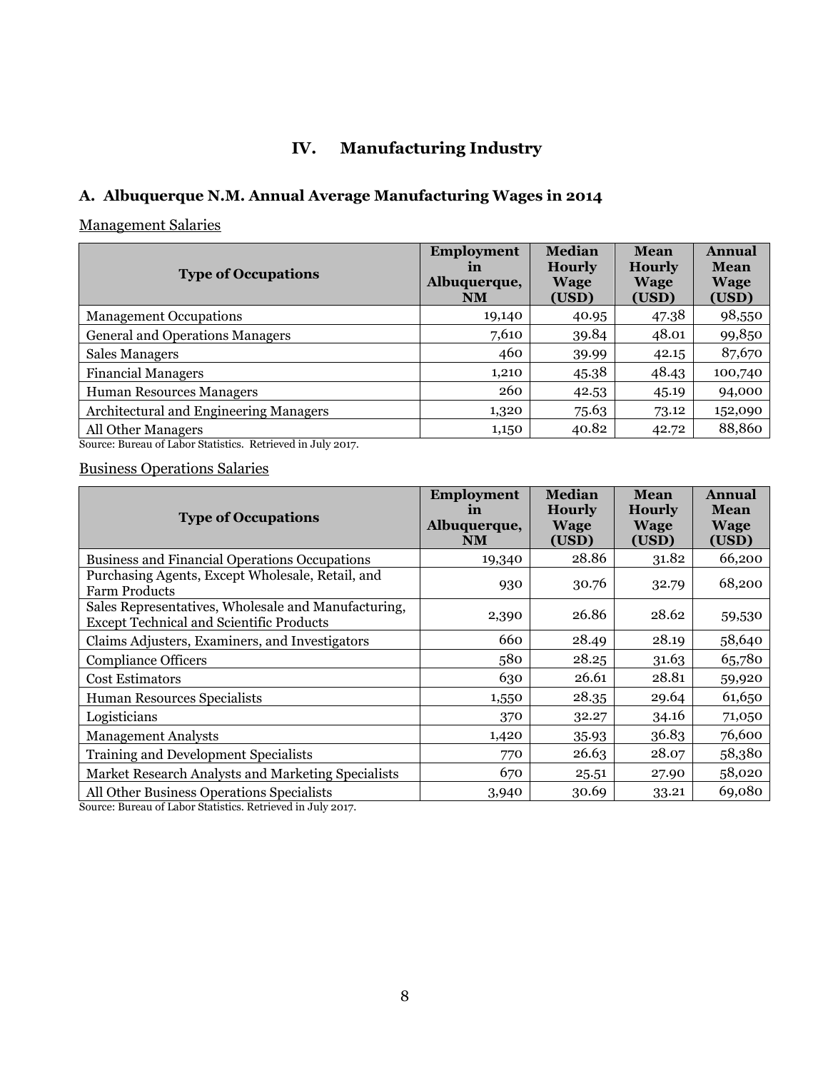# IV. Manufacturing Industry

## A. Albuquerque N.M. Annual Average Manufacturing Wages in 2014

Management Salaries

| Type of Occupations | Employment in Albuquerque, NM | Median Hourly Wage (USD) | Mean Hourly Wage (USD) | Annual Mean Wage (USD) |
|---|---|---|---|---|
| Management Occupations | 19,140 | 40.95 | 47.38 | 98,550 |
| General and Operations Managers | 7,610 | 39.84 | 48.01 | 99,850 |
| Sales Managers | 460 | 39.99 | 42.15 | 87,670 |
| Financial Managers | 1,210 | 45.38 | 48.43 | 100,740 |
| Human Resources Managers | 260 | 42.53 | 45.19 | 94,000 |
| Architectural and Engineering Managers | 1,320 | 75.63 | 73.12 | 152,090 |
| All Other Managers | 1,150 | 40.82 | 42.72 | 88,860 |

Source: Bureau of Labor Statistics. Retrieved in July 2017.

Business Operations Salaries

| Type of Occupations | Employment in Albuquerque, NM | Median Hourly Wage (USD) | Mean Hourly Wage (USD) | Annual Mean Wage (USD) |
|---|---|---|---|---|
| Business and Financial Operations Occupations | 19,340 | 28.86 | 31.82 | 66,200 |
| Purchasing Agents, Except Wholesale, Retail, and Farm Products | 930 | 30.76 | 32.79 | 68,200 |
| Sales Representatives, Wholesale and Manufacturing, Except Technical and Scientific Products | 2,390 | 26.86 | 28.62 | 59,530 |
| Claims Adjusters, Examiners, and Investigators | 660 | 28.49 | 28.19 | 58,640 |
| Compliance Officers | 580 | 28.25 | 31.63 | 65,780 |
| Cost Estimators | 630 | 26.61 | 28.81 | 59,920 |
| Human Resources Specialists | 1,550 | 28.35 | 29.64 | 61,650 |
| Logisticians | 370 | 32.27 | 34.16 | 71,050 |
| Management Analysts | 1,420 | 35.93 | 36.83 | 76,600 |
| Training and Development Specialists | 770 | 26.63 | 28.07 | 58,380 |
| Market Research Analysts and Marketing Specialists | 670 | 25.51 | 27.90 | 58,020 |
| All Other Business Operations Specialists | 3,940 | 30.69 | 33.21 | 69,080 |

Source: Bureau of Labor Statistics. Retrieved in July 2017.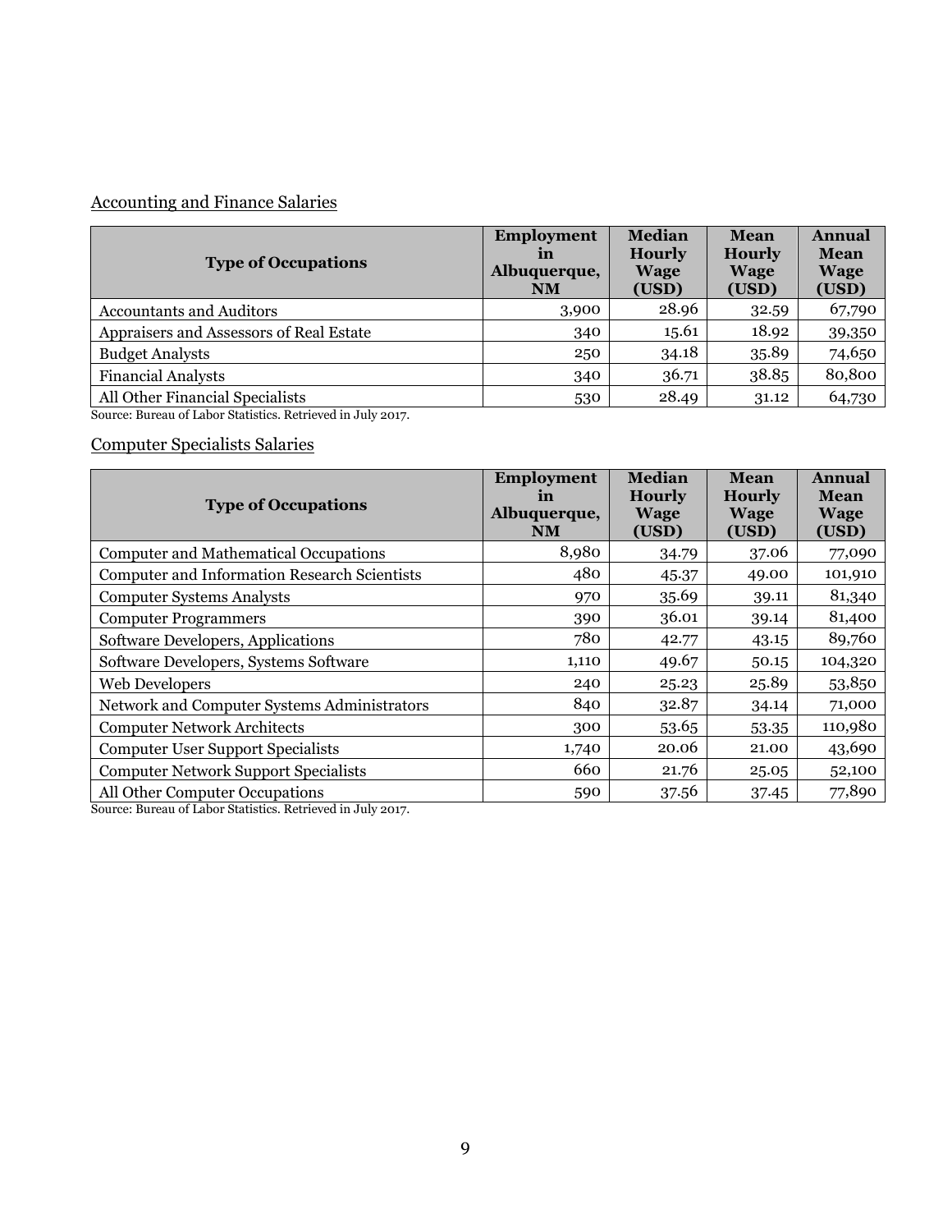Accounting and Finance Salaries

| Type of Occupations | Employment in Albuquerque, NM | Median Hourly Wage (USD) | Mean Hourly Wage (USD) | Annual Mean Wage (USD) |
|---|---|---|---|---|
| Accountants and Auditors | 3,900 | 28.96 | 32.59 | 67,790 |
| Appraisers and Assessors of Real Estate | 340 | 15.61 | 18.92 | 39,350 |
| Budget Analysts | 250 | 34.18 | 35.89 | 74,650 |
| Financial Analysts | 340 | 36.71 | 38.85 | 80,800 |
| All Other Financial Specialists | 530 | 28.49 | 31.12 | 64,730 |

Source: Bureau of Labor Statistics. Retrieved in July 2017.

Computer Specialists Salaries

| Type of Occupations | Employment in Albuquerque, NM | Median Hourly Wage (USD) | Mean Hourly Wage (USD) | Annual Mean Wage (USD) |
|---|---|---|---|---|
| Computer and Mathematical Occupations | 8,980 | 34.79 | 37.06 | 77,090 |
| Computer and Information Research Scientists | 480 | 45.37 | 49.00 | 101,910 |
| Computer Systems Analysts | 970 | 35.69 | 39.11 | 81,340 |
| Computer Programmers | 390 | 36.01 | 39.14 | 81,400 |
| Software Developers, Applications | 780 | 42.77 | 43.15 | 89,760 |
| Software Developers, Systems Software | 1,110 | 49.67 | 50.15 | 104,320 |
| Web Developers | 240 | 25.23 | 25.89 | 53,850 |
| Network and Computer Systems Administrators | 840 | 32.87 | 34.14 | 71,000 |
| Computer Network Architects | 300 | 53.65 | 53.35 | 110,980 |
| Computer User Support Specialists | 1,740 | 20.06 | 21.00 | 43,690 |
| Computer Network Support Specialists | 660 | 21.76 | 25.05 | 52,100 |
| All Other Computer Occupations | 590 | 37.56 | 37.45 | 77,890 |

Source: Bureau of Labor Statistics. Retrieved in July 2017.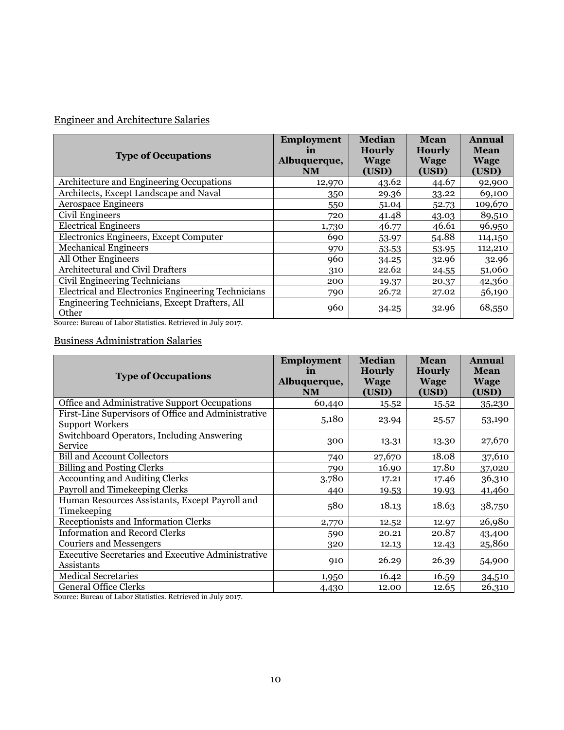Engineer and Architecture Salaries

| Type of Occupations | Employment in Albuquerque, NM | Median Hourly Wage (USD) | Mean Hourly Wage (USD) | Annual Mean Wage (USD) |
|---|---|---|---|---|
| Architecture and Engineering Occupations | 12,970 | 43.62 | 44.67 | 92,900 |
| Architects, Except Landscape and Naval | 350 | 29.36 | 33.22 | 69,100 |
| Aerospace Engineers | 550 | 51.04 | 52.73 | 109,670 |
| Civil Engineers | 720 | 41.48 | 43.03 | 89,510 |
| Electrical Engineers | 1,730 | 46.77 | 46.61 | 96,950 |
| Electronics Engineers, Except Computer | 690 | 53.97 | 54.88 | 114,150 |
| Mechanical Engineers | 970 | 53.53 | 53.95 | 112,210 |
| All Other Engineers | 960 | 34.25 | 32.96 | 32.96 |
| Architectural and Civil Drafters | 310 | 22.62 | 24.55 | 51,060 |
| Civil Engineering Technicians | 200 | 19.37 | 20.37 | 42,360 |
| Electrical and Electronics Engineering Technicians | 790 | 26.72 | 27.02 | 56,190 |
| Engineering Technicians, Except Drafters, All Other | 960 | 34.25 | 32.96 | 68,550 |

Source: Bureau of Labor Statistics. Retrieved in July 2017.

Business Administration Salaries

| Type of Occupations | Employment in Albuquerque, NM | Median Hourly Wage (USD) | Mean Hourly Wage (USD) | Annual Mean Wage (USD) |
|---|---|---|---|---|
| Office and Administrative Support Occupations | 60,440 | 15.52 | 15.52 | 35,230 |
| First-Line Supervisors of Office and Administrative Support Workers | 5,180 | 23.94 | 25.57 | 53,190 |
| Switchboard Operators, Including Answering Service | 300 | 13.31 | 13.30 | 27,670 |
| Bill and Account Collectors | 740 | 27,670 | 18.08 | 37,610 |
| Billing and Posting Clerks | 790 | 16.90 | 17.80 | 37,020 |
| Accounting and Auditing Clerks | 3,780 | 17.21 | 17.46 | 36,310 |
| Payroll and Timekeeping Clerks | 440 | 19.53 | 19.93 | 41,460 |
| Human Resources Assistants, Except Payroll and Timekeeping | 580 | 18.13 | 18.63 | 38,750 |
| Receptionists and Information Clerks | 2,770 | 12.52 | 12.97 | 26,980 |
| Information and Record Clerks | 590 | 20.21 | 20.87 | 43,400 |
| Couriers and Messengers | 320 | 12.13 | 12.43 | 25,860 |
| Executive Secretaries and Executive Administrative Assistants | 910 | 26.29 | 26.39 | 54,900 |
| Medical Secretaries | 1,950 | 16.42 | 16.59 | 34,510 |
| General Office Clerks | 4,430 | 12.00 | 12.65 | 26,310 |

Source: Bureau of Labor Statistics. Retrieved in July 2017.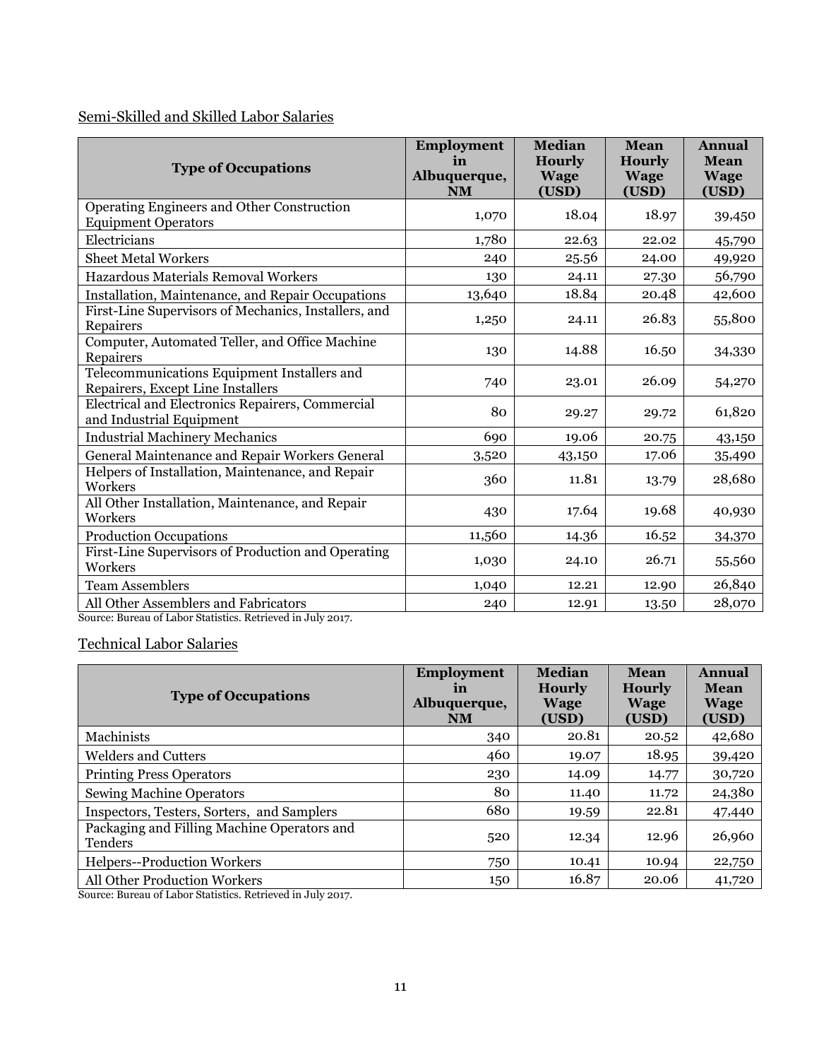Semi-Skilled and Skilled Labor Salaries

| Type of Occupations | Employment in Albuquerque, NM | Median Hourly Wage (USD) | Mean Hourly Wage (USD) | Annual Mean Wage (USD) |
|---|---|---|---|---|
| Operating Engineers and Other Construction Equipment Operators | 1,070 | 18.04 | 18.97 | 39,450 |
| Electricians | 1,780 | 22.63 | 22.02 | 45,790 |
| Sheet Metal Workers | 240 | 25.56 | 24.00 | 49,920 |
| Hazardous Materials Removal Workers | 130 | 24.11 | 27.30 | 56,790 |
| Installation, Maintenance, and Repair Occupations | 13,640 | 18.84 | 20.48 | 42,600 |
| First-Line Supervisors of Mechanics, Installers, and Repairers | 1,250 | 24.11 | 26.83 | 55,800 |
| Computer, Automated Teller, and Office Machine Repairers | 130 | 14.88 | 16.50 | 34,330 |
| Telecommunications Equipment Installers and Repairers, Except Line Installers | 740 | 23.01 | 26.09 | 54,270 |
| Electrical and Electronics Repairers, Commercial and Industrial Equipment | 80 | 29.27 | 29.72 | 61,820 |
| Industrial Machinery Mechanics | 690 | 19.06 | 20.75 | 43,150 |
| General Maintenance and Repair Workers General | 3,520 | 43,150 | 17.06 | 35,490 |
| Helpers of Installation, Maintenance, and Repair Workers | 360 | 11.81 | 13.79 | 28,680 |
| All Other Installation, Maintenance, and Repair Workers | 430 | 17.64 | 19.68 | 40,930 |
| Production Occupations | 11,560 | 14.36 | 16.52 | 34,370 |
| First-Line Supervisors of Production and Operating Workers | 1,030 | 24.10 | 26.71 | 55,560 |
| Team Assemblers | 1,040 | 12.21 | 12.90 | 26,840 |
| All Other Assemblers and Fabricators | 240 | 12.91 | 13.50 | 28,070 |

Source: Bureau of Labor Statistics. Retrieved in July 2017.

Technical Labor Salaries

| Type of Occupations | Employment in Albuquerque, NM | Median Hourly Wage (USD) | Mean Hourly Wage (USD) | Annual Mean Wage (USD) |
|---|---|---|---|---|
| Machinists | 340 | 20.81 | 20.52 | 42,680 |
| Welders and Cutters | 460 | 19.07 | 18.95 | 39,420 |
| Printing Press Operators | 230 | 14.09 | 14.77 | 30,720 |
| Sewing Machine Operators | 80 | 11.40 | 11.72 | 24,380 |
| Inspectors, Testers, Sorters, and Samplers | 680 | 19.59 | 22.81 | 47,440 |
| Packaging and Filling Machine Operators and Tenders | 520 | 12.34 | 12.96 | 26,960 |
| Helpers--Production Workers | 750 | 10.41 | 10.94 | 22,750 |
| All Other Production Workers | 150 | 16.87 | 20.06 | 41,720 |

Source: Bureau of Labor Statistics. Retrieved in July 2017.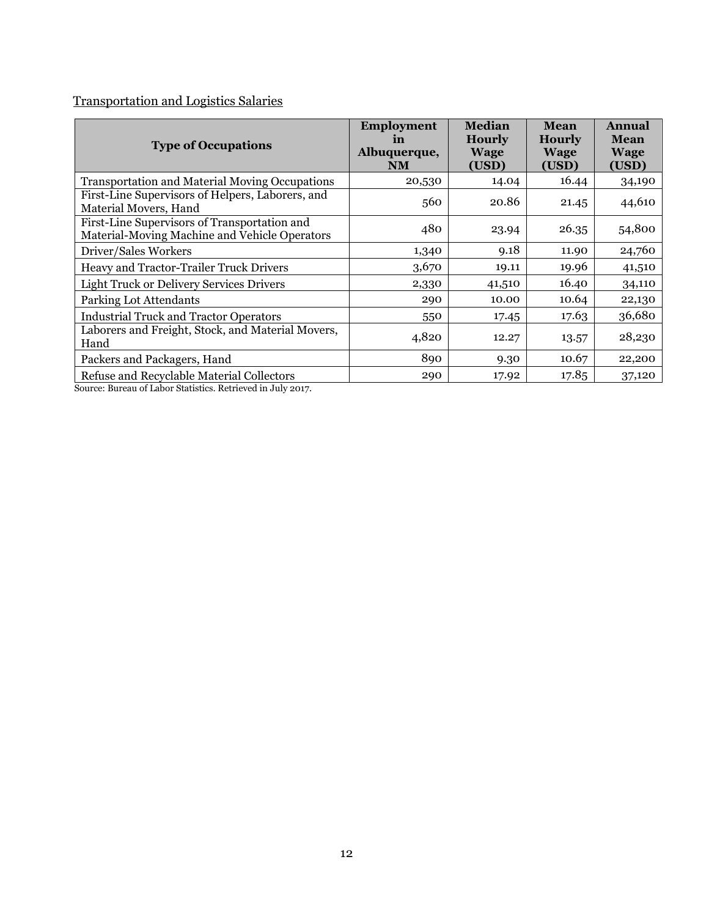Transportation and Logistics Salaries

| Type of Occupations | Employment in Albuquerque, NM | Median Hourly Wage (USD) | Mean Hourly Wage (USD) | Annual Mean Wage (USD) |
|---|---|---|---|---|
| Transportation and Material Moving Occupations | 20,530 | 14.04 | 16.44 | 34,190 |
| First-Line Supervisors of Helpers, Laborers, and Material Movers, Hand | 560 | 20.86 | 21.45 | 44,610 |
| First-Line Supervisors of Transportation and Material-Moving Machine and Vehicle Operators | 480 | 23.94 | 26.35 | 54,800 |
| Driver/Sales Workers | 1,340 | 9.18 | 11.90 | 24,760 |
| Heavy and Tractor-Trailer Truck Drivers | 3,670 | 19.11 | 19.96 | 41,510 |
| Light Truck or Delivery Services Drivers | 2,330 | 41,510 | 16.40 | 34,110 |
| Parking Lot Attendants | 290 | 10.00 | 10.64 | 22,130 |
| Industrial Truck and Tractor Operators | 550 | 17.45 | 17.63 | 36,680 |
| Laborers and Freight, Stock, and Material Movers, Hand | 4,820 | 12.27 | 13.57 | 28,230 |
| Packers and Packagers, Hand | 890 | 9.30 | 10.67 | 22,200 |
| Refuse and Recyclable Material Collectors | 290 | 17.92 | 17.85 | 37,120 |

Source: Bureau of Labor Statistics. Retrieved in July 2017.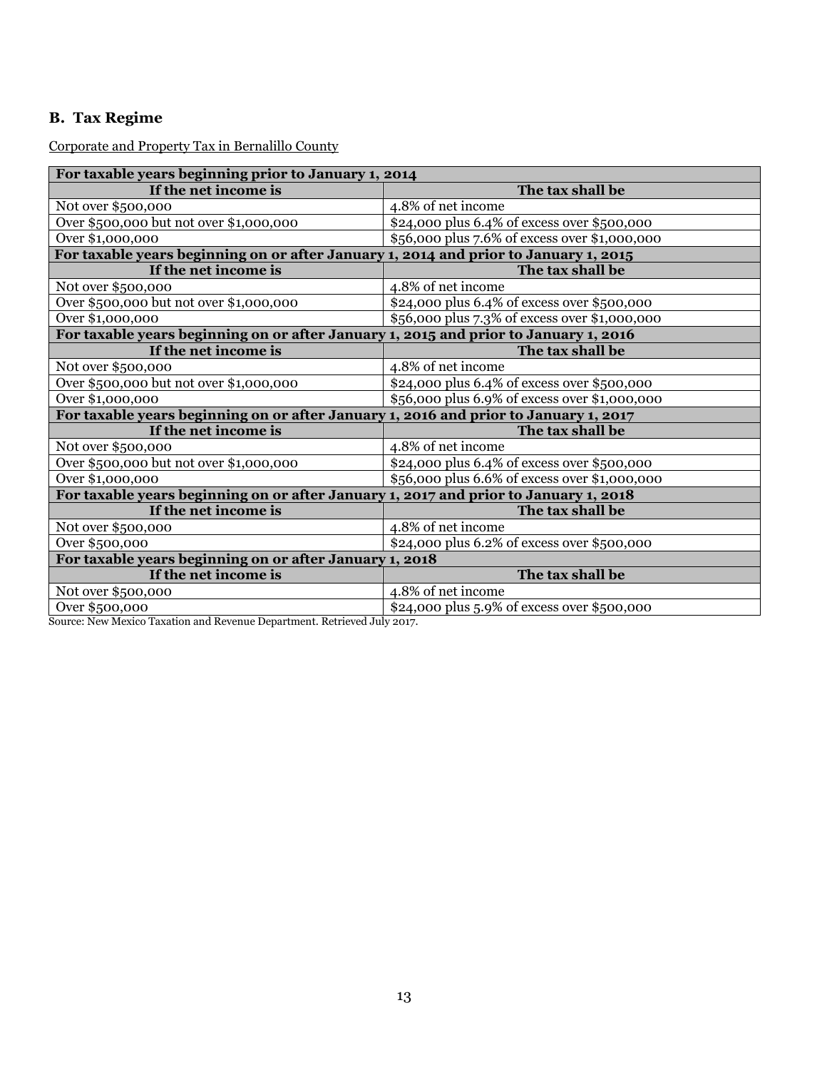## B. Tax Regime

Corporate and Property Tax in Bernalillo County

| For taxable years beginning prior to January 1, 2014 | |
|---|---|
| **If the net income is** | **The tax shall be** |
| Not over $500,000 | 4.8% of net income |
| Over $500,000 but not over $1,000,000 | $24,000 plus 6.4% of excess over $500,000 |
| Over $1,000,000 | $56,000 plus 7.6% of excess over $1,000,000 |
| **For taxable years beginning on or after January 1, 2014 and prior to January 1, 2015** | |
| **If the net income is** | **The tax shall be** |
| Not over $500,000 | 4.8% of net income |
| Over $500,000 but not over $1,000,000 | $24,000 plus 6.4% of excess over $500,000 |
| Over $1,000,000 | $56,000 plus 7.3% of excess over $1,000,000 |
| **For taxable years beginning on or after January 1, 2015 and prior to January 1, 2016** | |
| **If the net income is** | **The tax shall be** |
| Not over $500,000 | 4.8% of net income |
| Over $500,000 but not over $1,000,000 | $24,000 plus 6.4% of excess over $500,000 |
| Over $1,000,000 | $56,000 plus 6.9% of excess over $1,000,000 |
| **For taxable years beginning on or after January 1, 2016 and prior to January 1, 2017** | |
| **If the net income is** | **The tax shall be** |
| Not over $500,000 | 4.8% of net income |
| Over $500,000 but not over $1,000,000 | $24,000 plus 6.4% of excess over $500,000 |
| Over $1,000,000 | $56,000 plus 6.6% of excess over $1,000,000 |
| **For taxable years beginning on or after January 1, 2017 and prior to January 1, 2018** | |
| **If the net income is** | **The tax shall be** |
| Not over $500,000 | 4.8% of net income |
| Over $500,000 | $24,000 plus 6.2% of excess over $500,000 |
| **For taxable years beginning on or after January 1, 2018** | |
| **If the net income is** | **The tax shall be** |
| Not over $500,000 | 4.8% of net income |
| Over $500,000 | $24,000 plus 5.9% of excess over $500,000 |

Source: New Mexico Taxation and Revenue Department. Retrieved July 2017.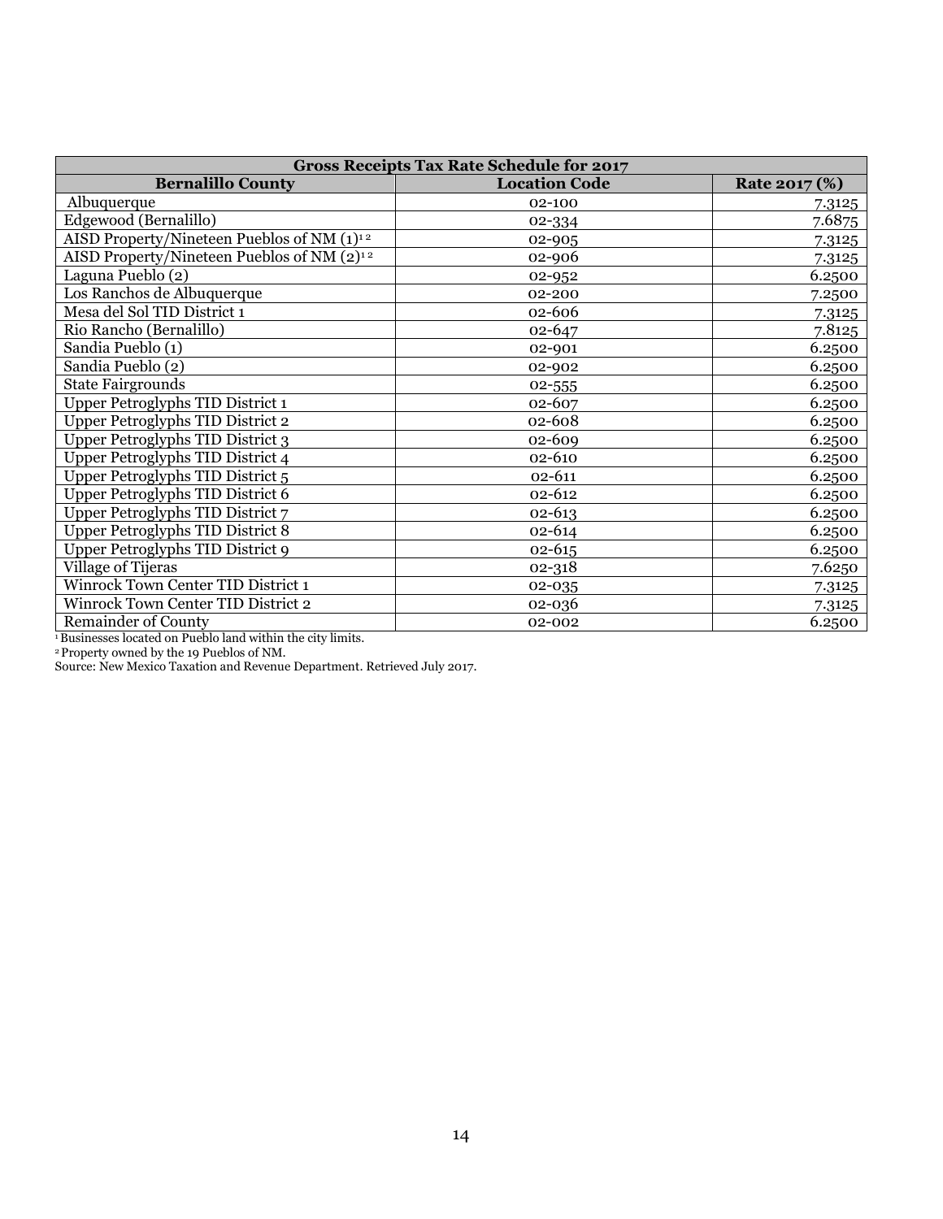| Gross Receipts Tax Rate Schedule for 2017 | | |
|---|---|---|
| **Bernalillo County** | **Location Code** | **Rate 2017 (%)** |
| Albuquerque | 02-100 | 7.3125 |
| Edgewood (Bernalillo) | 02-334 | 7.6875 |
| AISD Property/Nineteen Pueblos of NM (1)[1 2] | 02-905 | 7.3125 |
| AISD Property/Nineteen Pueblos of NM (2)[1 2] | 02-906 | 7.3125 |
| Laguna Pueblo (2) | 02-952 | 6.2500 |
| Los Ranchos de Albuquerque | 02-200 | 7.2500 |
| Mesa del Sol TID District 1 | 02-606 | 7.3125 |
| Rio Rancho (Bernalillo) | 02-647 | 7.8125 |
| Sandia Pueblo (1) | 02-901 | 6.2500 |
| Sandia Pueblo (2) | 02-902 | 6.2500 |
| State Fairgrounds | 02-555 | 6.2500 |
| Upper Petroglyphs TID District 1 | 02-607 | 6.2500 |
| Upper Petroglyphs TID District 2 | 02-608 | 6.2500 |
| Upper Petroglyphs TID District 3 | 02-609 | 6.2500 |
| Upper Petroglyphs TID District 4 | 02-610 | 6.2500 |
| Upper Petroglyphs TID District 5 | 02-611 | 6.2500 |
| Upper Petroglyphs TID District 6 | 02-612 | 6.2500 |
| Upper Petroglyphs TID District 7 | 02-613 | 6.2500 |
| Upper Petroglyphs TID District 8 | 02-614 | 6.2500 |
| Upper Petroglyphs TID District 9 | 02-615 | 6.2500 |
| Village of Tijeras | 02-318 | 7.6250 |
| Winrock Town Center TID District 1 | 02-035 | 7.3125 |
| Winrock Town Center TID District 2 | 02-036 | 7.3125 |
| Remainder of County | 02-002 | 6.2500 |

[1] Businesses located on Pueblo land within the city limits.
[2] Property owned by the 19 Pueblos of NM.
Source: New Mexico Taxation and Revenue Department. Retrieved July 2017.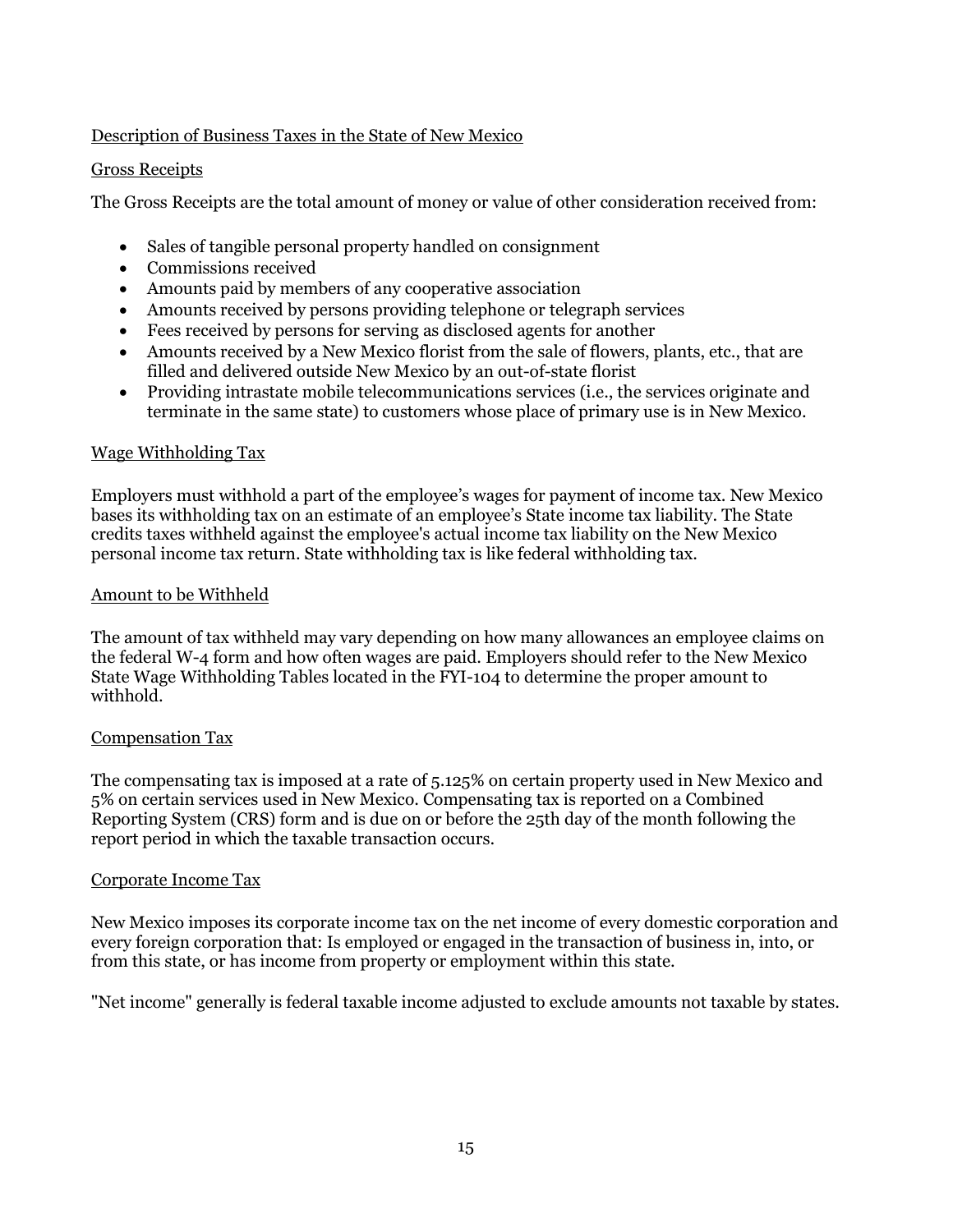## Description of Business Taxes in the State of New Mexico

### Gross Receipts

The Gross Receipts are the total amount of money or value of other consideration received from:

- Sales of tangible personal property handled on consignment
- Commissions received
- Amounts paid by members of any cooperative association
- Amounts received by persons providing telephone or telegraph services
- Fees received by persons for serving as disclosed agents for another
- Amounts received by a New Mexico florist from the sale of flowers, plants, etc., that are filled and delivered outside New Mexico by an out-of-state florist
- Providing intrastate mobile telecommunications services (i.e., the services originate and terminate in the same state) to customers whose place of primary use is in New Mexico.

### Wage Withholding Tax

Employers must withhold a part of the employee's wages for payment of income tax. New Mexico bases its withholding tax on an estimate of an employee's State income tax liability. The State credits taxes withheld against the employee's actual income tax liability on the New Mexico personal income tax return. State withholding tax is like federal withholding tax.

### Amount to be Withheld

The amount of tax withheld may vary depending on how many allowances an employee claims on the federal W-4 form and how often wages are paid. Employers should refer to the New Mexico State Wage Withholding Tables located in the FYI-104 to determine the proper amount to withhold.

### Compensation Tax

The compensating tax is imposed at a rate of 5.125% on certain property used in New Mexico and 5% on certain services used in New Mexico. Compensating tax is reported on a Combined Reporting System (CRS) form and is due on or before the 25th day of the month following the report period in which the taxable transaction occurs.

### Corporate Income Tax

New Mexico imposes its corporate income tax on the net income of every domestic corporation and every foreign corporation that: Is employed or engaged in the transaction of business in, into, or from this state, or has income from property or employment within this state.

"Net income" generally is federal taxable income adjusted to exclude amounts not taxable by states.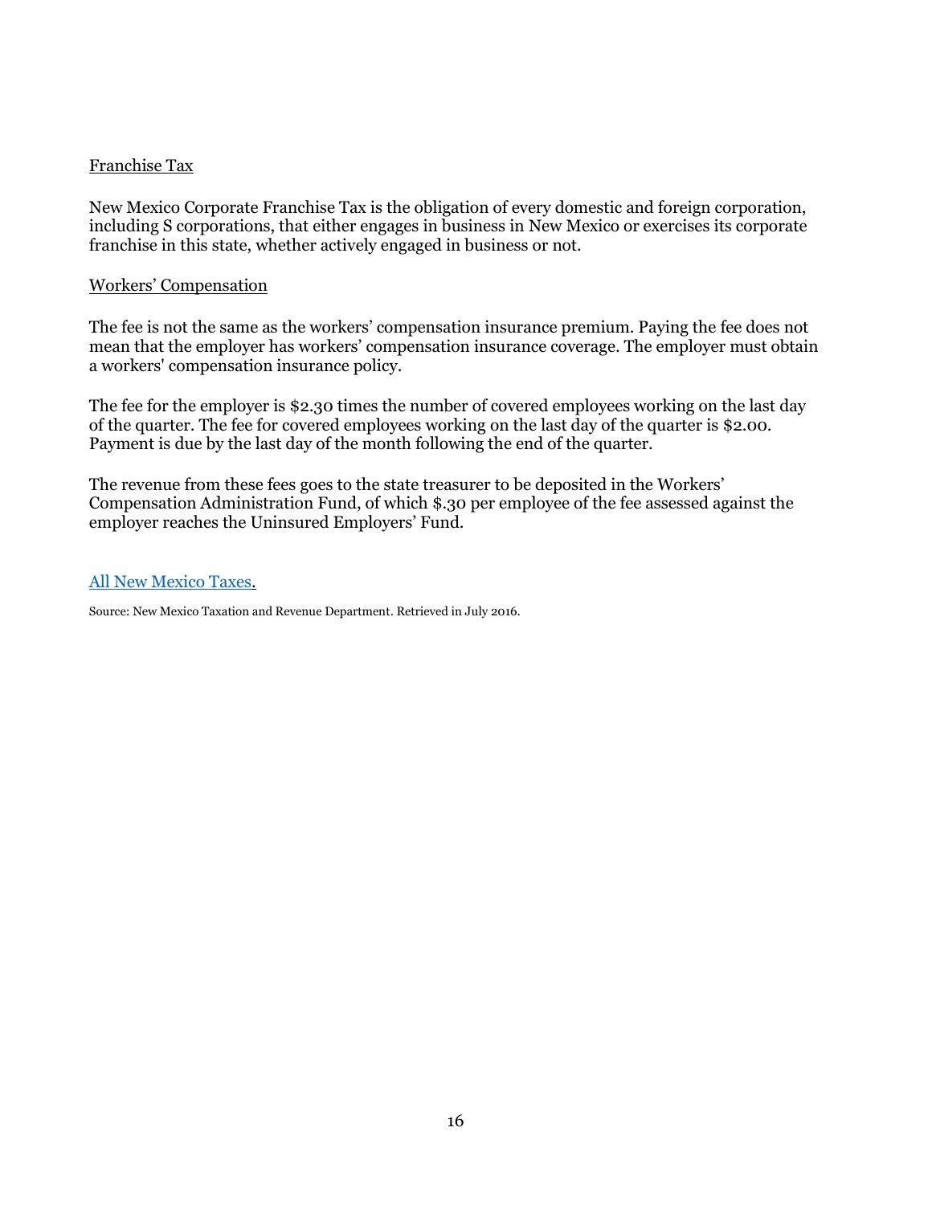Franchise Tax

New Mexico Corporate Franchise Tax is the obligation of every domestic and foreign corporation, including S corporations, that either engages in business in New Mexico or exercises its corporate franchise in this state, whether actively engaged in business or not.

Workers' Compensation

The fee is not the same as the workers' compensation insurance premium. Paying the fee does not mean that the employer has workers' compensation insurance coverage. The employer must obtain a workers' compensation insurance policy.

The fee for the employer is $2.30 times the number of covered employees working on the last day of the quarter. The fee for covered employees working on the last day of the quarter is $2.00. Payment is due by the last day of the month following the end of the quarter.

The revenue from these fees goes to the state treasurer to be deposited in the Workers' Compensation Administration Fund, of which $.30 per employee of the fee assessed against the employer reaches the Uninsured Employers' Fund.

All New Mexico Taxes.

Source: New Mexico Taxation and Revenue Department. Retrieved in July 2016.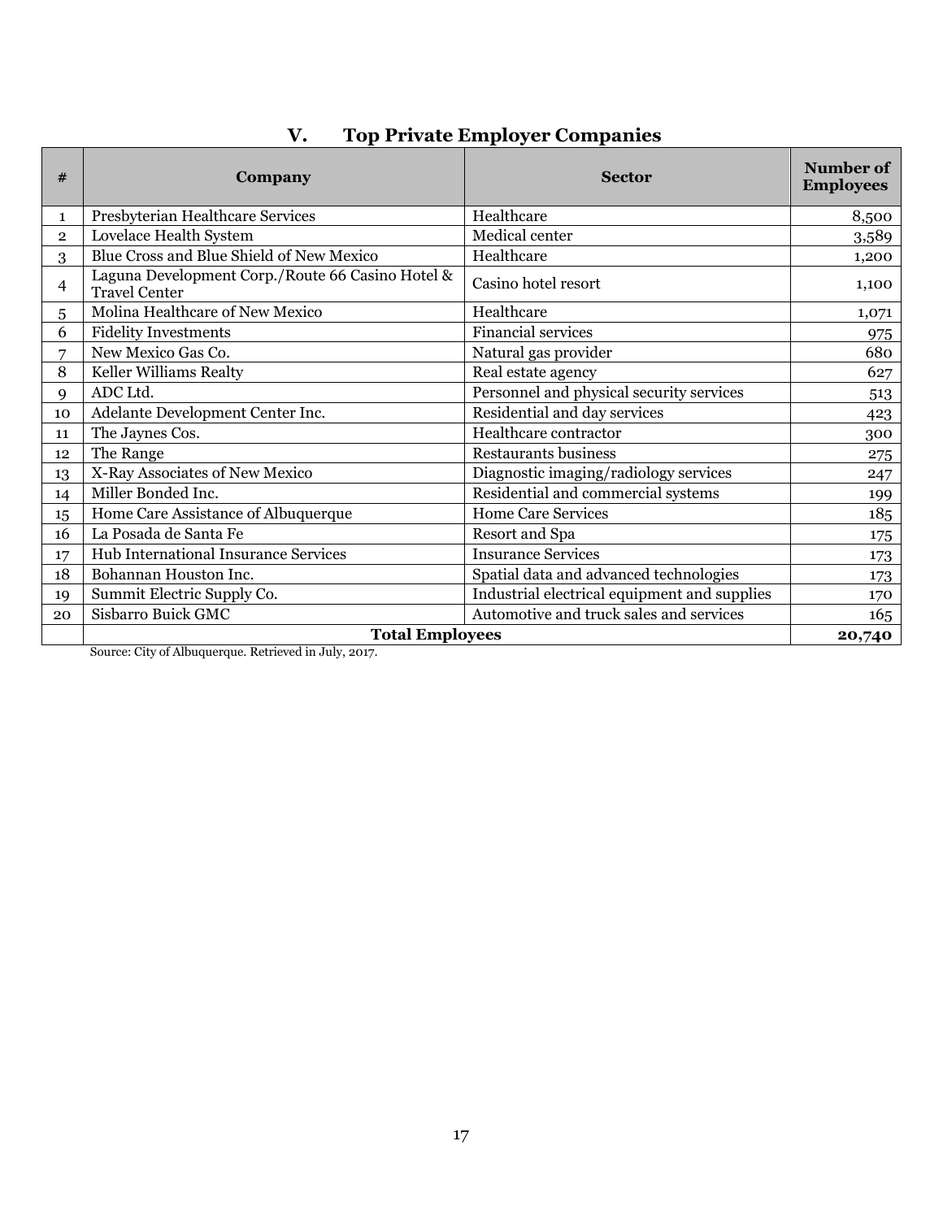## V. Top Private Employer Companies

| # | Company | Sector | Number of Employees |
|---|---|---|---|
| 1 | Presbyterian Healthcare Services | Healthcare | 8,500 |
| 2 | Lovelace Health System | Medical center | 3,589 |
| 3 | Blue Cross and Blue Shield of New Mexico | Healthcare | 1,200 |
| 4 | Laguna Development Corp./Route 66 Casino Hotel & Travel Center | Casino hotel resort | 1,100 |
| 5 | Molina Healthcare of New Mexico | Healthcare | 1,071 |
| 6 | Fidelity Investments | Financial services | 975 |
| 7 | New Mexico Gas Co. | Natural gas provider | 680 |
| 8 | Keller Williams Realty | Real estate agency | 627 |
| 9 | ADC Ltd. | Personnel and physical security services | 513 |
| 10 | Adelante Development Center Inc. | Residential and day services | 423 |
| 11 | The Jaynes Cos. | Healthcare contractor | 300 |
| 12 | The Range | Restaurants business | 275 |
| 13 | X-Ray Associates of New Mexico | Diagnostic imaging/radiology services | 247 |
| 14 | Miller Bonded Inc. | Residential and commercial systems | 199 |
| 15 | Home Care Assistance of Albuquerque | Home Care Services | 185 |
| 16 | La Posada de Santa Fe | Resort and Spa | 175 |
| 17 | Hub International Insurance Services | Insurance Services | 173 |
| 18 | Bohannan Houston Inc. | Spatial data and advanced technologies | 173 |
| 19 | Summit Electric Supply Co. | Industrial electrical equipment and supplies | 170 |
| 20 | Sisbarro Buick GMC | Automotive and truck sales and services | 165 |
| | **Total Employees** | | **20,740** |

Source: City of Albuquerque. Retrieved in July, 2017.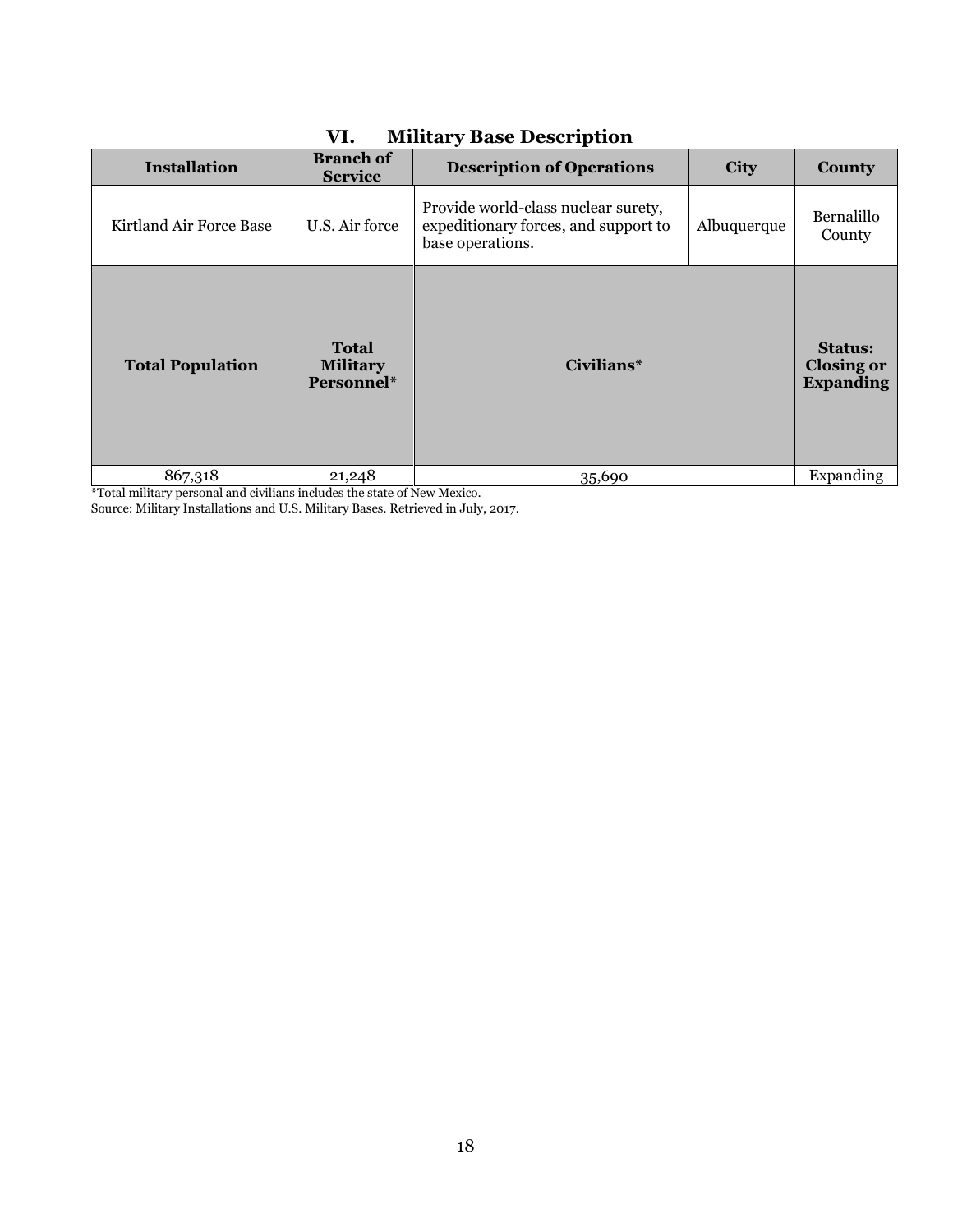## VI. Military Base Description

| Installation | Branch of Service | Description of Operations | City | County |
|---|---|---|---|---|
| Kirtland Air Force Base | U.S. Air force | Provide world-class nuclear surety, expeditionary forces, and support to base operations. | Albuquerque | Bernalillo County |
| **Total Population** | **Total Military Personnel*** | **Civilians*** | | **Status: Closing or Expanding** |
| 867,318 | 21,248 | 35,690 | | Expanding |

*Total military personal and civilians includes the state of New Mexico.

Source: Military Installations and U.S. Military Bases. Retrieved in July, 2017.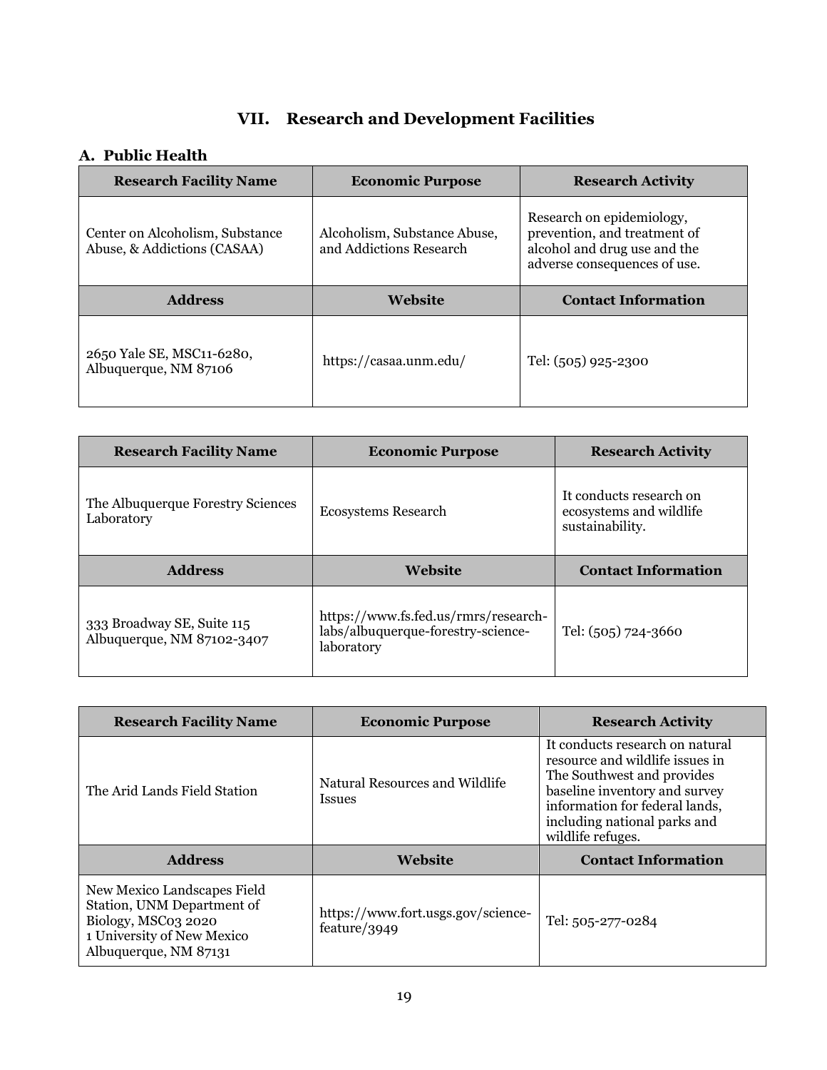# VII. Research and Development Facilities

## A. Public Health

| Research Facility Name | Economic Purpose | Research Activity |
|---|---|---|
| Center on Alcoholism, Substance Abuse, & Addictions (CASAA) | Alcoholism, Substance Abuse, and Addictions Research | Research on epidemiology, prevention, and treatment of alcohol and drug use and the adverse consequences of use. |
| **Address** | **Website** | **Contact Information** |
| 2650 Yale SE, MSC11-6280, Albuquerque, NM 87106 | https://casaa.unm.edu/ | Tel: (505) 925-2300 |

| Research Facility Name | Economic Purpose | Research Activity |
|---|---|---|
| The Albuquerque Forestry Sciences Laboratory | Ecosystems Research | It conducts research on ecosystems and wildlife sustainability. |
| **Address** | **Website** | **Contact Information** |
| 333 Broadway SE, Suite 115 Albuquerque, NM 87102-3407 | https://www.fs.fed.us/rmrs/research-labs/albuquerque-forestry-science-laboratory | Tel: (505) 724-3660 |

| Research Facility Name | Economic Purpose | Research Activity |
|---|---|---|
| The Arid Lands Field Station | Natural Resources and Wildlife Issues | It conducts research on natural resource and wildlife issues in The Southwest and provides baseline inventory and survey information for federal lands, including national parks and wildlife refuges. |
| **Address** | **Website** | **Contact Information** |
| New Mexico Landscapes Field Station, UNM Department of Biology, MSC03 2020 1 University of New Mexico Albuquerque, NM 87131 | https://www.fort.usgs.gov/science-feature/3949 | Tel: 505-277-0284 |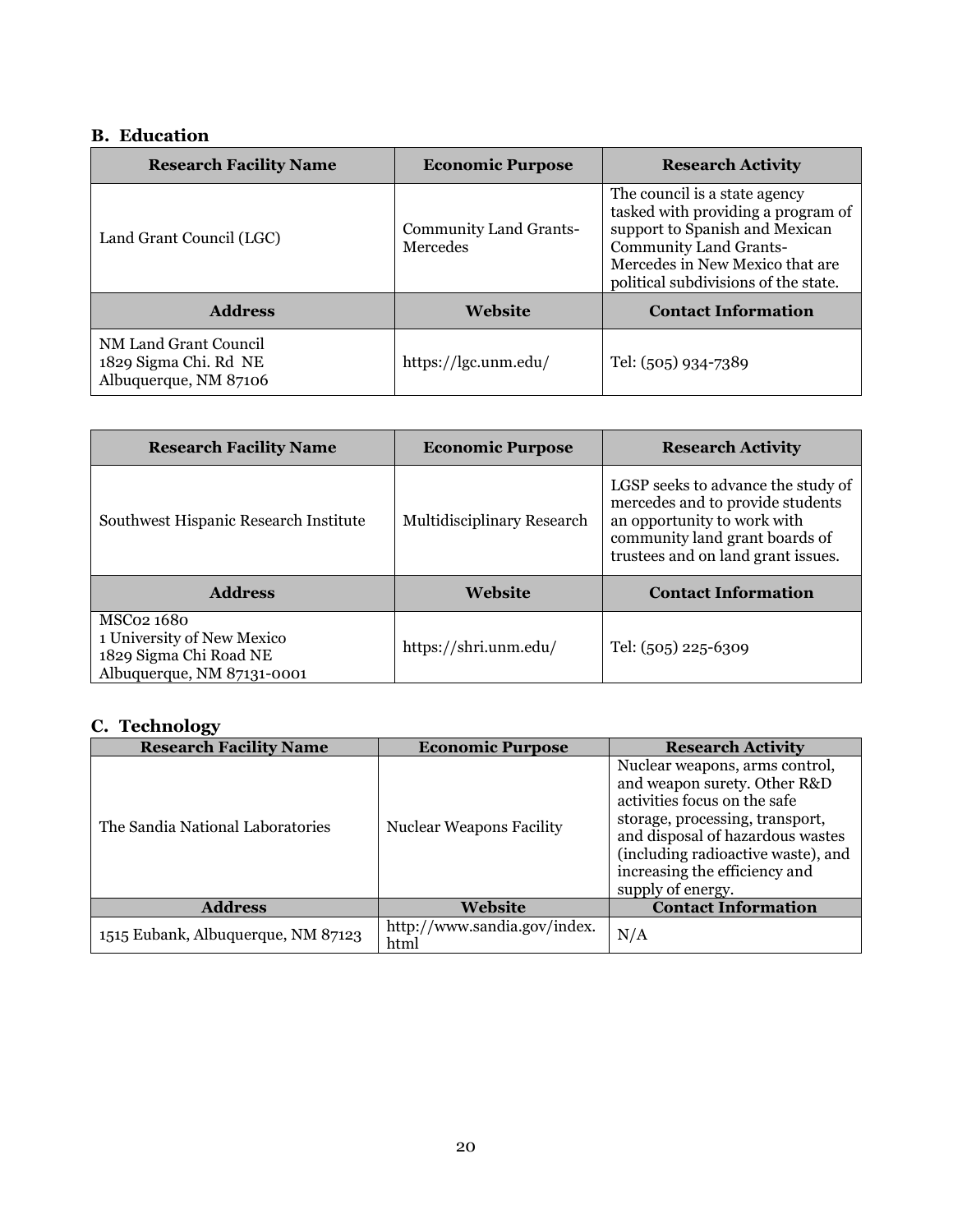### B. Education

| Research Facility Name | Economic Purpose | Research Activity |
|---|---|---|
| Land Grant Council (LGC) | Community Land Grants-Mercedes | The council is a state agency tasked with providing a program of support to Spanish and Mexican Community Land Grants-Mercedes in New Mexico that are political subdivisions of the state. |
| **Address** | **Website** | **Contact Information** |
| NM Land Grant Council<br>1829 Sigma Chi. Rd NE<br>Albuquerque, NM 87106 | https://lgc.unm.edu/ | Tel: (505) 934-7389 |

| Research Facility Name | Economic Purpose | Research Activity |
|---|---|---|
| Southwest Hispanic Research Institute | Multidisciplinary Research | LGSP seeks to advance the study of mercedes and to provide students an opportunity to work with community land grant boards of trustees and on land grant issues. |
| **Address** | **Website** | **Contact Information** |
| MSC02 1680<br>1 University of New Mexico<br>1829 Sigma Chi Road NE<br>Albuquerque, NM 87131-0001 | https://shri.unm.edu/ | Tel: (505) 225-6309 |

### C. Technology

| Research Facility Name | Economic Purpose | Research Activity |
|---|---|---|
| The Sandia National Laboratories | Nuclear Weapons Facility | Nuclear weapons, arms control, and weapon surety. Other R&D activities focus on the safe storage, processing, transport, and disposal of hazardous wastes (including radioactive waste), and increasing the efficiency and supply of energy. |
| **Address** | **Website** | **Contact Information** |
| 1515 Eubank, Albuquerque, NM 87123 | http://www.sandia.gov/index.html | N/A |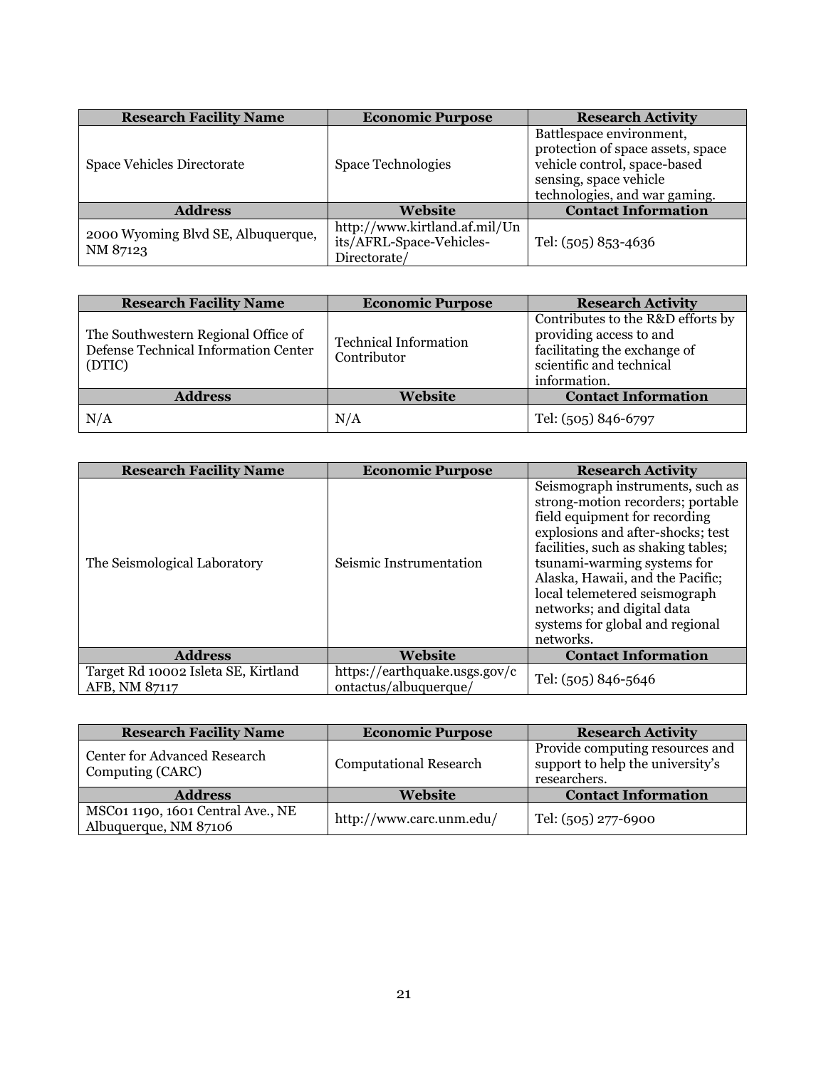| Research Facility Name | Economic Purpose | Research Activity |
|---|---|---|
| Space Vehicles Directorate | Space Technologies | Battlespace environment, protection of space assets, space vehicle control, space-based sensing, space vehicle technologies, and war gaming. |
| **Address** | **Website** | **Contact Information** |
| 2000 Wyoming Blvd SE, Albuquerque, NM 87123 | http://www.kirtland.af.mil/Units/AFRL-Space-Vehicles-Directorate/ | Tel: (505) 853-4636 |

| Research Facility Name | Economic Purpose | Research Activity |
|---|---|---|
| The Southwestern Regional Office of Defense Technical Information Center (DTIC) | Technical Information Contributor | Contributes to the R&D efforts by providing access to and facilitating the exchange of scientific and technical information. |
| **Address** | **Website** | **Contact Information** |
| N/A | N/A | Tel: (505) 846-6797 |

| Research Facility Name | Economic Purpose | Research Activity |
|---|---|---|
| The Seismological Laboratory | Seismic Instrumentation | Seismograph instruments, such as strong-motion recorders; portable field equipment for recording explosions and after-shocks; test facilities, such as shaking tables; tsunami-warming systems for Alaska, Hawaii, and the Pacific; local telemetered seismograph networks; and digital data systems for global and regional networks. |
| **Address** | **Website** | **Contact Information** |
| Target Rd 10002 Isleta SE, Kirtland AFB, NM 87117 | https://earthquake.usgs.gov/contactus/albuquerque/ | Tel: (505) 846-5646 |

| Research Facility Name | Economic Purpose | Research Activity |
|---|---|---|
| Center for Advanced Research Computing (CARC) | Computational Research | Provide computing resources and support to help the university's researchers. |
| **Address** | **Website** | **Contact Information** |
| MSC01 1190, 1601 Central Ave., NE Albuquerque, NM 87106 | http://www.carc.unm.edu/ | Tel: (505) 277-6900 |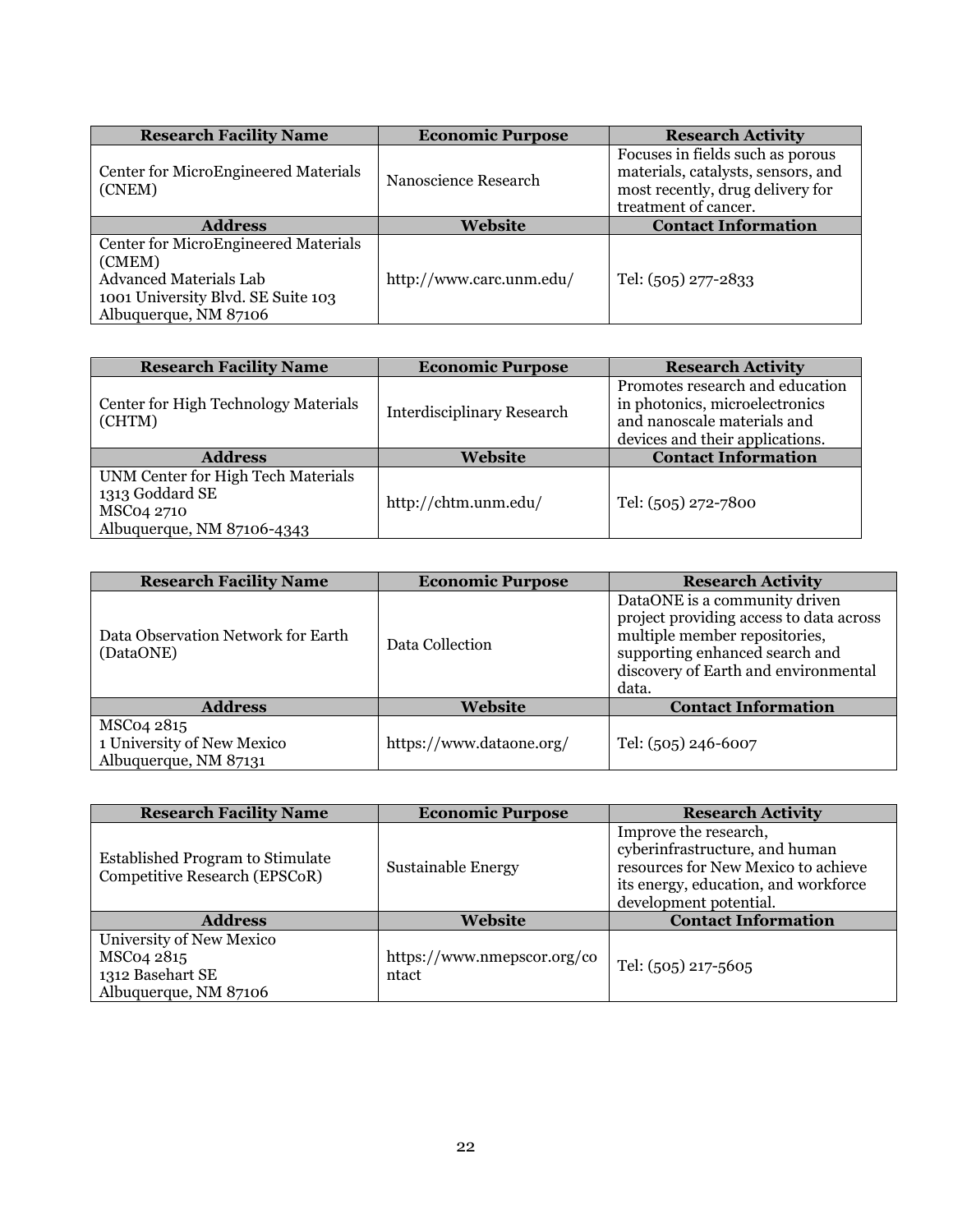| Research Facility Name | Economic Purpose | Research Activity |
|---|---|---|
| Center for MicroEngineered Materials (CNEM) | Nanoscience Research | Focuses in fields such as porous materials, catalysts, sensors, and most recently, drug delivery for treatment of cancer. |
| **Address** | **Website** | **Contact Information** |
| Center for MicroEngineered Materials (CMEM)<br>Advanced Materials Lab<br>1001 University Blvd. SE Suite 103<br>Albuquerque, NM 87106 | http://www.carc.unm.edu/ | Tel: (505) 277-2833 |

| Research Facility Name | Economic Purpose | Research Activity |
|---|---|---|
| Center for High Technology Materials (CHTM) | Interdisciplinary Research | Promotes research and education in photonics, microelectronics and nanoscale materials and devices and their applications. |
| **Address** | **Website** | **Contact Information** |
| UNM Center for High Tech Materials<br>1313 Goddard SE<br>MSC04 2710<br>Albuquerque, NM 87106-4343 | http://chtm.unm.edu/ | Tel: (505) 272-7800 |

| Research Facility Name | Economic Purpose | Research Activity |
|---|---|---|
| Data Observation Network for Earth (DataONE) | Data Collection | DataONE is a community driven project providing access to data across multiple member repositories, supporting enhanced search and discovery of Earth and environmental data. |
| **Address** | **Website** | **Contact Information** |
| MSC04 2815<br>1 University of New Mexico<br>Albuquerque, NM 87131 | https://www.dataone.org/ | Tel: (505) 246-6007 |

| Research Facility Name | Economic Purpose | Research Activity |
|---|---|---|
| Established Program to Stimulate Competitive Research (EPSCoR) | Sustainable Energy | Improve the research, cyberinfrastructure, and human resources for New Mexico to achieve its energy, education, and workforce development potential. |
| **Address** | **Website** | **Contact Information** |
| University of New Mexico<br>MSC04 2815<br>1312 Basehart SE<br>Albuquerque, NM 87106 | https://www.nmepscor.org/contact | Tel: (505) 217-5605 |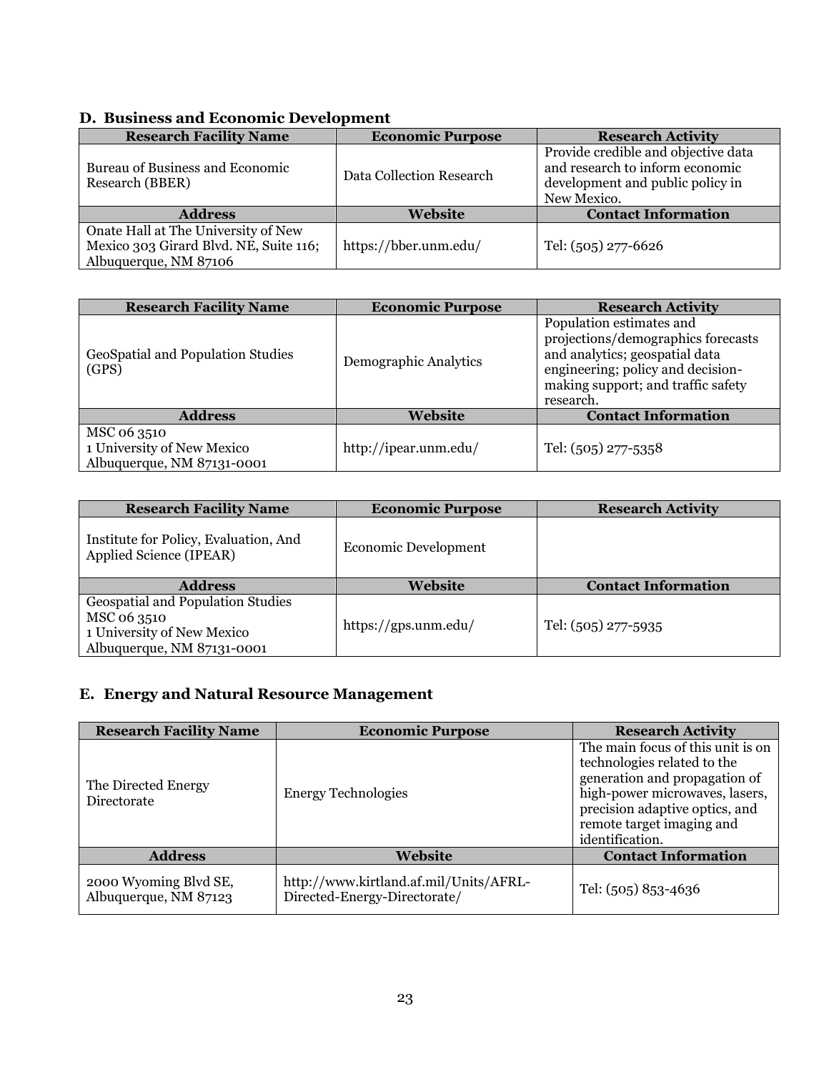## D. Business and Economic Development

| Research Facility Name | Economic Purpose | Research Activity |
|---|---|---|
| Bureau of Business and Economic Research (BBER) | Data Collection Research | Provide credible and objective data and research to inform economic development and public policy in New Mexico. |
| **Address** | **Website** | **Contact Information** |
| Onate Hall at The University of New Mexico 303 Girard Blvd. NE, Suite 116; Albuquerque, NM 87106 | https://bber.unm.edu/ | Tel: (505) 277-6626 |

| Research Facility Name | Economic Purpose | Research Activity |
|---|---|---|
| GeoSpatial and Population Studies (GPS) | Demographic Analytics | Population estimates and projections/demographics forecasts and analytics; geospatial data engineering; policy and decision-making support; and traffic safety research. |
| **Address** | **Website** | **Contact Information** |
| MSC 06 3510<br>1 University of New Mexico<br>Albuquerque, NM 87131-0001 | http://ipear.unm.edu/ | Tel: (505) 277-5358 |

| Research Facility Name | Economic Purpose | Research Activity |
|---|---|---|
| Institute for Policy, Evaluation, And Applied Science (IPEAR) | Economic Development | |
| **Address** | **Website** | **Contact Information** |
| Geospatial and Population Studies<br>MSC 06 3510<br>1 University of New Mexico<br>Albuquerque, NM 87131-0001 | https://gps.unm.edu/ | Tel: (505) 277-5935 |

## E. Energy and Natural Resource Management

| Research Facility Name | Economic Purpose | Research Activity |
|---|---|---|
| The Directed Energy Directorate | Energy Technologies | The main focus of this unit is on technologies related to the generation and propagation of high-power microwaves, lasers, precision adaptive optics, and remote target imaging and identification. |
| **Address** | **Website** | **Contact Information** |
| 2000 Wyoming Blvd SE, Albuquerque, NM 87123 | http://www.kirtland.af.mil/Units/AFRL-Directed-Energy-Directorate/ | Tel: (505) 853-4636 |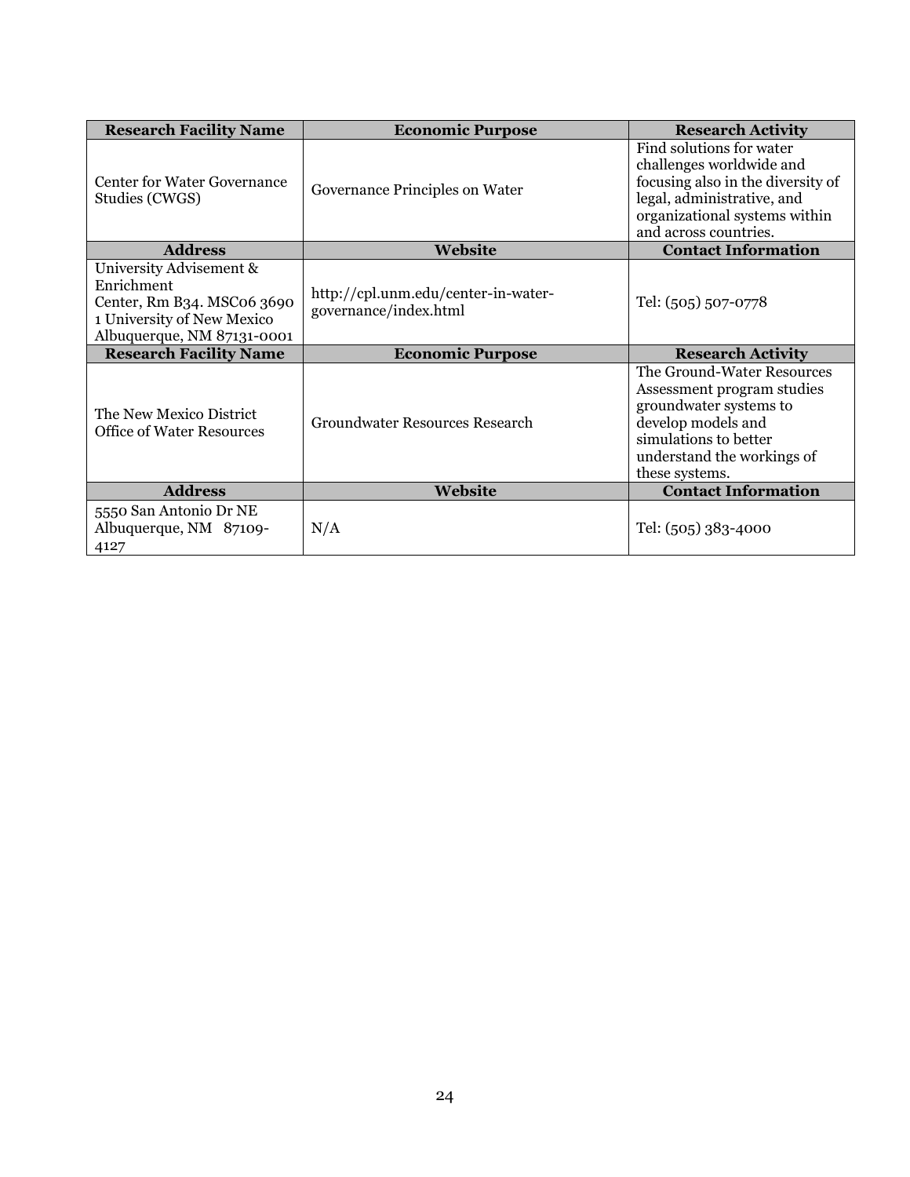| Research Facility Name | Economic Purpose | Research Activity |
|---|---|---|
| Center for Water Governance Studies (CWGS) | Governance Principles on Water | Find solutions for water challenges worldwide and focusing also in the diversity of legal, administrative, and organizational systems within and across countries. |
| **Address** | **Website** | **Contact Information** |
| University Advisement & Enrichment Center, Rm B34. MSC06 3690 1 University of New Mexico Albuquerque, NM 87131-0001 | http://cpl.unm.edu/center-in-water-governance/index.html | Tel: (505) 507-0778 |
| **Research Facility Name** | **Economic Purpose** | **Research Activity** |
| The New Mexico District Office of Water Resources | Groundwater Resources Research | The Ground-Water Resources Assessment program studies groundwater systems to develop models and simulations to better understand the workings of these systems. |
| **Address** | **Website** | **Contact Information** |
| 5550 San Antonio Dr NE Albuquerque, NM 87109-4127 | N/A | Tel: (505) 383-4000 |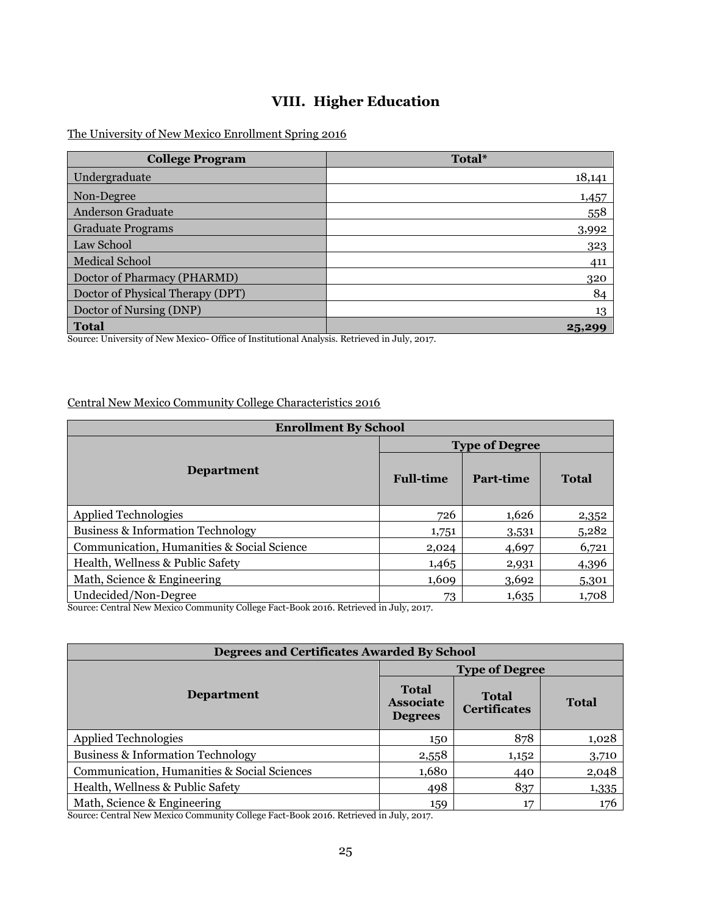# VIII. Higher Education

The University of New Mexico Enrollment Spring 2016

| College Program | Total* |
|---|---|
| Undergraduate | 18,141 |
| Non-Degree | 1,457 |
| Anderson Graduate | 558 |
| Graduate Programs | 3,992 |
| Law School | 323 |
| Medical School | 411 |
| Doctor of Pharmacy (PHARMD) | 320 |
| Doctor of Physical Therapy (DPT) | 84 |
| Doctor of Nursing (DNP) | 13 |
| **Total** | **25,299** |

Source: University of New Mexico- Office of Institutional Analysis. Retrieved in July, 2017.

Central New Mexico Community College Characteristics 2016

| Enrollment By School | | | |
|---|---|---|---|
| Department | Type of Degree | | |
| | Full-time | Part-time | Total |
| Applied Technologies | 726 | 1,626 | 2,352 |
| Business & Information Technology | 1,751 | 3,531 | 5,282 |
| Communication, Humanities & Social Science | 2,024 | 4,697 | 6,721 |
| Health, Wellness & Public Safety | 1,465 | 2,931 | 4,396 |
| Math, Science & Engineering | 1,609 | 3,692 | 5,301 |
| Undecided/Non-Degree | 73 | 1,635 | 1,708 |

Source: Central New Mexico Community College Fact-Book 2016. Retrieved in July, 2017.

| Degrees and Certificates Awarded By School | | | |
|---|---|---|---|
| Department | Type of Degree | | |
| | Total Associate Degrees | Total Certificates | Total |
| Applied Technologies | 150 | 878 | 1,028 |
| Business & Information Technology | 2,558 | 1,152 | 3,710 |
| Communication, Humanities & Social Sciences | 1,680 | 440 | 2,048 |
| Health, Wellness & Public Safety | 498 | 837 | 1,335 |
| Math, Science & Engineering | 159 | 17 | 176 |

Source: Central New Mexico Community College Fact-Book 2016. Retrieved in July, 2017.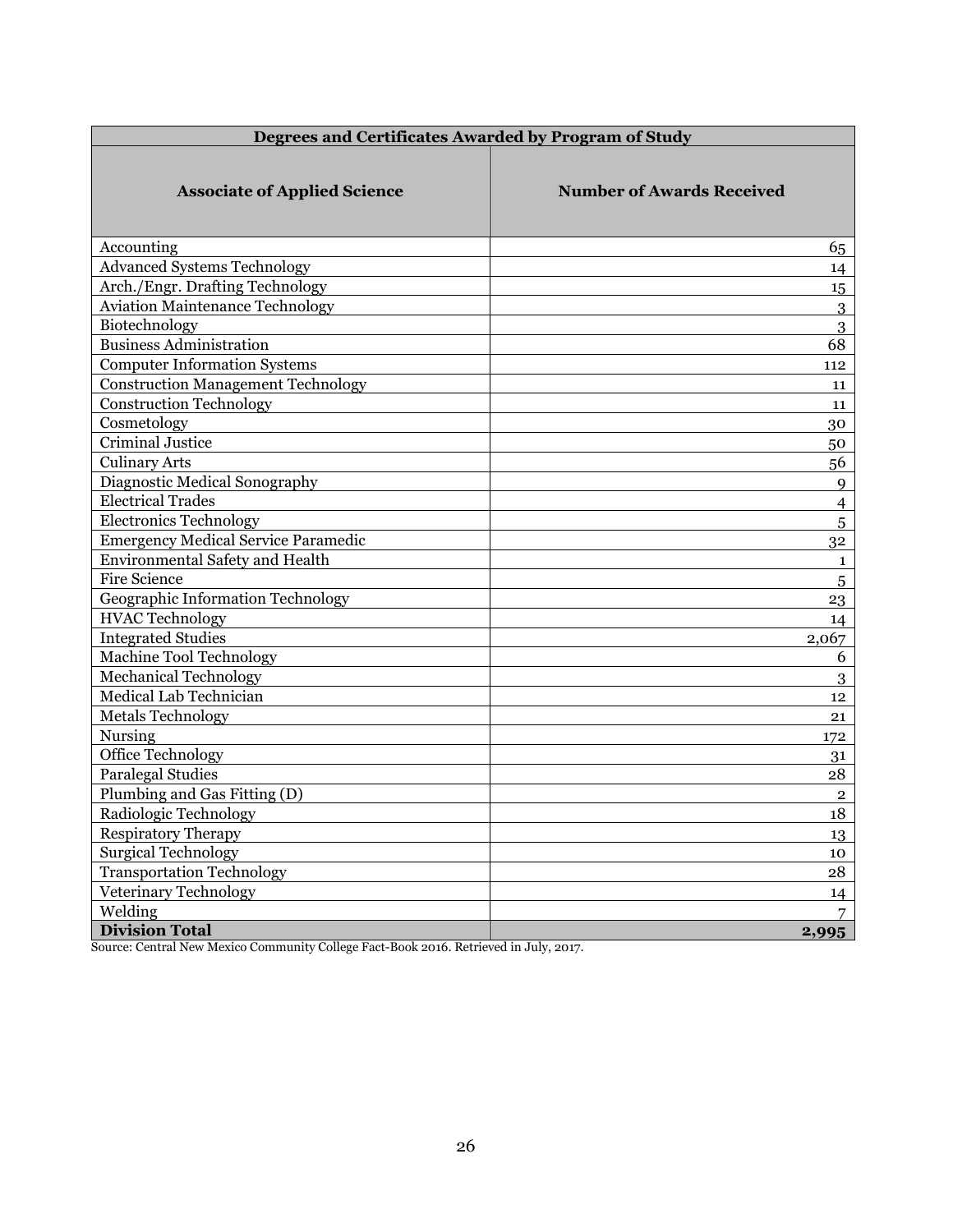| Degrees and Certificates Awarded by Program of Study | |
|---|---|
| **Associate of Applied Science** | **Number of Awards Received** |
| Accounting | 65 |
| Advanced Systems Technology | 14 |
| Arch./Engr. Drafting Technology | 15 |
| Aviation Maintenance Technology | 3 |
| Biotechnology | 3 |
| Business Administration | 68 |
| Computer Information Systems | 112 |
| Construction Management Technology | 11 |
| Construction Technology | 11 |
| Cosmetology | 30 |
| Criminal Justice | 50 |
| Culinary Arts | 56 |
| Diagnostic Medical Sonography | 9 |
| Electrical Trades | 4 |
| Electronics Technology | 5 |
| Emergency Medical Service Paramedic | 32 |
| Environmental Safety and Health | 1 |
| Fire Science | 5 |
| Geographic Information Technology | 23 |
| HVAC Technology | 14 |
| Integrated Studies | 2,067 |
| Machine Tool Technology | 6 |
| Mechanical Technology | 3 |
| Medical Lab Technician | 12 |
| Metals Technology | 21 |
| Nursing | 172 |
| Office Technology | 31 |
| Paralegal Studies | 28 |
| Plumbing and Gas Fitting (D) | 2 |
| Radiologic Technology | 18 |
| Respiratory Therapy | 13 |
| Surgical Technology | 10 |
| Transportation Technology | 28 |
| Veterinary Technology | 14 |
| Welding | 7 |
| **Division Total** | **2,995** |

Source: Central New Mexico Community College Fact-Book 2016. Retrieved in July, 2017.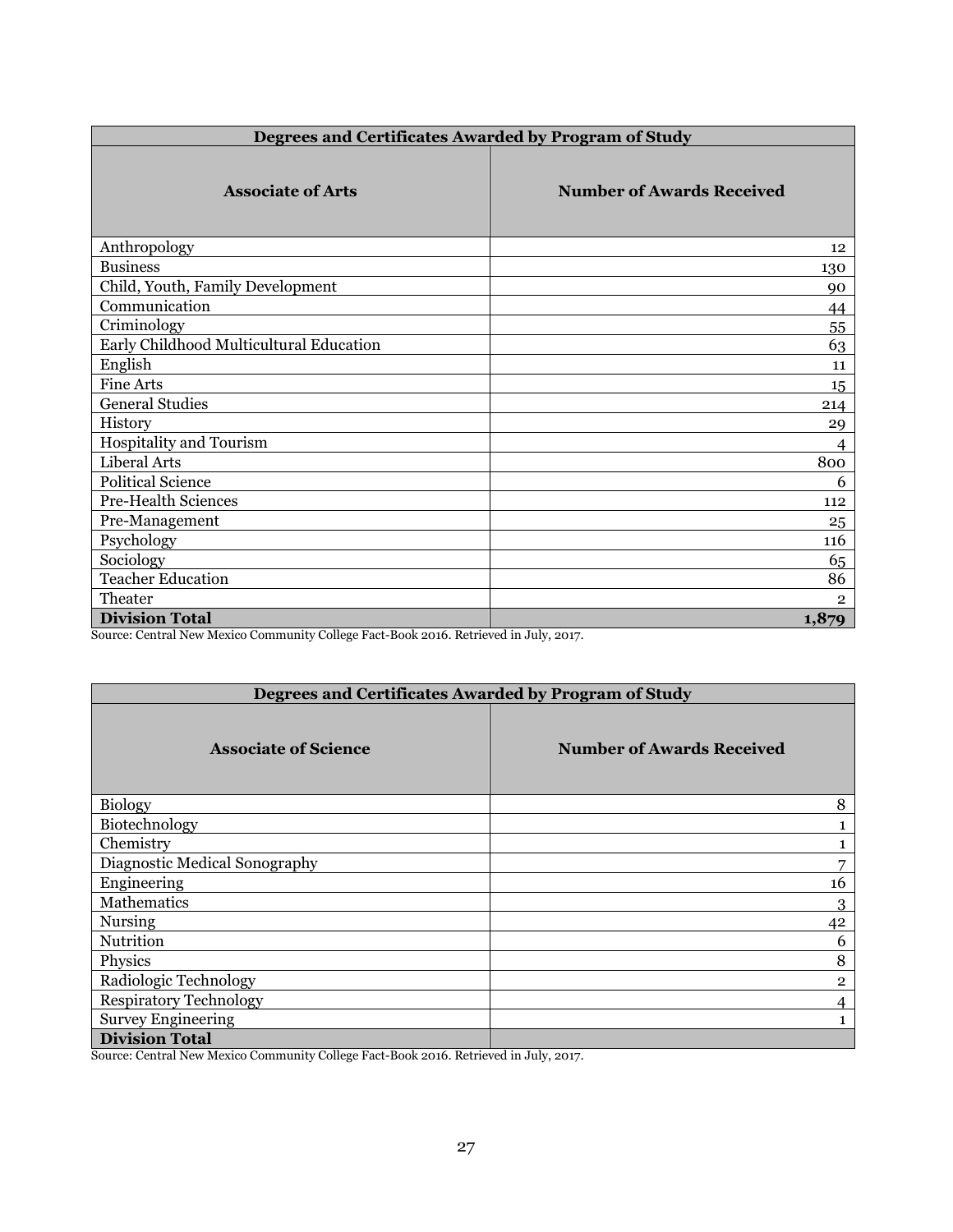| Degrees and Certificates Awarded by Program of Study | |
|---|---|
| **Associate of Arts** | **Number of Awards Received** |
| Anthropology | 12 |
| Business | 130 |
| Child, Youth, Family Development | 90 |
| Communication | 44 |
| Criminology | 55 |
| Early Childhood Multicultural Education | 63 |
| English | 11 |
| Fine Arts | 15 |
| General Studies | 214 |
| History | 29 |
| Hospitality and Tourism | 4 |
| Liberal Arts | 800 |
| Political Science | 6 |
| Pre-Health Sciences | 112 |
| Pre-Management | 25 |
| Psychology | 116 |
| Sociology | 65 |
| Teacher Education | 86 |
| Theater | 2 |
| **Division Total** | **1,879** |

Source: Central New Mexico Community College Fact-Book 2016. Retrieved in July, 2017.

| Degrees and Certificates Awarded by Program of Study | |
|---|---|
| **Associate of Science** | **Number of Awards Received** |
| Biology | 8 |
| Biotechnology | 1 |
| Chemistry | 1 |
| Diagnostic Medical Sonography | 7 |
| Engineering | 16 |
| Mathematics | 3 |
| Nursing | 42 |
| Nutrition | 6 |
| Physics | 8 |
| Radiologic Technology | 2 |
| Respiratory Technology | 4 |
| Survey Engineering | 1 |
| **Division Total** | |

Source: Central New Mexico Community College Fact-Book 2016. Retrieved in July, 2017.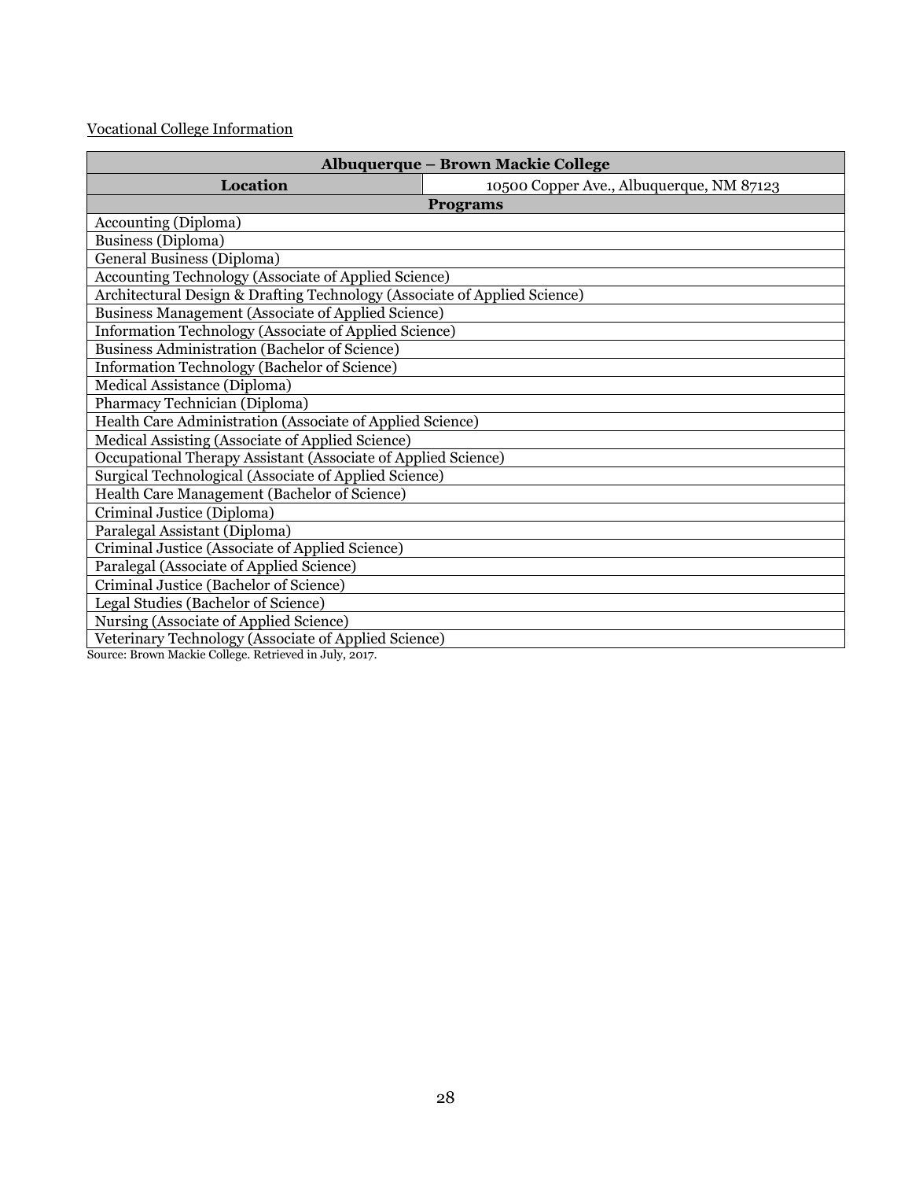Vocational College Information

| Albuquerque – Brown Mackie College | |
|---|---|
| **Location** | 10500 Copper Ave., Albuquerque, NM 87123 |
| **Programs** | |
| Accounting (Diploma) | |
| Business (Diploma) | |
| General Business (Diploma) | |
| Accounting Technology (Associate of Applied Science) | |
| Architectural Design & Drafting Technology (Associate of Applied Science) | |
| Business Management (Associate of Applied Science) | |
| Information Technology (Associate of Applied Science) | |
| Business Administration (Bachelor of Science) | |
| Information Technology (Bachelor of Science) | |
| Medical Assistance (Diploma) | |
| Pharmacy Technician (Diploma) | |
| Health Care Administration (Associate of Applied Science) | |
| Medical Assisting (Associate of Applied Science) | |
| Occupational Therapy Assistant (Associate of Applied Science) | |
| Surgical Technological (Associate of Applied Science) | |
| Health Care Management (Bachelor of Science) | |
| Criminal Justice (Diploma) | |
| Paralegal Assistant (Diploma) | |
| Criminal Justice (Associate of Applied Science) | |
| Paralegal (Associate of Applied Science) | |
| Criminal Justice (Bachelor of Science) | |
| Legal Studies (Bachelor of Science) | |
| Nursing (Associate of Applied Science) | |
| Veterinary Technology (Associate of Applied Science) | |

Source: Brown Mackie College. Retrieved in July, 2017.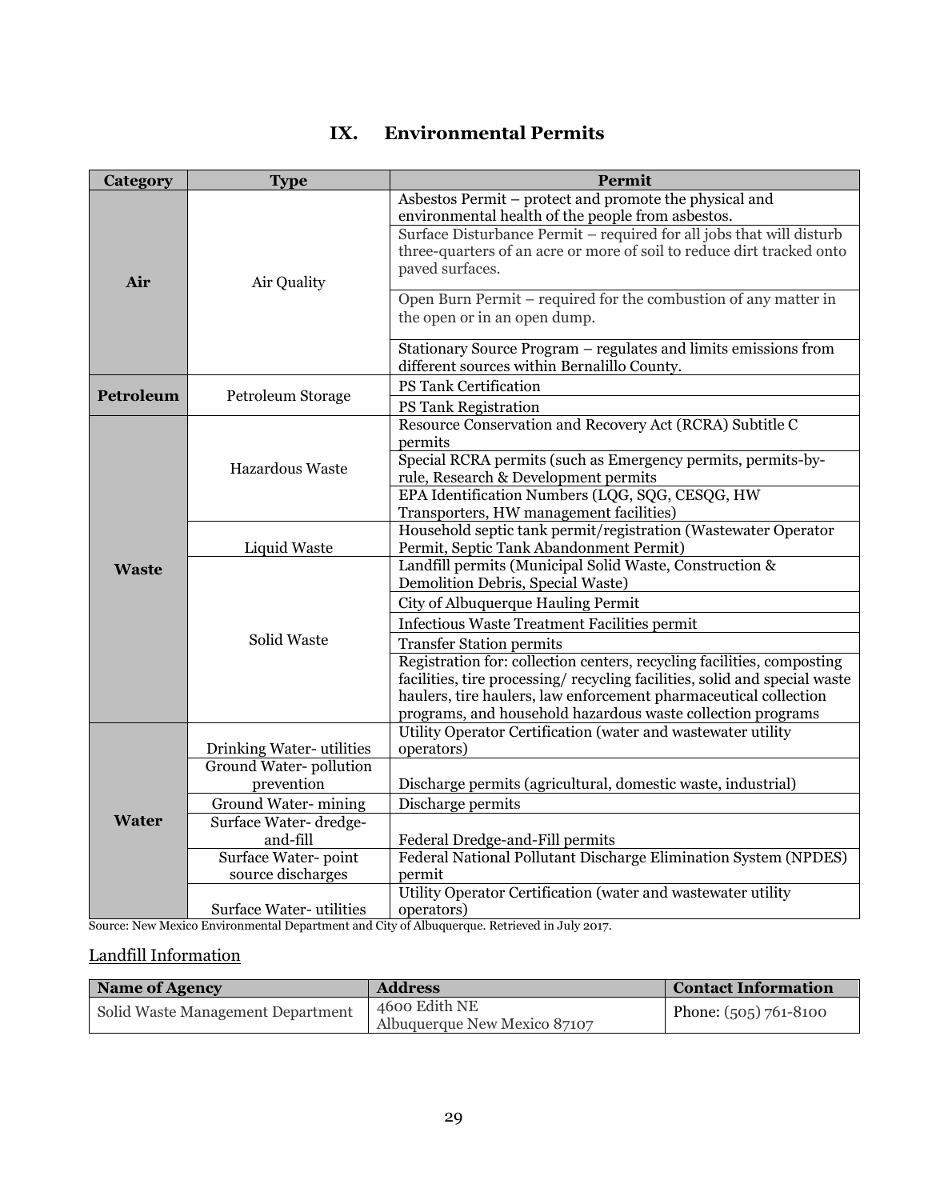## IX. Environmental Permits

| Category | Type | Permit |
|---|---|---|
| Air | Air Quality | Asbestos Permit – protect and promote the physical and environmental health of the people from asbestos. |
| | | Surface Disturbance Permit – required for all jobs that will disturb three-quarters of an acre or more of soil to reduce dirt tracked onto paved surfaces. |
| | | Open Burn Permit – required for the combustion of any matter in the open or in an open dump. |
| | | Stationary Source Program – regulates and limits emissions from different sources within Bernalillo County. |
| Petroleum | Petroleum Storage | PS Tank Certification |
| | | PS Tank Registration |
| Waste | Hazardous Waste | Resource Conservation and Recovery Act (RCRA) Subtitle C permits |
| | | Special RCRA permits (such as Emergency permits, permits-by-rule, Research & Development permits |
| | | EPA Identification Numbers (LQG, SQG, CESQG, HW Transporters, HW management facilities) |
| | Liquid Waste | Household septic tank permit/registration (Wastewater Operator Permit, Septic Tank Abandonment Permit) |
| | Solid Waste | Landfill permits (Municipal Solid Waste, Construction & Demolition Debris, Special Waste) |
| | | City of Albuquerque Hauling Permit |
| | | Infectious Waste Treatment Facilities permit |
| | | Transfer Station permits |
| | | Registration for: collection centers, recycling facilities, composting facilities, tire processing/ recycling facilities, solid and special waste haulers, tire haulers, law enforcement pharmaceutical collection programs, and household hazardous waste collection programs |
| Water | Drinking Water- utilities | Utility Operator Certification (water and wastewater utility operators) |
| | Ground Water- pollution prevention | Discharge permits (agricultural, domestic waste, industrial) |
| | Ground Water- mining | Discharge permits |
| | Surface Water- dredge-and-fill | Federal Dredge-and-Fill permits |
| | Surface Water- point source discharges | Federal National Pollutant Discharge Elimination System (NPDES) permit |
| | Surface Water- utilities | Utility Operator Certification (water and wastewater utility operators) |

Source: New Mexico Environmental Department and City of Albuquerque. Retrieved in July 2017.

Landfill Information

| Name of Agency | Address | Contact Information |
|---|---|---|
| Solid Waste Management Department | 4600 Edith NE<br>Albuquerque New Mexico 87107 | Phone: (505) 761-8100 |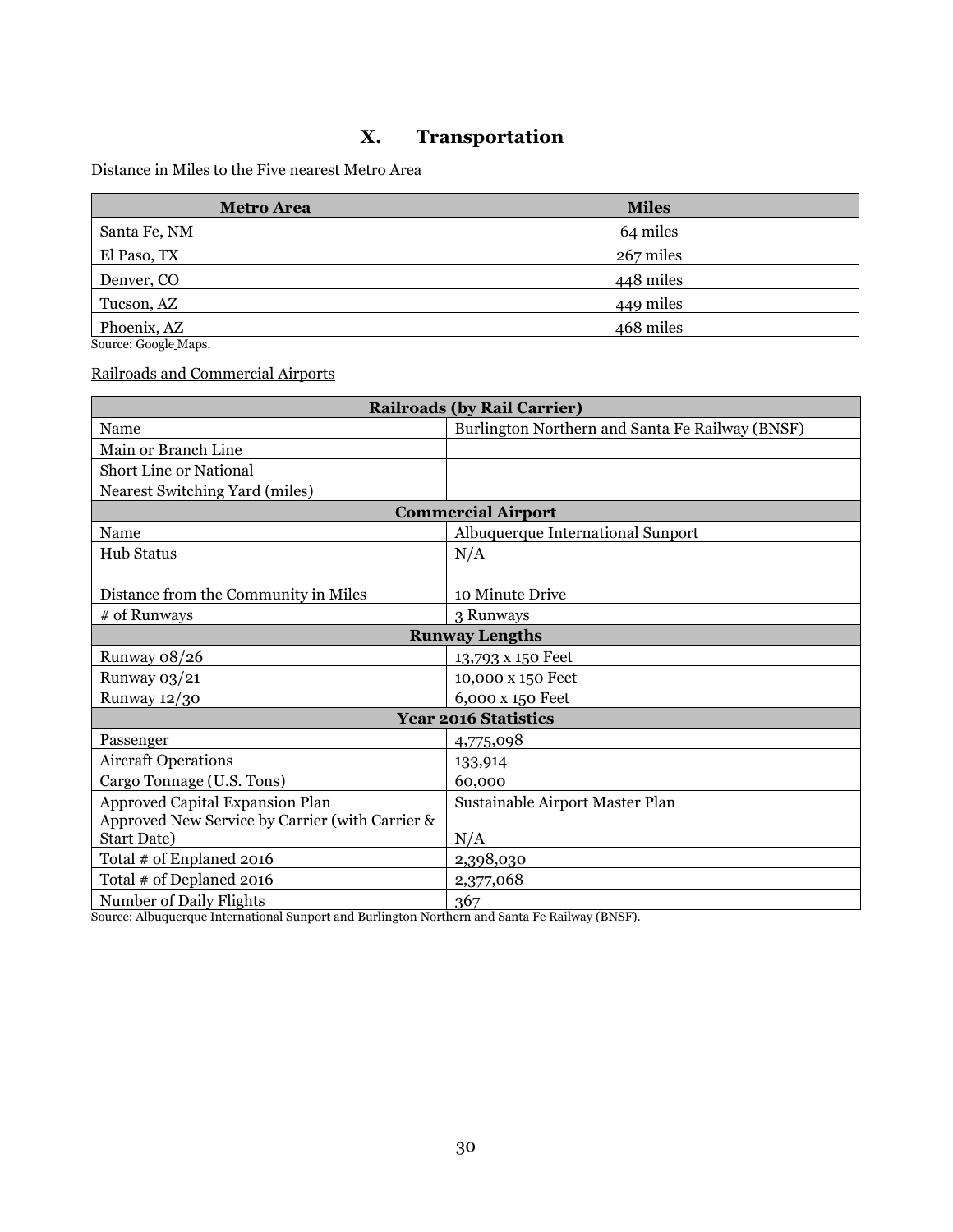# X. Transportation

Distance in Miles to the Five nearest Metro Area

| Metro Area | Miles |
|---|---|
| Santa Fe, NM | 64 miles |
| El Paso, TX | 267 miles |
| Denver, CO | 448 miles |
| Tucson, AZ | 449 miles |
| Phoenix, AZ | 468 miles |

Source: Google Maps.

Railroads and Commercial Airports

| **Railroads (by Rail Carrier)** | |
|---|---|
| Name | Burlington Northern and Santa Fe Railway (BNSF) |
| Main or Branch Line | |
| Short Line or National | |
| Nearest Switching Yard (miles) | |
| **Commercial Airport** | |
| Name | Albuquerque International Sunport |
| Hub Status | N/A |
| Distance from the Community in Miles | 10 Minute Drive |
| # of Runways | 3 Runways |
| **Runway Lengths** | |
| Runway 08/26 | 13,793 x 150 Feet |
| Runway 03/21 | 10,000 x 150 Feet |
| Runway 12/30 | 6,000 x 150 Feet |
| **Year 2016 Statistics** | |
| Passenger | 4,775,098 |
| Aircraft Operations | 133,914 |
| Cargo Tonnage (U.S. Tons) | 60,000 |
| Approved Capital Expansion Plan | Sustainable Airport Master Plan |
| Approved New Service by Carrier (with Carrier & Start Date) | N/A |
| Total # of Enplaned 2016 | 2,398,030 |
| Total # of Deplaned 2016 | 2,377,068 |
| Number of Daily Flights | 367 |

Source: Albuquerque International Sunport and Burlington Northern and Santa Fe Railway (BNSF).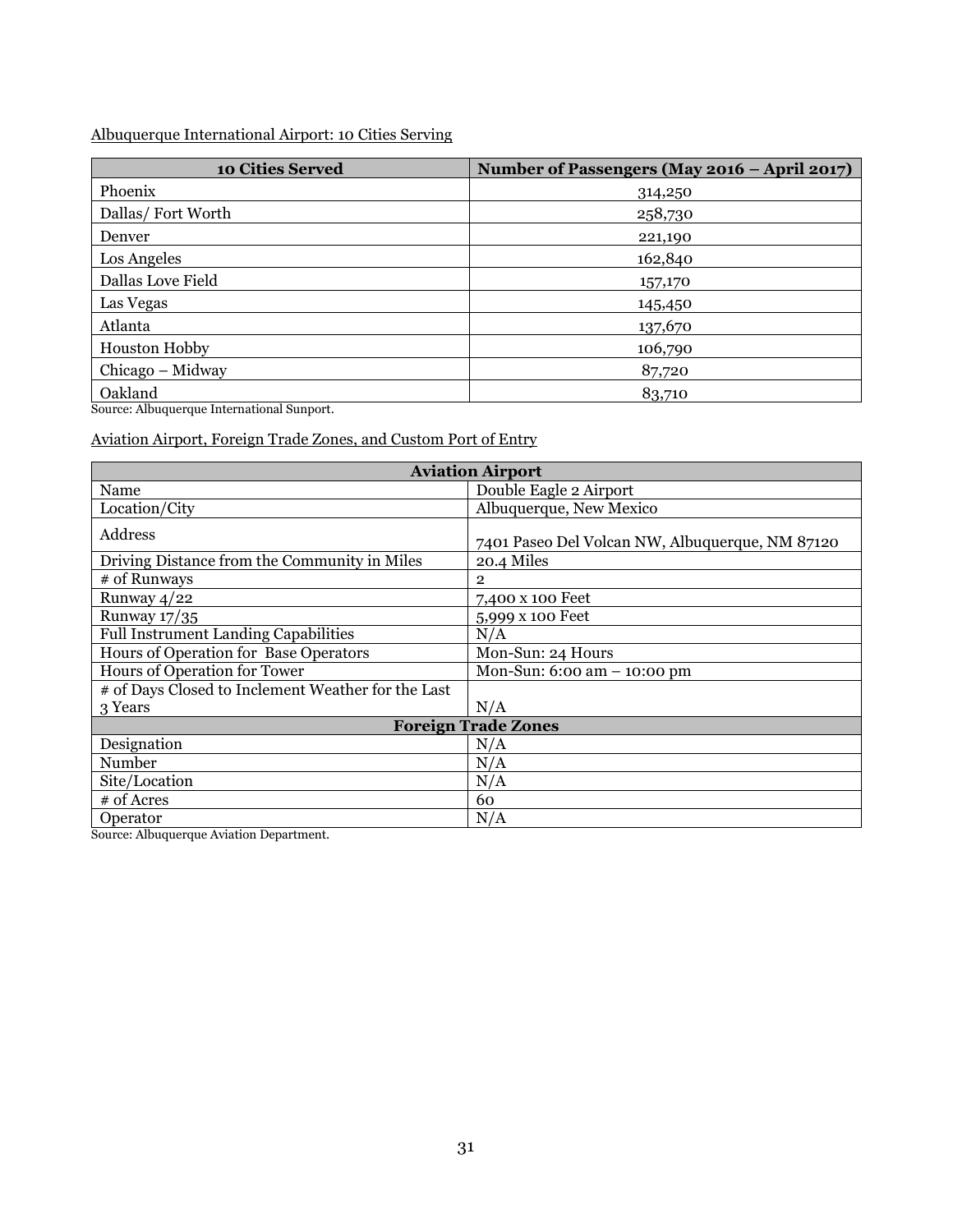Albuquerque International Airport: 10 Cities Serving

| 10 Cities Served | Number of Passengers (May 2016 – April 2017) |
|---|---|
| Phoenix | 314,250 |
| Dallas/ Fort Worth | 258,730 |
| Denver | 221,190 |
| Los Angeles | 162,840 |
| Dallas Love Field | 157,170 |
| Las Vegas | 145,450 |
| Atlanta | 137,670 |
| Houston Hobby | 106,790 |
| Chicago – Midway | 87,720 |
| Oakland | 83,710 |

Source: Albuquerque International Sunport.

Aviation Airport, Foreign Trade Zones, and Custom Port of Entry

| Aviation Airport | |
|---|---|
| Name | Double Eagle 2 Airport |
| Location/City | Albuquerque, New Mexico |
| Address | 7401 Paseo Del Volcan NW, Albuquerque, NM 87120 |
| Driving Distance from the Community in Miles | 20.4 Miles |
| # of Runways | 2 |
| Runway 4/22 | 7,400 x 100 Feet |
| Runway 17/35 | 5,999 x 100 Feet |
| Full Instrument Landing Capabilities | N/A |
| Hours of Operation for Base Operators | Mon-Sun: 24 Hours |
| Hours of Operation for Tower | Mon-Sun: 6:00 am – 10:00 pm |
| # of Days Closed to Inclement Weather for the Last 3 Years | N/A |
| **Foreign Trade Zones** | |
| Designation | N/A |
| Number | N/A |
| Site/Location | N/A |
| # of Acres | 60 |
| Operator | N/A |

Source: Albuquerque Aviation Department.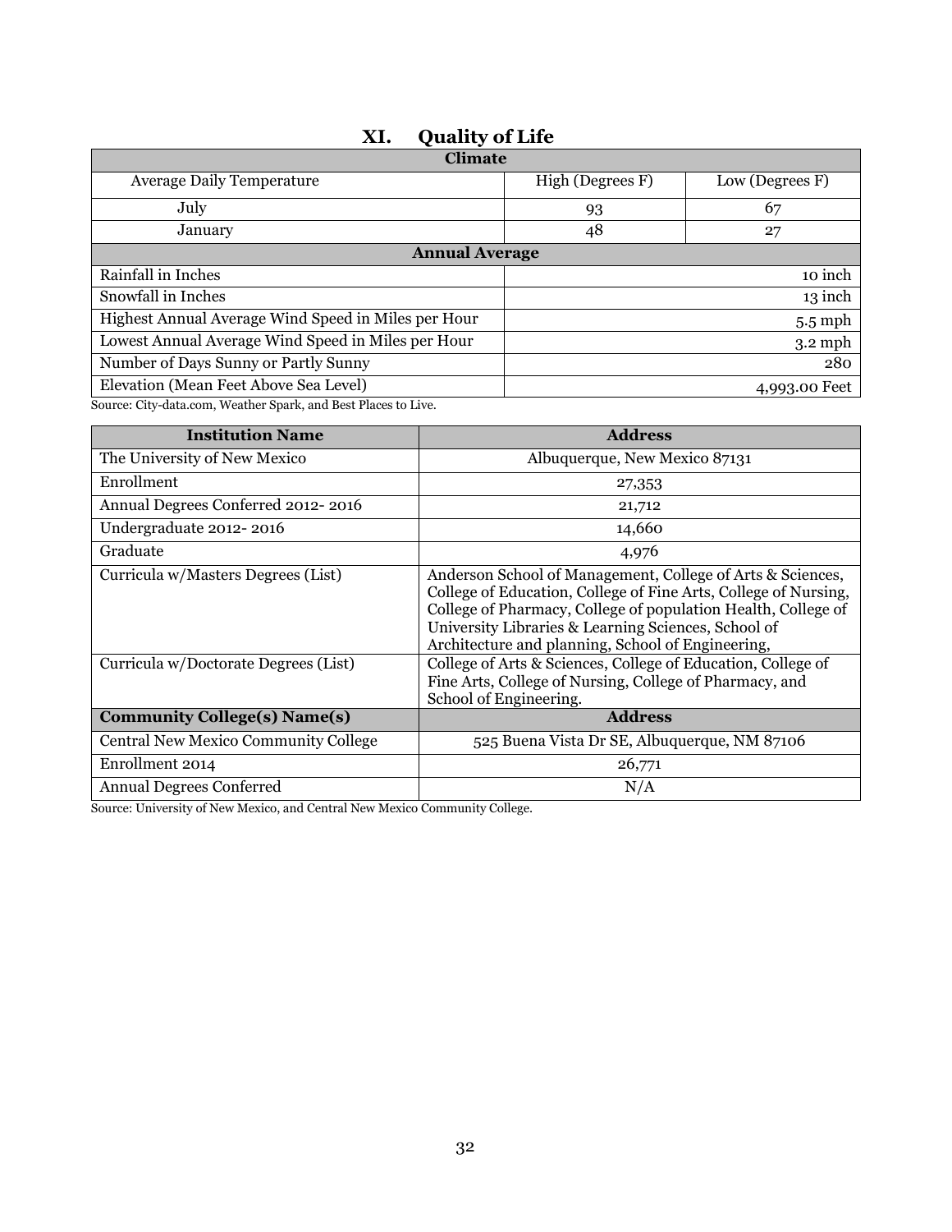## XI. Quality of Life

| Climate | | |
|---|---|---|
| Average Daily Temperature | High (Degrees F) | Low (Degrees F) |
| July | 93 | 67 |
| January | 48 | 27 |
| **Annual Average** | | |
| Rainfall in Inches | | 10 inch |
| Snowfall in Inches | | 13 inch |
| Highest Annual Average Wind Speed in Miles per Hour | | 5.5 mph |
| Lowest Annual Average Wind Speed in Miles per Hour | | 3.2 mph |
| Number of Days Sunny or Partly Sunny | | 280 |
| Elevation (Mean Feet Above Sea Level) | | 4,993.00 Feet |

Source: City-data.com, Weather Spark, and Best Places to Live.

| Institution Name | Address |
|---|---|
| The University of New Mexico | Albuquerque, New Mexico 87131 |
| Enrollment | 27,353 |
| Annual Degrees Conferred 2012- 2016 | 21,712 |
| Undergraduate 2012- 2016 | 14,660 |
| Graduate | 4,976 |
| Curricula w/Masters Degrees (List) | Anderson School of Management, College of Arts & Sciences, College of Education, College of Fine Arts, College of Nursing, College of Pharmacy, College of population Health, College of University Libraries & Learning Sciences, School of Architecture and planning, School of Engineering, |
| Curricula w/Doctorate Degrees (List) | College of Arts & Sciences, College of Education, College of Fine Arts, College of Nursing, College of Pharmacy, and School of Engineering. |
| **Community College(s) Name(s)** | **Address** |
| Central New Mexico Community College | 525 Buena Vista Dr SE, Albuquerque, NM 87106 |
| Enrollment 2014 | 26,771 |
| Annual Degrees Conferred | N/A |

Source: University of New Mexico, and Central New Mexico Community College.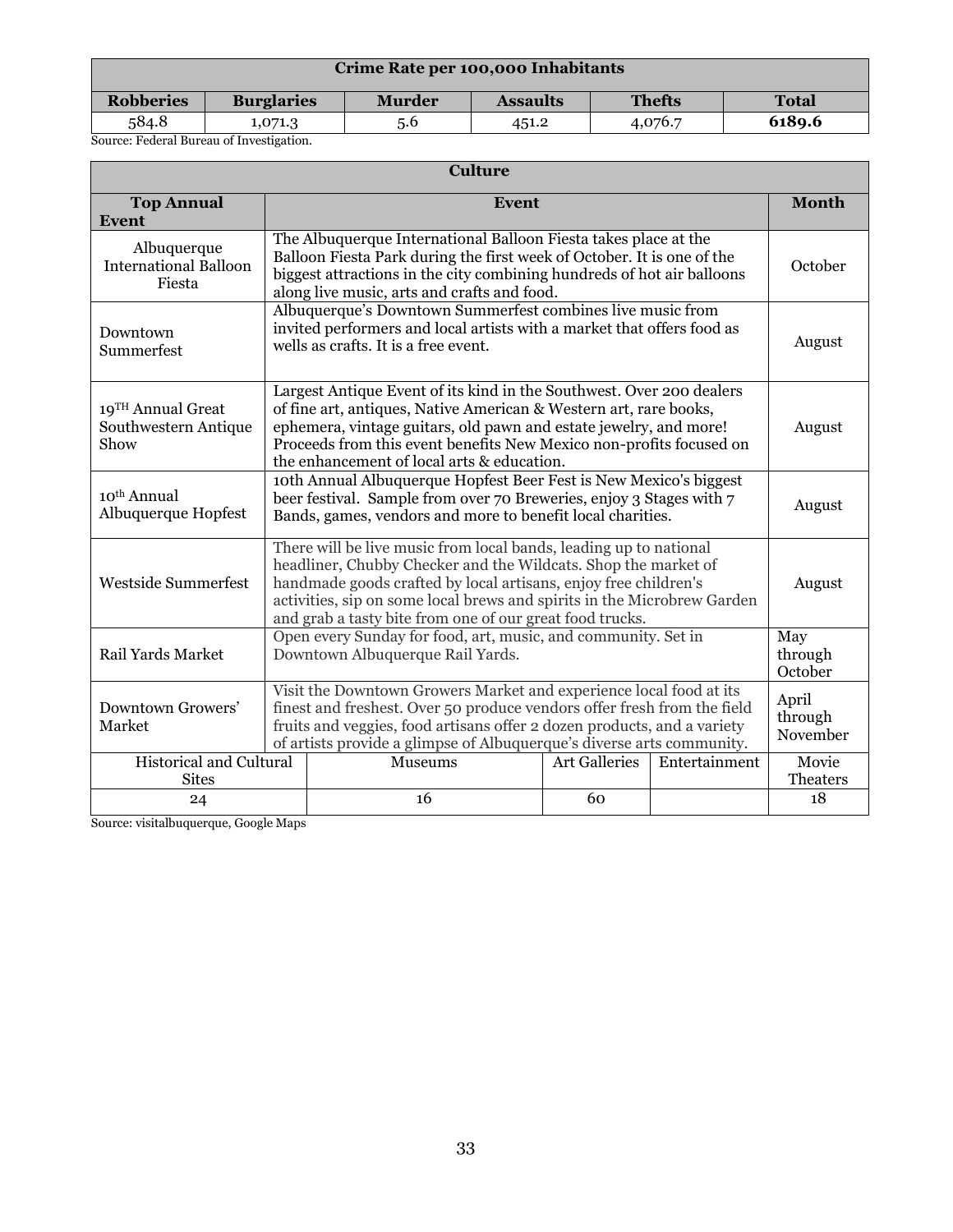| Crime Rate per 100,000 Inhabitants | | | | | |
|---|---|---|---|---|---|
| **Robberies** | **Burglaries** | **Murder** | **Assaults** | **Thefts** | **Total** |
| 584.8 | 1,071.3 | 5.6 | 451.2 | 4,076.7 | **6189.6** |

Source: Federal Bureau of Investigation.

| Culture | | |
|---|---|---|
| **Top Annual Event** | **Event** | **Month** |
| Albuquerque International Balloon Fiesta | The Albuquerque International Balloon Fiesta takes place at the Balloon Fiesta Park during the first week of October. It is one of the biggest attractions in the city combining hundreds of hot air balloons along live music, arts and crafts and food. | October |
| Downtown Summerfest | Albuquerque's Downtown Summerfest combines live music from invited performers and local artists with a market that offers food as wells as crafts. It is a free event. | August |
| 19TH Annual Great Southwestern Antique Show | Largest Antique Event of its kind in the Southwest. Over 200 dealers of fine art, antiques, Native American & Western art, rare books, ephemera, vintage guitars, old pawn and estate jewelry, and more! Proceeds from this event benefits New Mexico non-profits focused on the enhancement of local arts & education. | August |
| 10th Annual Albuquerque Hopfest | 10th Annual Albuquerque Hopfest Beer Fest is New Mexico's biggest beer festival. Sample from over 70 Breweries, enjoy 3 Stages with 7 Bands, games, vendors and more to benefit local charities. | August |
| Westside Summerfest | There will be live music from local bands, leading up to national headliner, Chubby Checker and the Wildcats. Shop the market of handmade goods crafted by local artisans, enjoy free children's activities, sip on some local brews and spirits in the Microbrew Garden and grab a tasty bite from one of our great food trucks. | August |
| Rail Yards Market | Open every Sunday for food, art, music, and community. Set in Downtown Albuquerque Rail Yards. | May through October |
| Downtown Growers' Market | Visit the Downtown Growers Market and experience local food at its finest and freshest. Over 50 produce vendors offer fresh from the field fruits and veggies, food artisans offer 2 dozen products, and a variety of artists provide a glimpse of Albuquerque's diverse arts community. | April through November |

| Historical and Cultural Sites | Museums | Art Galleries | Entertainment | Movie Theaters |
|---|---|---|---|---|
| 24 | 16 | 60 | | 18 |

Source: visitalbuquerque, Google Maps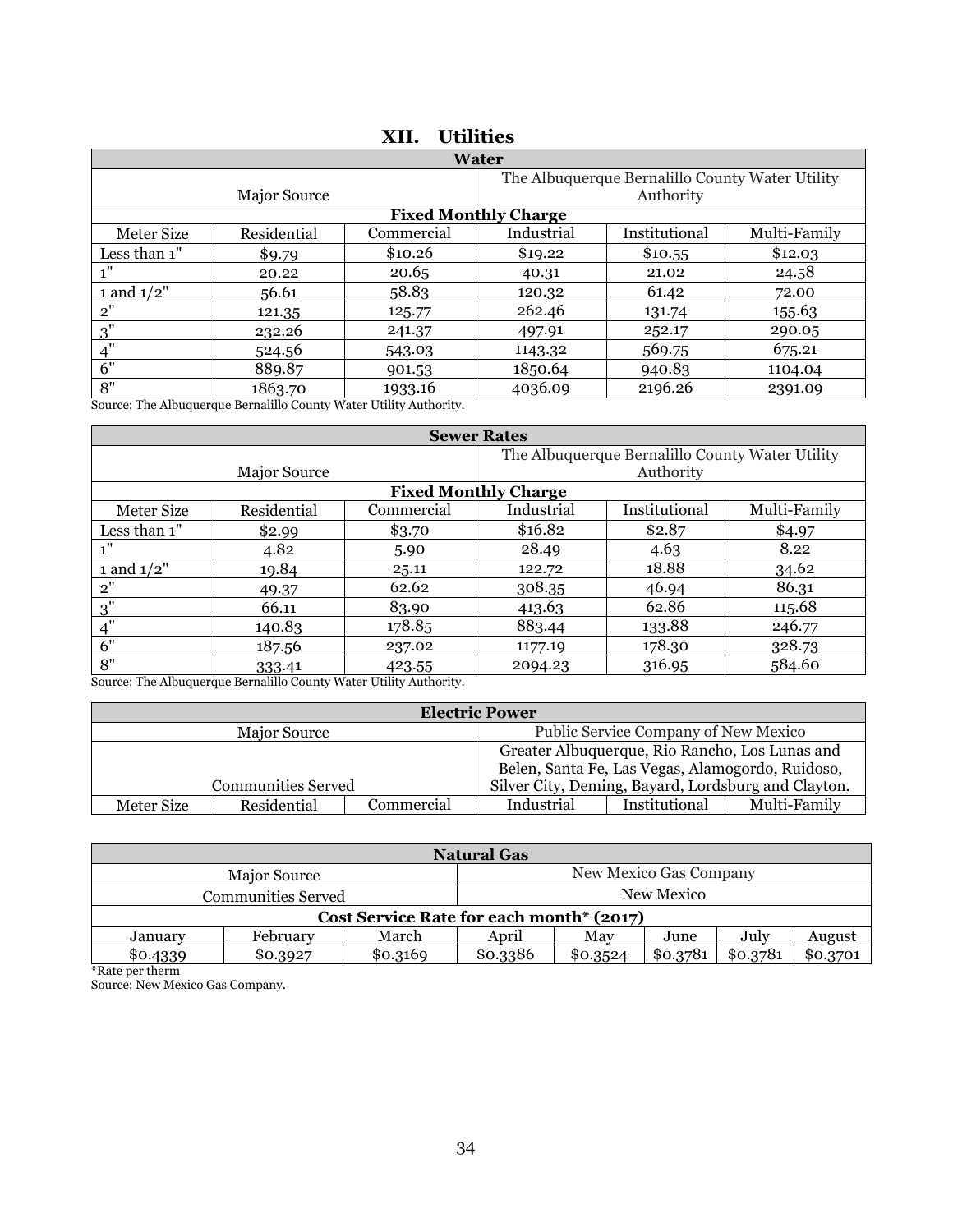# XII. Utilities

| Water | | | | | |
|---|---|---|---|---|---|
| Major Source | | | The Albuquerque Bernalillo County Water Utility Authority | | |
| **Fixed Monthly Charge** | | | | | |
| Meter Size | Residential | Commercial | Industrial | Institutional | Multi-Family |
| Less than 1" | $9.79 | $10.26 | $19.22 | $10.55 | $12.03 |
| 1" | 20.22 | 20.65 | 40.31 | 21.02 | 24.58 |
| 1 and 1/2" | 56.61 | 58.83 | 120.32 | 61.42 | 72.00 |
| 2" | 121.35 | 125.77 | 262.46 | 131.74 | 155.63 |
| 3" | 232.26 | 241.37 | 497.91 | 252.17 | 290.05 |
| 4" | 524.56 | 543.03 | 1143.32 | 569.75 | 675.21 |
| 6" | 889.87 | 901.53 | 1850.64 | 940.83 | 1104.04 |
| 8" | 1863.70 | 1933.16 | 4036.09 | 2196.26 | 2391.09 |

Source: The Albuquerque Bernalillo County Water Utility Authority.

| Sewer Rates | | | | | |
|---|---|---|---|---|---|
| Major Source | | | The Albuquerque Bernalillo County Water Utility Authority | | |
| **Fixed Monthly Charge** | | | | | |
| Meter Size | Residential | Commercial | Industrial | Institutional | Multi-Family |
| Less than 1" | $2.99 | $3.70 | $16.82 | $2.87 | $4.97 |
| 1" | 4.82 | 5.90 | 28.49 | 4.63 | 8.22 |
| 1 and 1/2" | 19.84 | 25.11 | 122.72 | 18.88 | 34.62 |
| 2" | 49.37 | 62.62 | 308.35 | 46.94 | 86.31 |
| 3" | 66.11 | 83.90 | 413.63 | 62.86 | 115.68 |
| 4" | 140.83 | 178.85 | 883.44 | 133.88 | 246.77 |
| 6" | 187.56 | 237.02 | 1177.19 | 178.30 | 328.73 |
| 8" | 333.41 | 423.55 | 2094.23 | 316.95 | 584.60 |

Source: The Albuquerque Bernalillo County Water Utility Authority.

| Electric Power | | | | | |
|---|---|---|---|---|---|
| Major Source | | | Public Service Company of New Mexico | | |
| Communities Served | | | Greater Albuquerque, Rio Rancho, Los Lunas and Belen, Santa Fe, Las Vegas, Alamogordo, Ruidoso, Silver City, Deming, Bayard, Lordsburg and Clayton. | | |
| Meter Size | Residential | Commercial | Industrial | Institutional | Multi-Family |

| Natural Gas | | | | | | | |
|---|---|---|---|---|---|---|---|
| Major Source | | | New Mexico Gas Company | | | | |
| Communities Served | | | New Mexico | | | | |
| **Cost Service Rate for each month* (2017)** | | | | | | | |
| January | February | March | April | May | June | July | August |
| $0.4339 | $0.3927 | $0.3169 | $0.3386 | $0.3524 | $0.3781 | $0.3781 | $0.3701 |

*Rate per therm

Source: New Mexico Gas Company.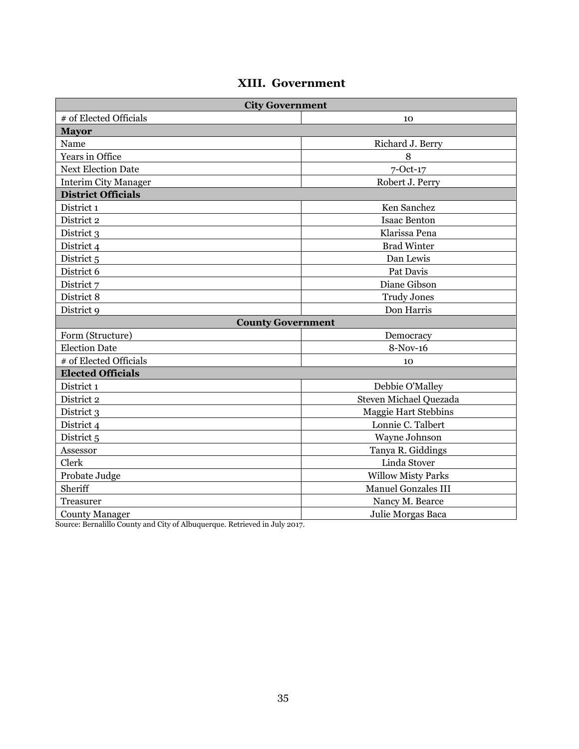## XIII. Government

| City Government | |
|---|---|
| # of Elected Officials | 10 |
| **Mayor** | |
| Name | Richard J. Berry |
| Years in Office | 8 |
| Next Election Date | 7-Oct-17 |
| Interim City Manager | Robert J. Perry |
| **District Officials** | |
| District 1 | Ken Sanchez |
| District 2 | Isaac Benton |
| District 3 | Klarissa Pena |
| District 4 | Brad Winter |
| District 5 | Dan Lewis |
| District 6 | Pat Davis |
| District 7 | Diane Gibson |
| District 8 | Trudy Jones |
| District 9 | Don Harris |
| **County Government** | |
| Form (Structure) | Democracy |
| Election Date | 8-Nov-16 |
| # of Elected Officials | 10 |
| **Elected Officials** | |
| District 1 | Debbie O'Malley |
| District 2 | Steven Michael Quezada |
| District 3 | Maggie Hart Stebbins |
| District 4 | Lonnie C. Talbert |
| District 5 | Wayne Johnson |
| Assessor | Tanya R. Giddings |
| Clerk | Linda Stover |
| Probate Judge | Willow Misty Parks |
| Sheriff | Manuel Gonzales III |
| Treasurer | Nancy M. Bearce |
| County Manager | Julie Morgas Baca |

Source: Bernalillo County and City of Albuquerque. Retrieved in July 2017.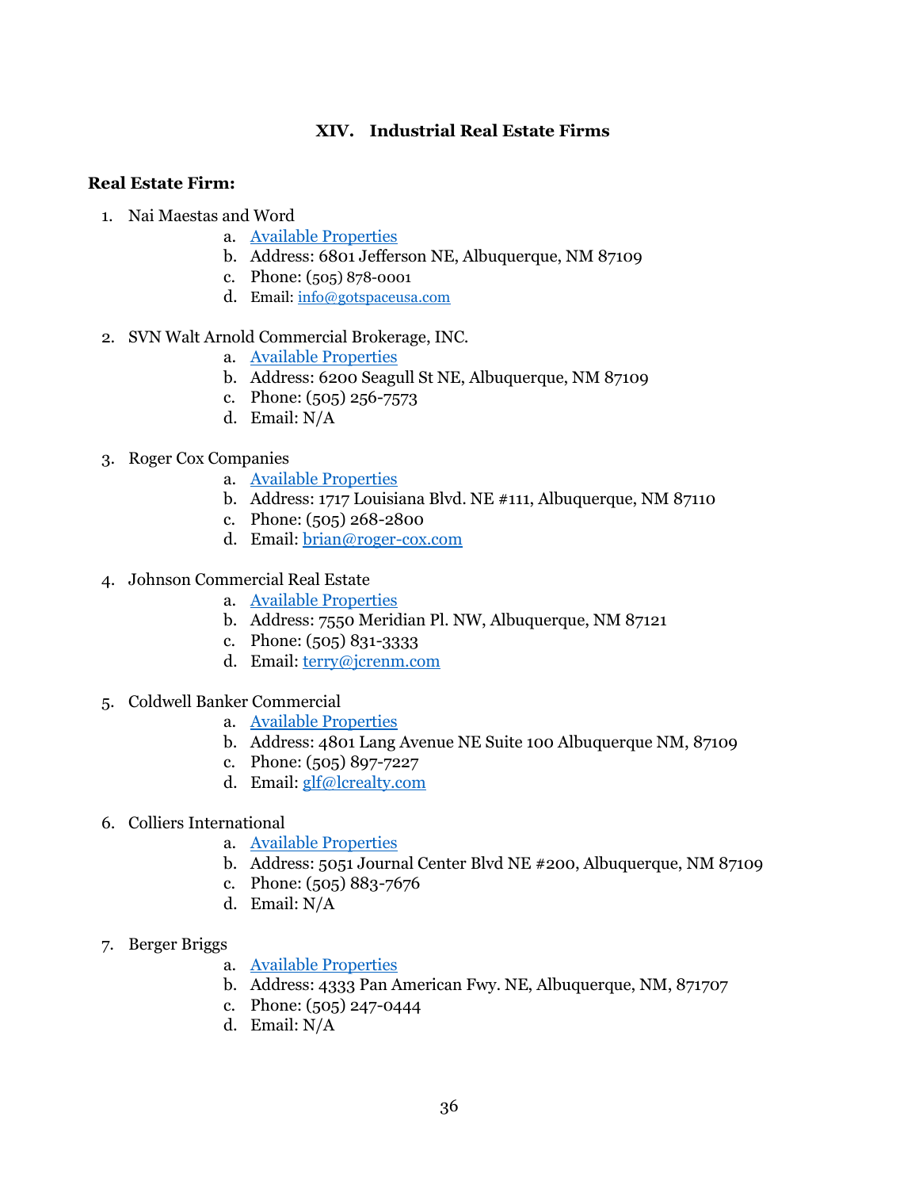## XIV. Industrial Real Estate Firms

**Real Estate Firm:**

1. Nai Maestas and Word
    a. Available Properties
    b. Address: 6801 Jefferson NE, Albuquerque, NM 87109
    c. Phone: (505) 878-0001
    d. Email: info@gotspaceusa.com

2. SVN Walt Arnold Commercial Brokerage, INC.
    a. Available Properties
    b. Address: 6200 Seagull St NE, Albuquerque, NM 87109
    c. Phone: (505) 256-7573
    d. Email: N/A

3. Roger Cox Companies
    a. Available Properties
    b. Address: 1717 Louisiana Blvd. NE #111, Albuquerque, NM 87110
    c. Phone: (505) 268-2800
    d. Email: brian@roger-cox.com

4. Johnson Commercial Real Estate
    a. Available Properties
    b. Address: 7550 Meridian Pl. NW, Albuquerque, NM 87121
    c. Phone: (505) 831-3333
    d. Email: terry@jcrenm.com

5. Coldwell Banker Commercial
    a. Available Properties
    b. Address: 4801 Lang Avenue NE Suite 100 Albuquerque NM, 87109
    c. Phone: (505) 897-7227
    d. Email: glf@lcrealty.com

6. Colliers International
    a. Available Properties
    b. Address: 5051 Journal Center Blvd NE #200, Albuquerque, NM 87109
    c. Phone: (505) 883-7676
    d. Email: N/A

7. Berger Briggs
    a. Available Properties
    b. Address: 4333 Pan American Fwy. NE, Albuquerque, NM, 871707
    c. Phone: (505) 247-0444
    d. Email: N/A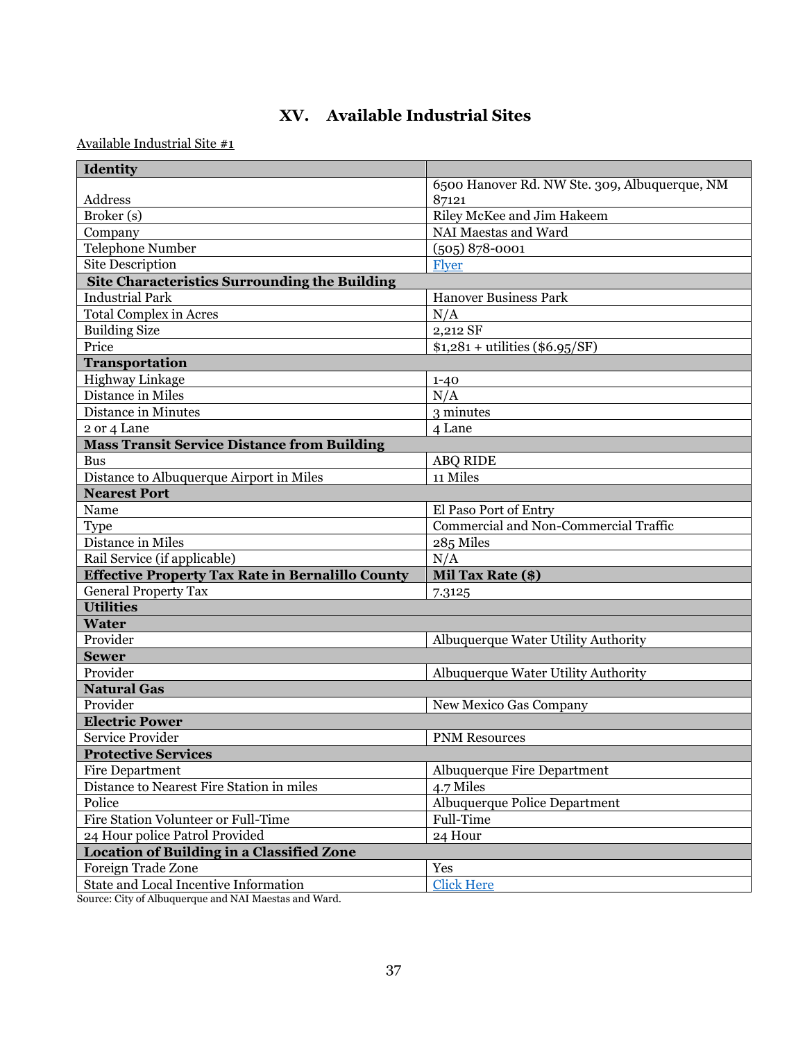# XV. Available Industrial Sites

Available Industrial Site #1

| **Identity** | |
|---|---|
| Address | 6500 Hanover Rd. NW Ste. 309, Albuquerque, NM 87121 |
| Broker (s) | Riley McKee and Jim Hakeem |
| Company | NAI Maestas and Ward |
| Telephone Number | (505) 878-0001 |
| Site Description | Flyer |
| **Site Characteristics Surrounding the Building** | |
| Industrial Park | Hanover Business Park |
| Total Complex in Acres | N/A |
| Building Size | 2,212 SF |
| Price | $1,281 + utilities ($6.95/SF) |
| **Transportation** | |
| Highway Linkage | 1-40 |
| Distance in Miles | N/A |
| Distance in Minutes | 3 minutes |
| 2 or 4 Lane | 4 Lane |
| **Mass Transit Service Distance from Building** | |
| Bus | ABQ RIDE |
| Distance to Albuquerque Airport in Miles | 11 Miles |
| **Nearest Port** | |
| Name | El Paso Port of Entry |
| Type | Commercial and Non-Commercial Traffic |
| Distance in Miles | 285 Miles |
| Rail Service (if applicable) | N/A |
| **Effective Property Tax Rate in Bernalillo County** | **Mil Tax Rate ($)** |
| General Property Tax | 7.3125 |
| **Utilities** | |
| **Water** | |
| Provider | Albuquerque Water Utility Authority |
| **Sewer** | |
| Provider | Albuquerque Water Utility Authority |
| **Natural Gas** | |
| Provider | New Mexico Gas Company |
| **Electric Power** | |
| Service Provider | PNM Resources |
| **Protective Services** | |
| Fire Department | Albuquerque Fire Department |
| Distance to Nearest Fire Station in miles | 4.7 Miles |
| Police | Albuquerque Police Department |
| Fire Station Volunteer or Full-Time | Full-Time |
| 24 Hour police Patrol Provided | 24 Hour |
| **Location of Building in a Classified Zone** | |
| Foreign Trade Zone | Yes |
| State and Local Incentive Information | Click Here |

Source: City of Albuquerque and NAI Maestas and Ward.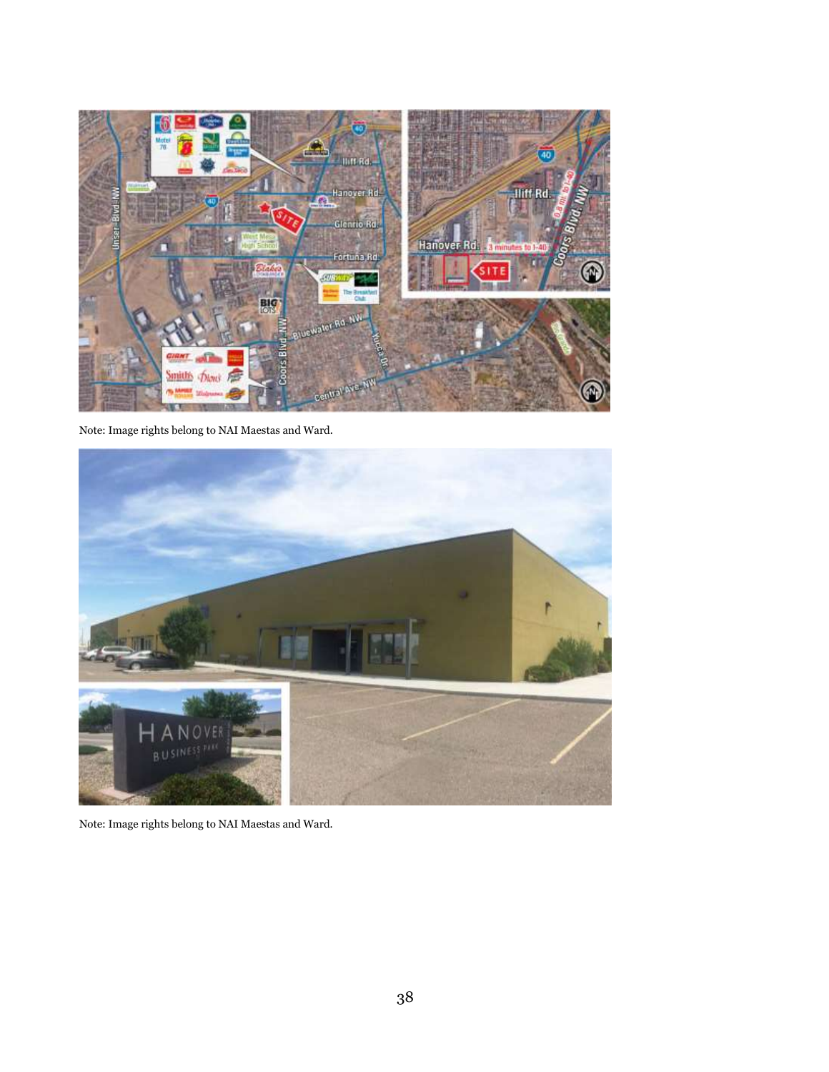Note: Image rights belong to NAI Maestas and Ward.

Note: Image rights belong to NAI Maestas and Ward.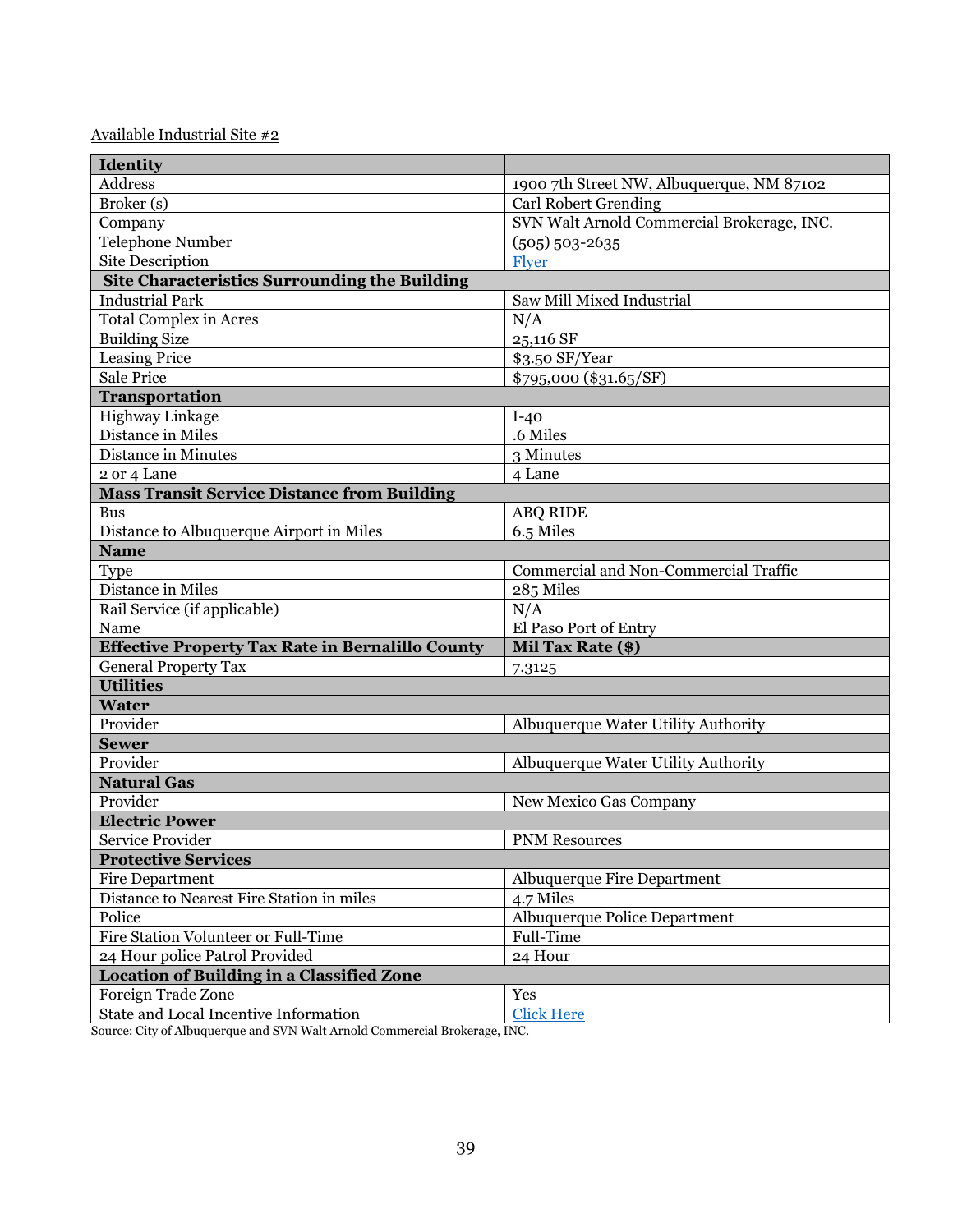Available Industrial Site #2

| **Identity** | |
|---|---|
| Address | 1900 7th Street NW, Albuquerque, NM 87102 |
| Broker (s) | Carl Robert Grending |
| Company | SVN Walt Arnold Commercial Brokerage, INC. |
| Telephone Number | (505) 503-2635 |
| Site Description | Flyer |
| **Site Characteristics Surrounding the Building** | |
| Industrial Park | Saw Mill Mixed Industrial |
| Total Complex in Acres | N/A |
| Building Size | 25,116 SF |
| Leasing Price | $3.50 SF/Year |
| Sale Price | $795,000 ($31.65/SF) |
| **Transportation** | |
| Highway Linkage | I-40 |
| Distance in Miles | .6 Miles |
| Distance in Minutes | 3 Minutes |
| 2 or 4 Lane | 4 Lane |
| **Mass Transit Service Distance from Building** | |
| Bus | ABQ RIDE |
| Distance to Albuquerque Airport in Miles | 6.5 Miles |
| **Name** | |
| Type | Commercial and Non-Commercial Traffic |
| Distance in Miles | 285 Miles |
| Rail Service (if applicable) | N/A |
| Name | El Paso Port of Entry |
| **Effective Property Tax Rate in Bernalillo County** | **Mil Tax Rate ($)** |
| General Property Tax | 7.3125 |
| **Utilities** | |
| **Water** | |
| Provider | Albuquerque Water Utility Authority |
| **Sewer** | |
| Provider | Albuquerque Water Utility Authority |
| **Natural Gas** | |
| Provider | New Mexico Gas Company |
| **Electric Power** | |
| Service Provider | PNM Resources |
| **Protective Services** | |
| Fire Department | Albuquerque Fire Department |
| Distance to Nearest Fire Station in miles | 4.7 Miles |
| Police | Albuquerque Police Department |
| Fire Station Volunteer or Full-Time | Full-Time |
| 24 Hour police Patrol Provided | 24 Hour |
| **Location of Building in a Classified Zone** | |
| Foreign Trade Zone | Yes |
| State and Local Incentive Information | Click Here |

Source: City of Albuquerque and SVN Walt Arnold Commercial Brokerage, INC.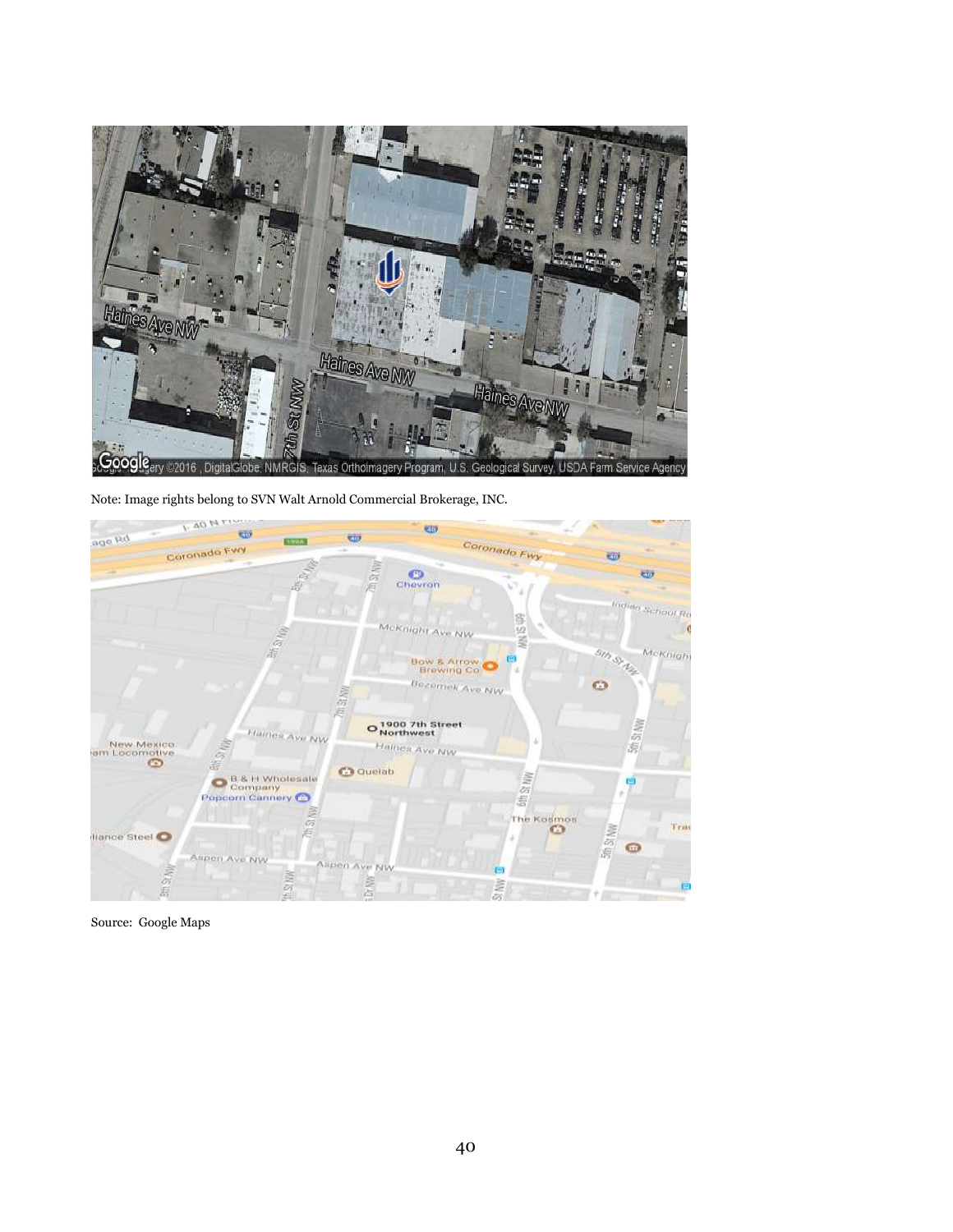Note: Image rights belong to SVN Walt Arnold Commercial Brokerage, INC.

Source: Google Maps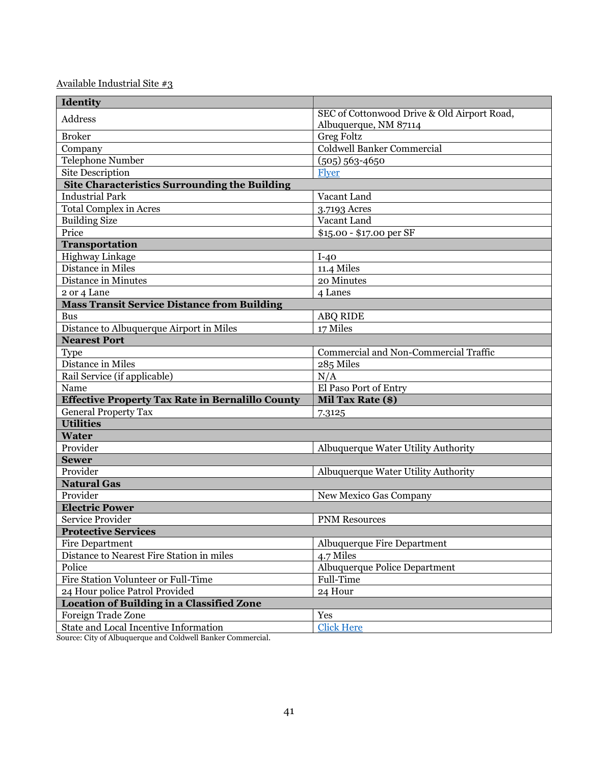Available Industrial Site #3

| Identity | |
|---|---|
| Address | SEC of Cottonwood Drive & Old Airport Road, Albuquerque, NM 87114 |
| Broker | Greg Foltz |
| Company | Coldwell Banker Commercial |
| Telephone Number | (505) 563-4650 |
| Site Description | Flyer |
| **Site Characteristics Surrounding the Building** | |
| Industrial Park | Vacant Land |
| Total Complex in Acres | 3.7193 Acres |
| Building Size | Vacant Land |
| Price | $15.00 - $17.00 per SF |
| **Transportation** | |
| Highway Linkage | I-40 |
| Distance in Miles | 11.4 Miles |
| Distance in Minutes | 20 Minutes |
| 2 or 4 Lane | 4 Lanes |
| **Mass Transit Service Distance from Building** | |
| Bus | ABQ RIDE |
| Distance to Albuquerque Airport in Miles | 17 Miles |
| **Nearest Port** | |
| Type | Commercial and Non-Commercial Traffic |
| Distance in Miles | 285 Miles |
| Rail Service (if applicable) | N/A |
| Name | El Paso Port of Entry |
| **Effective Property Tax Rate in Bernalillo County** | **Mil Tax Rate ($)** |
| General Property Tax | 7.3125 |
| **Utilities** | |
| **Water** | |
| Provider | Albuquerque Water Utility Authority |
| **Sewer** | |
| Provider | Albuquerque Water Utility Authority |
| **Natural Gas** | |
| Provider | New Mexico Gas Company |
| **Electric Power** | |
| Service Provider | PNM Resources |
| **Protective Services** | |
| Fire Department | Albuquerque Fire Department |
| Distance to Nearest Fire Station in miles | 4.7 Miles |
| Police | Albuquerque Police Department |
| Fire Station Volunteer or Full-Time | Full-Time |
| 24 Hour police Patrol Provided | 24 Hour |
| **Location of Building in a Classified Zone** | |
| Foreign Trade Zone | Yes |
| State and Local Incentive Information | Click Here |

Source: City of Albuquerque and Coldwell Banker Commercial.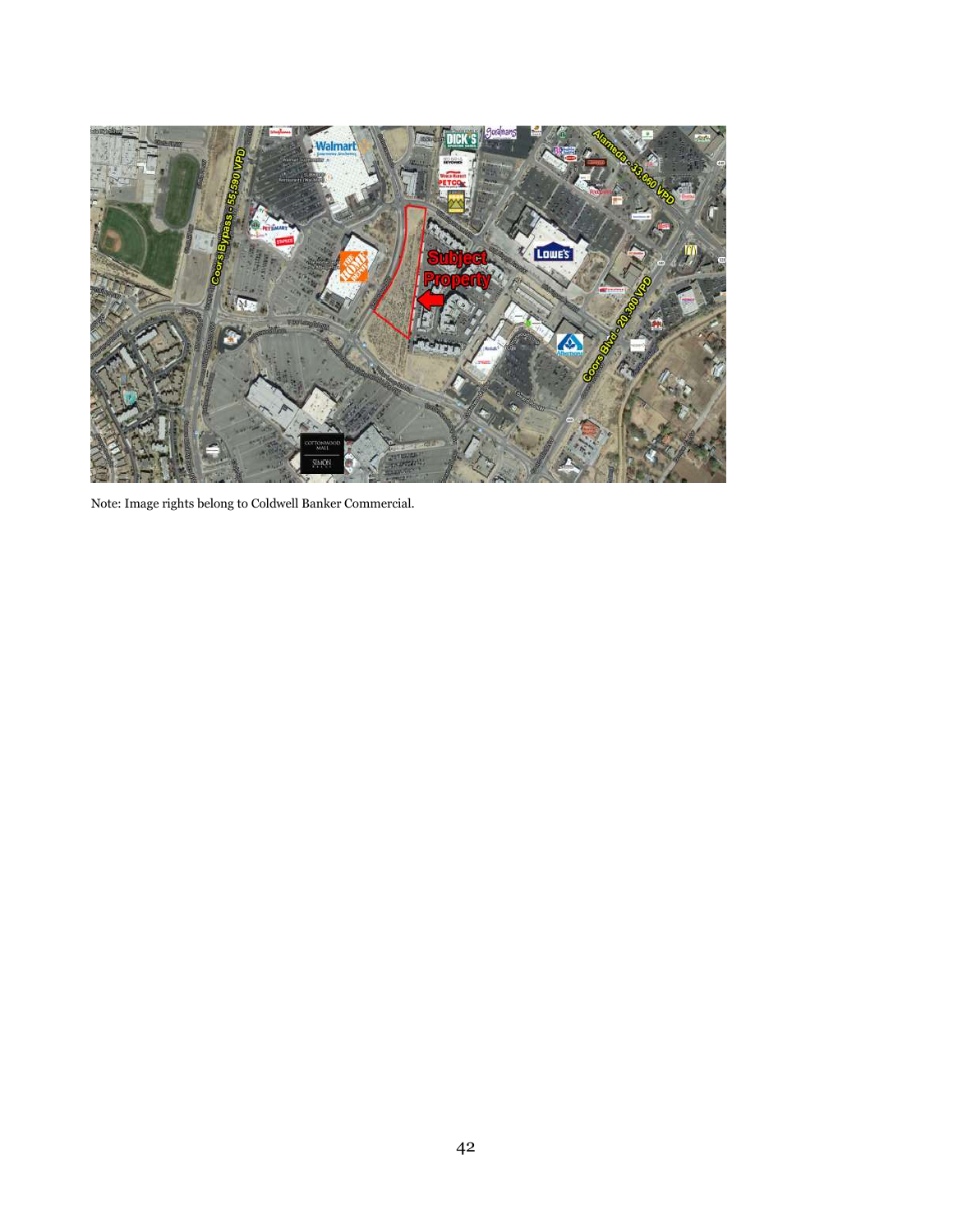Note: Image rights belong to Coldwell Banker Commercial.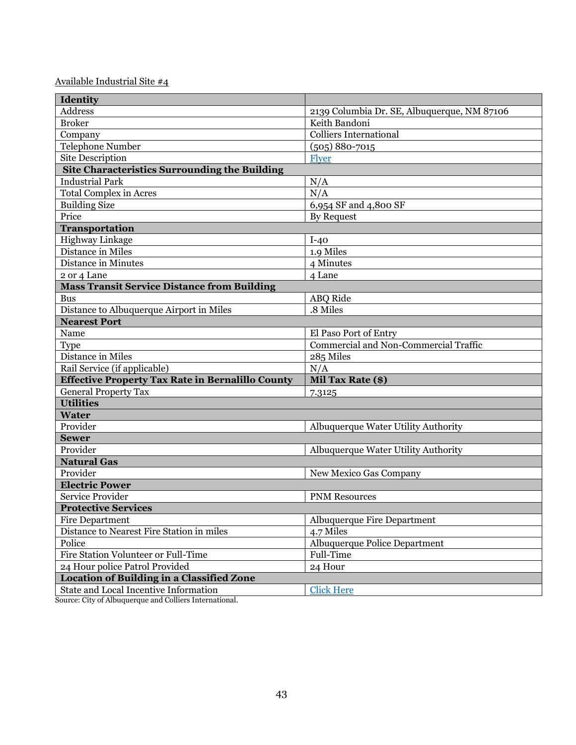Available Industrial Site #4

| **Identity** | |
|---|---|
| Address | 2139 Columbia Dr. SE, Albuquerque, NM 87106 |
| Broker | Keith Bandoni |
| Company | Colliers International |
| Telephone Number | (505) 880-7015 |
| Site Description | Flyer |
| **Site Characteristics Surrounding the Building** | |
| Industrial Park | N/A |
| Total Complex in Acres | N/A |
| Building Size | 6,954 SF and 4,800 SF |
| Price | By Request |
| **Transportation** | |
| Highway Linkage | I-40 |
| Distance in Miles | 1.9 Miles |
| Distance in Minutes | 4 Minutes |
| 2 or 4 Lane | 4 Lane |
| **Mass Transit Service Distance from Building** | |
| Bus | ABQ Ride |
| Distance to Albuquerque Airport in Miles | .8 Miles |
| **Nearest Port** | |
| Name | El Paso Port of Entry |
| Type | Commercial and Non-Commercial Traffic |
| Distance in Miles | 285 Miles |
| Rail Service (if applicable) | N/A |
| **Effective Property Tax Rate in Bernalillo County** | **Mil Tax Rate ($)** |
| General Property Tax | 7.3125 |
| **Utilities** | |
| **Water** | |
| Provider | Albuquerque Water Utility Authority |
| **Sewer** | |
| Provider | Albuquerque Water Utility Authority |
| **Natural Gas** | |
| Provider | New Mexico Gas Company |
| **Electric Power** | |
| Service Provider | PNM Resources |
| **Protective Services** | |
| Fire Department | Albuquerque Fire Department |
| Distance to Nearest Fire Station in miles | 4.7 Miles |
| Police | Albuquerque Police Department |
| Fire Station Volunteer or Full-Time | Full-Time |
| 24 Hour police Patrol Provided | 24 Hour |
| **Location of Building in a Classified Zone** | |
| State and Local Incentive Information | Click Here |

Source: City of Albuquerque and Colliers International.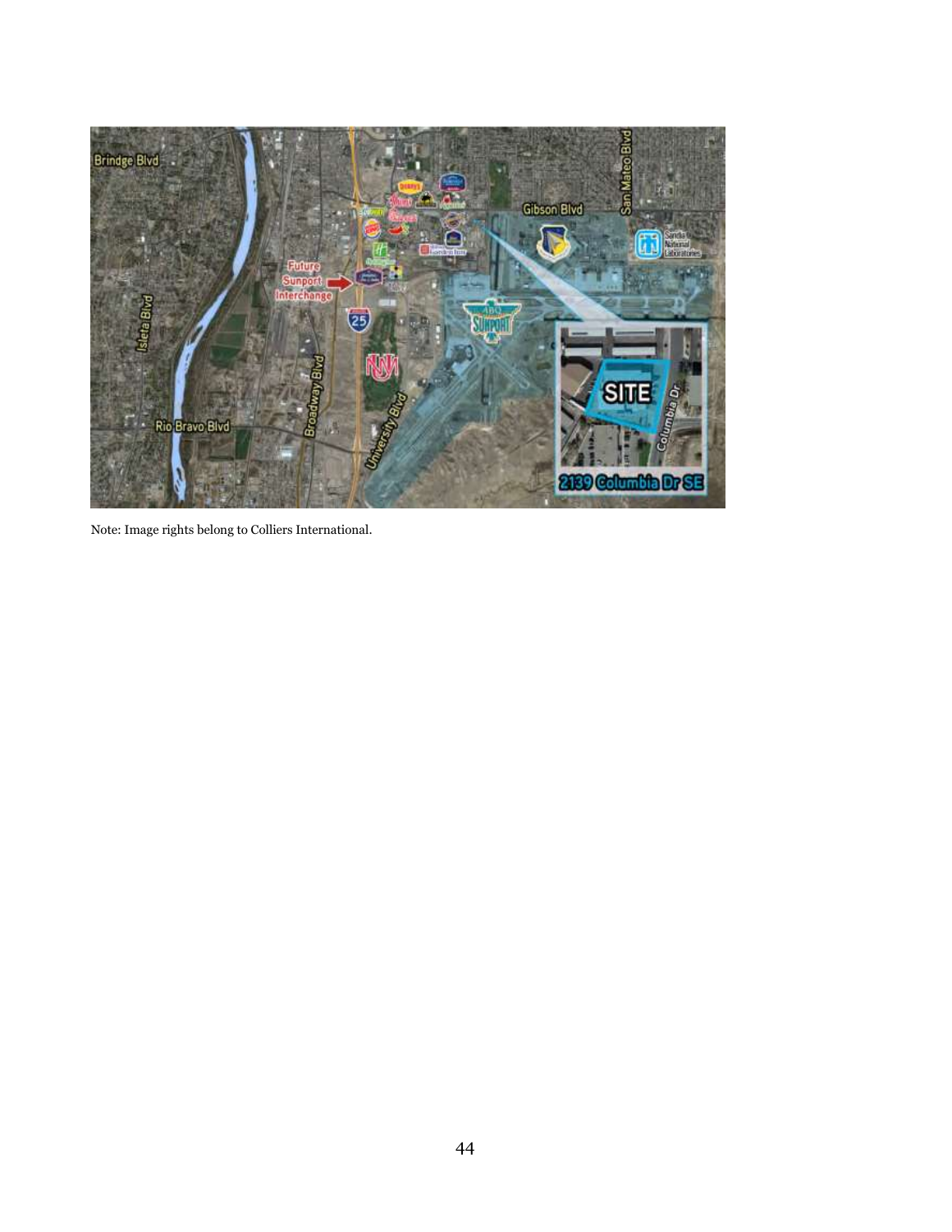Note: Image rights belong to Colliers International.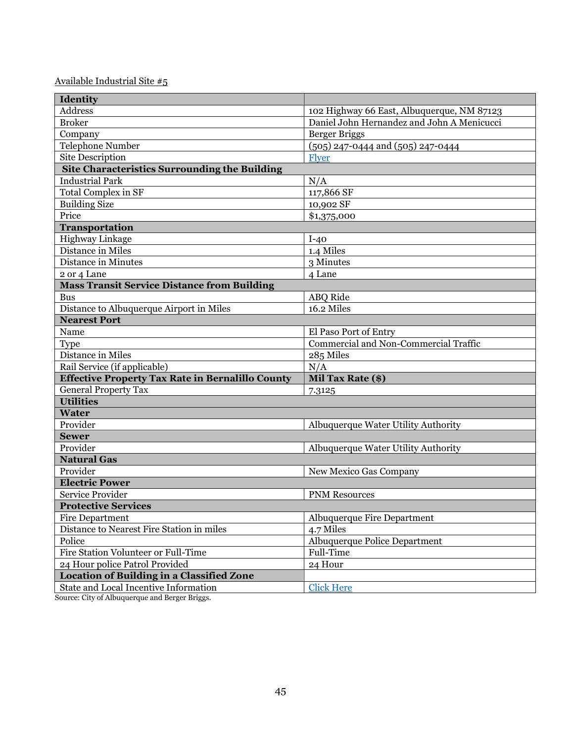Available Industrial Site #5

| **Identity** | |
|---|---|
| Address | 102 Highway 66 East, Albuquerque, NM 87123 |
| Broker | Daniel John Hernandez and John A Menicucci |
| Company | Berger Briggs |
| Telephone Number | (505) 247-0444 and (505) 247-0444 |
| Site Description | Flyer |
| **Site Characteristics Surrounding the Building** | |
| Industrial Park | N/A |
| Total Complex in SF | 117,866 SF |
| Building Size | 10,902 SF |
| Price | $1,375,000 |
| **Transportation** | |
| Highway Linkage | I-40 |
| Distance in Miles | 1.4 Miles |
| Distance in Minutes | 3 Minutes |
| 2 or 4 Lane | 4 Lane |
| **Mass Transit Service Distance from Building** | |
| Bus | ABQ Ride |
| Distance to Albuquerque Airport in Miles | 16.2 Miles |
| **Nearest Port** | |
| Name | El Paso Port of Entry |
| Type | Commercial and Non-Commercial Traffic |
| Distance in Miles | 285 Miles |
| Rail Service (if applicable) | N/A |
| **Effective Property Tax Rate in Bernalillo County** | **Mil Tax Rate ($)** |
| General Property Tax | 7.3125 |
| **Utilities** | |
| **Water** | |
| Provider | Albuquerque Water Utility Authority |
| **Sewer** | |
| Provider | Albuquerque Water Utility Authority |
| **Natural Gas** | |
| Provider | New Mexico Gas Company |
| **Electric Power** | |
| Service Provider | PNM Resources |
| **Protective Services** | |
| Fire Department | Albuquerque Fire Department |
| Distance to Nearest Fire Station in miles | 4.7 Miles |
| Police | Albuquerque Police Department |
| Fire Station Volunteer or Full-Time | Full-Time |
| 24 Hour police Patrol Provided | 24 Hour |
| **Location of Building in a Classified Zone** | |
| State and Local Incentive Information | Click Here |

Source: City of Albuquerque and Berger Briggs.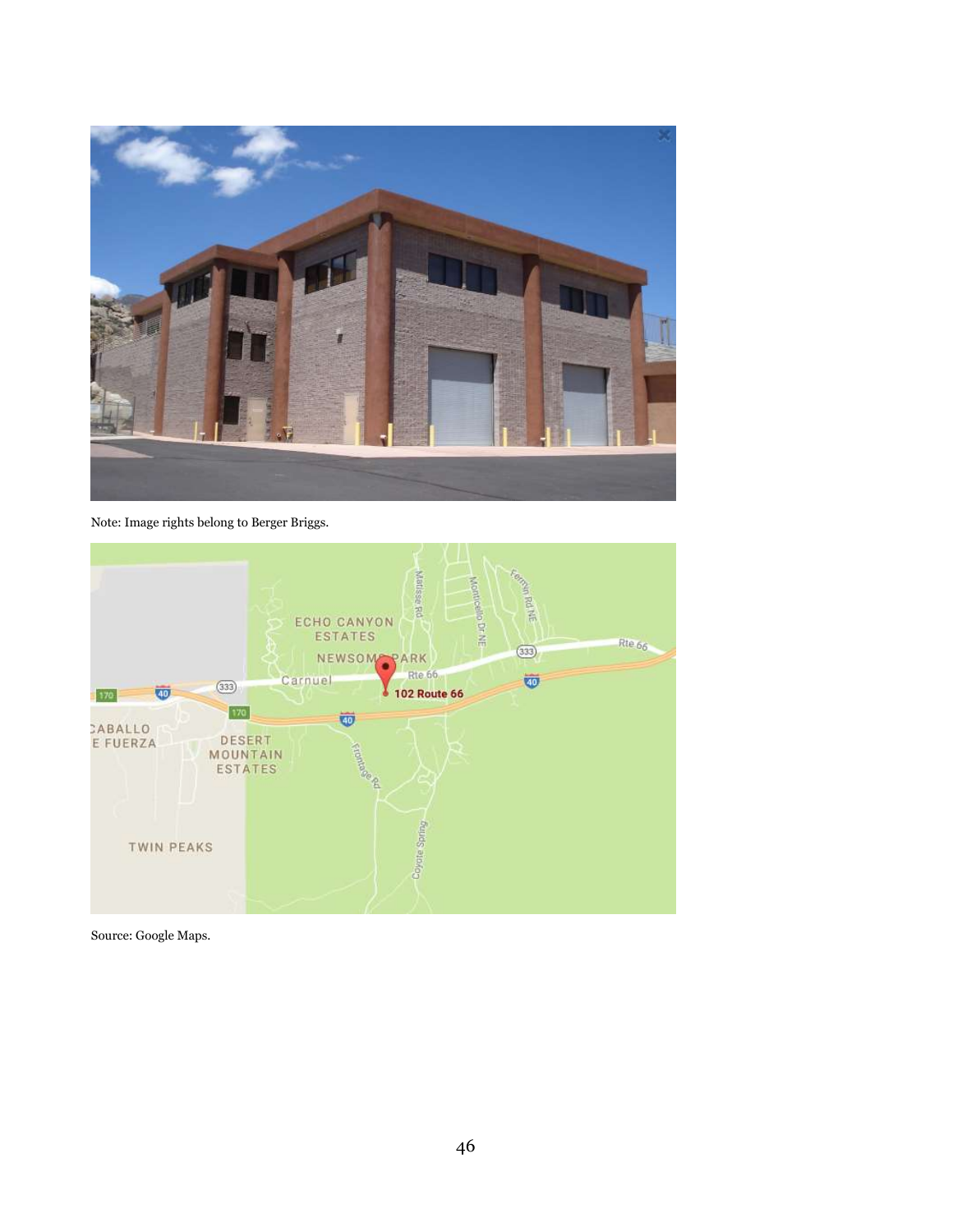Note: Image rights belong to Berger Briggs.

Source: Google Maps.